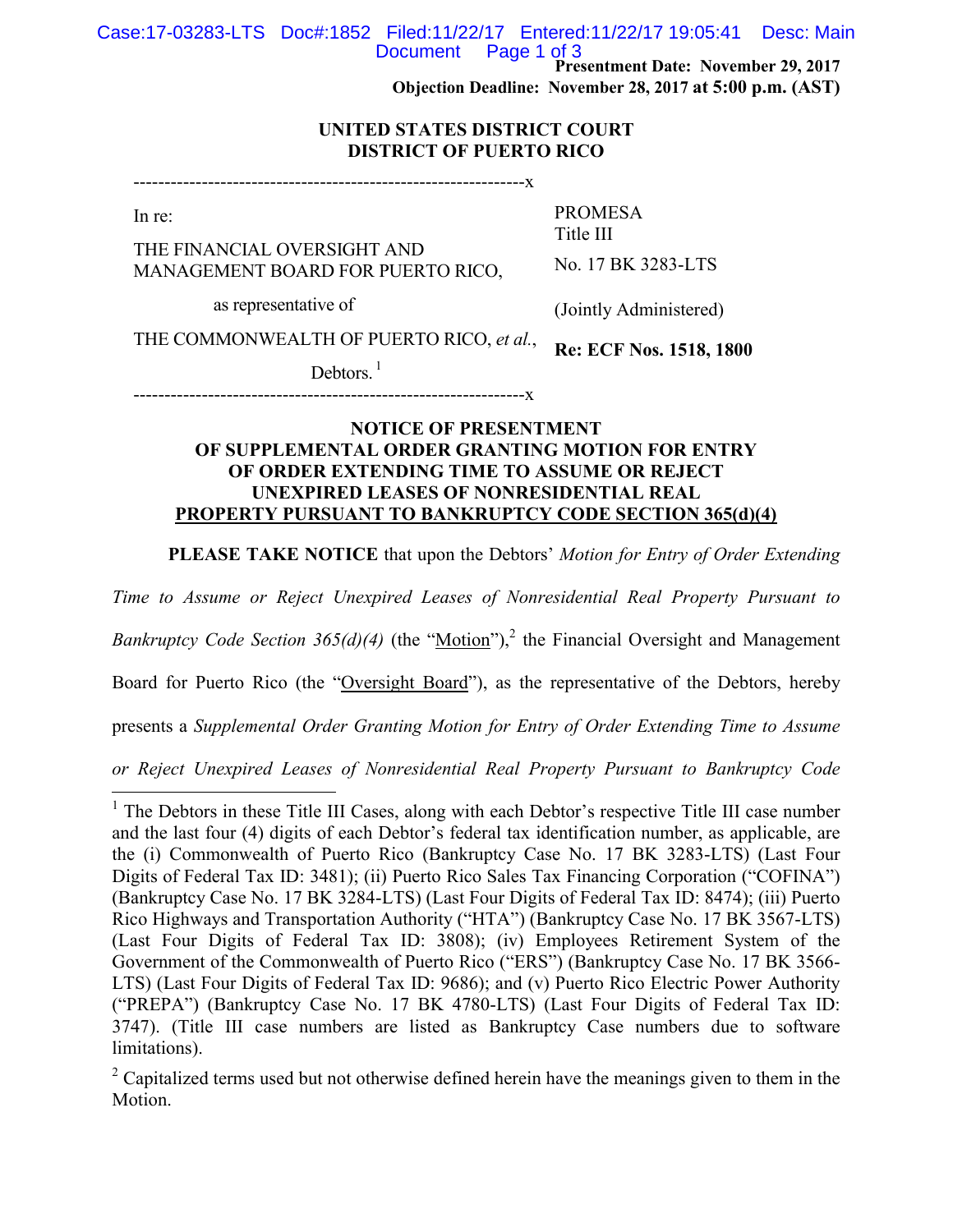**Presentment Date: November 29, 2017**
**Objection Deadline: November 28, 2017 at 5:00 p.m. (AST)**

**UNITED STATES DISTRICT COURT**
**DISTRICT OF PUERTO RICO**

---

In re:

THE FINANCIAL OVERSIGHT AND MANAGEMENT BOARD FOR PUERTO RICO,

as representative of

THE COMMONWEALTH OF PUERTO RICO, *et al.*,

Debtors.[1]

PROMESA
Title III

No. 17 BK 3283-LTS

(Jointly Administered)

**Re: ECF Nos. 1518, 1800**

---

## NOTICE OF PRESENTMENT OF SUPPLEMENTAL ORDER GRANTING MOTION FOR ENTRY OF ORDER EXTENDING TIME TO ASSUME OR REJECT UNEXPIRED LEASES OF NONRESIDENTIAL REAL PROPERTY PURSUANT TO BANKRUPTCY CODE SECTION 365(d)(4)

**PLEASE TAKE NOTICE** that upon the Debtors' *Motion for Entry of Order Extending Time to Assume or Reject Unexpired Leases of Nonresidential Real Property Pursuant to Bankruptcy Code Section 365(d)(4)* (the "Motion"),[2] the Financial Oversight and Management Board for Puerto Rico (the "Oversight Board"), as the representative of the Debtors, hereby presents a *Supplemental Order Granting Motion for Entry of Order Extending Time to Assume or Reject Unexpired Leases of Nonresidential Real Property Pursuant to Bankruptcy Code*

---

[1] The Debtors in these Title III Cases, along with each Debtor's respective Title III case number and the last four (4) digits of each Debtor's federal tax identification number, as applicable, are the (i) Commonwealth of Puerto Rico (Bankruptcy Case No. 17 BK 3283-LTS) (Last Four Digits of Federal Tax ID: 3481); (ii) Puerto Rico Sales Tax Financing Corporation ("COFINA") (Bankruptcy Case No. 17 BK 3284-LTS) (Last Four Digits of Federal Tax ID: 8474); (iii) Puerto Rico Highways and Transportation Authority ("HTA") (Bankruptcy Case No. 17 BK 3567-LTS) (Last Four Digits of Federal Tax ID: 3808); (iv) Employees Retirement System of the Government of the Commonwealth of Puerto Rico ("ERS") (Bankruptcy Case No. 17 BK 3566-LTS) (Last Four Digits of Federal Tax ID: 9686); and (v) Puerto Rico Electric Power Authority ("PREPA") (Bankruptcy Case No. 17 BK 4780-LTS) (Last Four Digits of Federal Tax ID: 3747). (Title III case numbers are listed as Bankruptcy Case numbers due to software limitations).

[2] Capitalized terms used but not otherwise defined herein have the meanings given to them in the Motion.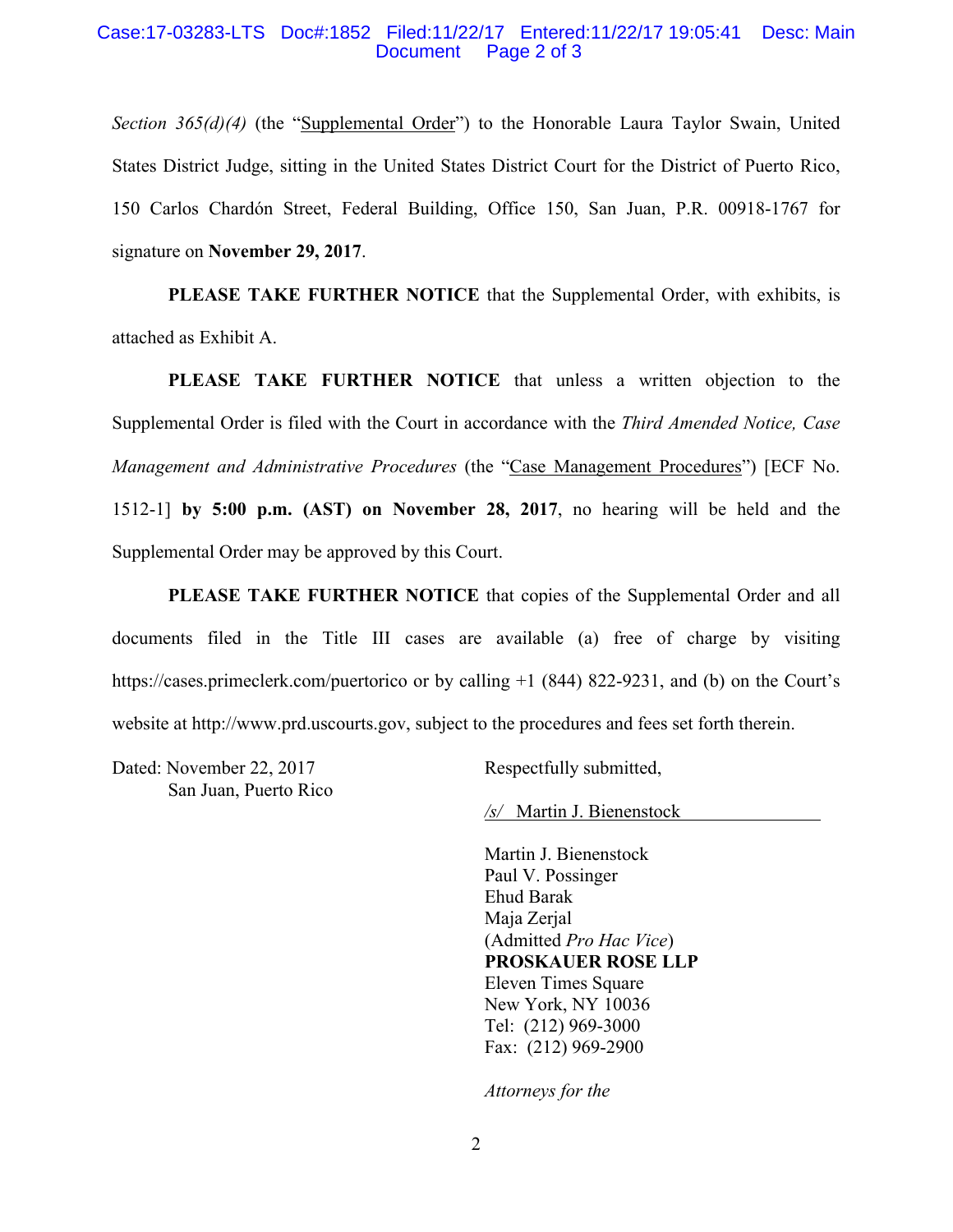*Section 365(d)(4)* (the "Supplemental Order") to the Honorable Laura Taylor Swain, United States District Judge, sitting in the United States District Court for the District of Puerto Rico, 150 Carlos Chardón Street, Federal Building, Office 150, San Juan, P.R. 00918-1767 for signature on **November 29, 2017**.

**PLEASE TAKE FURTHER NOTICE** that the Supplemental Order, with exhibits, is attached as Exhibit A.

**PLEASE TAKE FURTHER NOTICE** that unless a written objection to the Supplemental Order is filed with the Court in accordance with the *Third Amended Notice, Case Management and Administrative Procedures* (the "Case Management Procedures") [ECF No. 1512-1] **by 5:00 p.m. (AST) on November 28, 2017**, no hearing will be held and the Supplemental Order may be approved by this Court.

**PLEASE TAKE FURTHER NOTICE** that copies of the Supplemental Order and all documents filed in the Title III cases are available (a) free of charge by visiting https://cases.primeclerk.com/puertorico or by calling +1 (844) 822-9231, and (b) on the Court's website at http://www.prd.uscourts.gov, subject to the procedures and fees set forth therein.

Dated: November 22, 2017
San Juan, Puerto Rico

Respectfully submitted,

/s/ Martin J. Bienenstock

Martin J. Bienenstock
Paul V. Possinger
Ehud Barak
Maja Zerjal
(Admitted *Pro Hac Vice*)
**PROSKAUER ROSE LLP**
Eleven Times Square
New York, NY 10036
Tel: (212) 969-3000
Fax: (212) 969-2900

*Attorneys for the*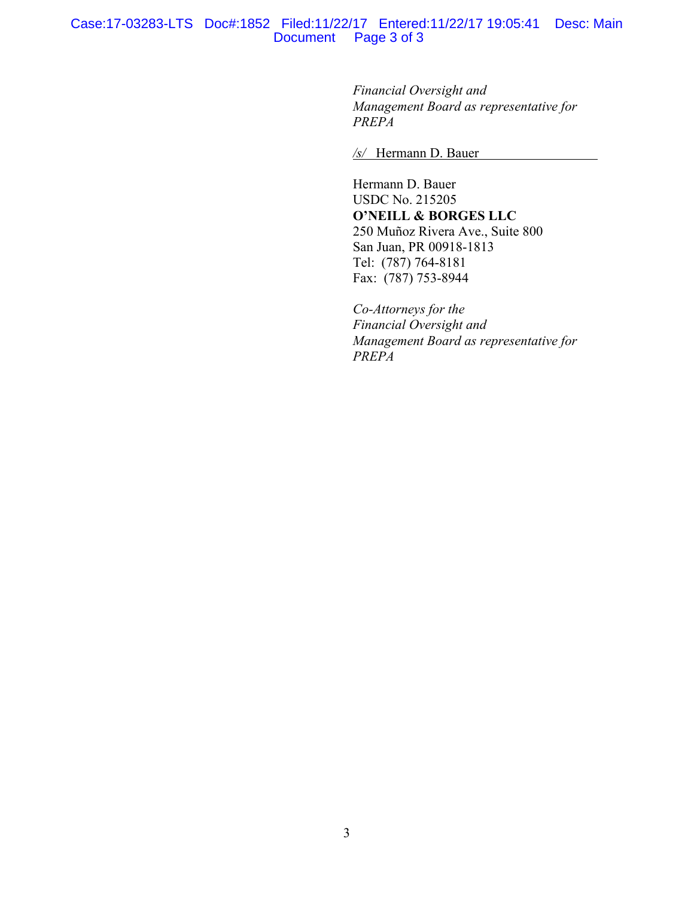*Financial Oversight and*
*Management Board as representative for*
*PREPA*

*/s/* Hermann D. Bauer

Hermann D. Bauer
USDC No. 215205
**O'NEILL & BORGES LLC**
250 Muñoz Rivera Ave., Suite 800
San Juan, PR 00918-1813
Tel: (787) 764-8181
Fax: (787) 753-8944

*Co-Attorneys for the*
*Financial Oversight and*
*Management Board as representative for*
*PREPA*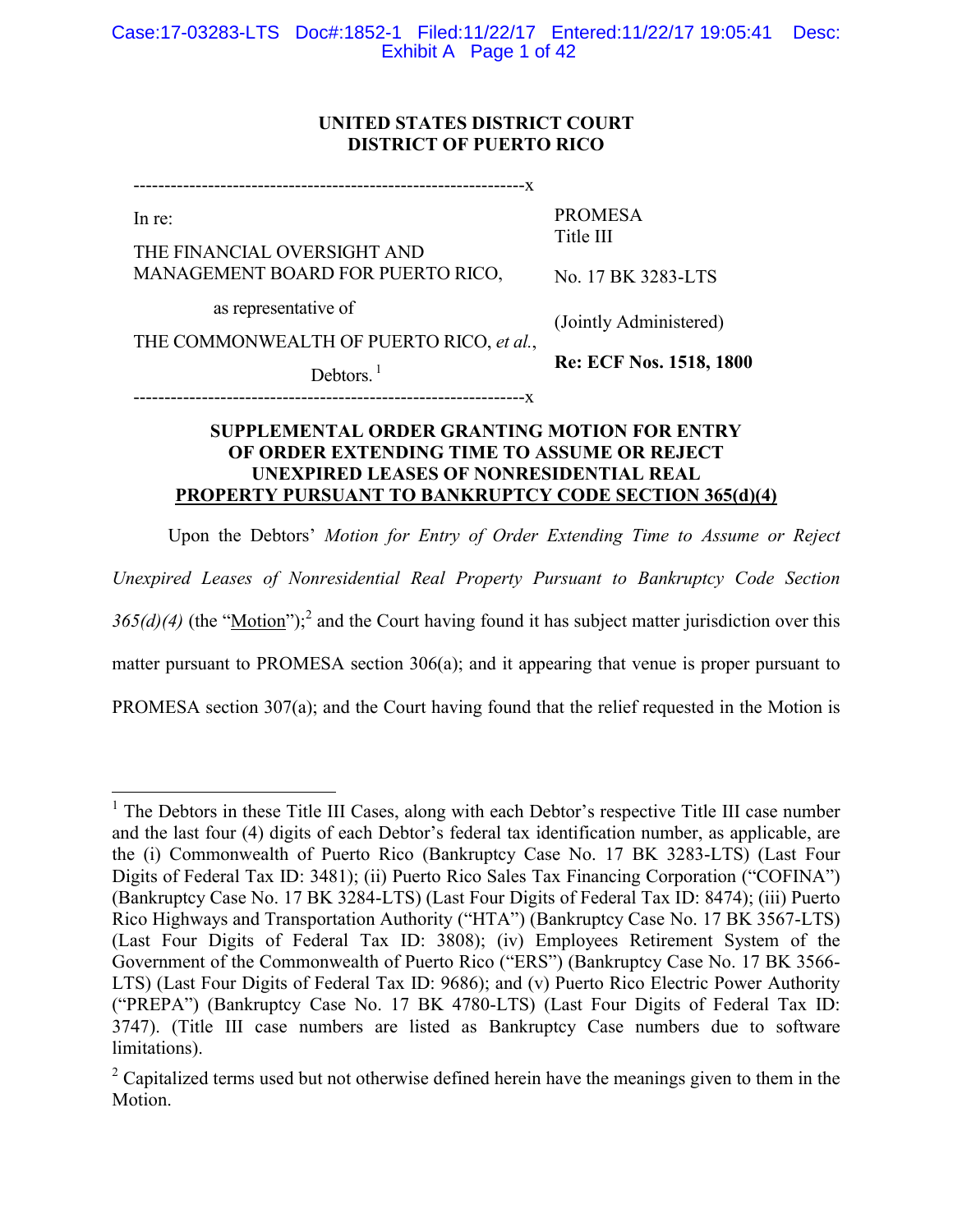**UNITED STATES DISTRICT COURT**
**DISTRICT OF PUERTO RICO**

| | |
|---|---|
| In re: | PROMESA Title III |
| THE FINANCIAL OVERSIGHT AND MANAGEMENT BOARD FOR PUERTO RICO, | No. 17 BK 3283-LTS |
| as representative of | (Jointly Administered) |
| THE COMMONWEALTH OF PUERTO RICO, *et al.*, | |
| Debtors.[1] | **Re: ECF Nos. 1518, 1800** |

**SUPPLEMENTAL ORDER GRANTING MOTION FOR ENTRY OF ORDER EXTENDING TIME TO ASSUME OR REJECT UNEXPIRED LEASES OF NONRESIDENTIAL REAL PROPERTY PURSUANT TO BANKRUPTCY CODE SECTION 365(d)(4)**

Upon the Debtors' *Motion for Entry of Order Extending Time to Assume or Reject Unexpired Leases of Nonresidential Real Property Pursuant to Bankruptcy Code Section 365(d)(4)* (the "Motion");[2] and the Court having found it has subject matter jurisdiction over this matter pursuant to PROMESA section 306(a); and it appearing that venue is proper pursuant to PROMESA section 307(a); and the Court having found that the relief requested in the Motion is

---

[1] The Debtors in these Title III Cases, along with each Debtor's respective Title III case number and the last four (4) digits of each Debtor's federal tax identification number, as applicable, are the (i) Commonwealth of Puerto Rico (Bankruptcy Case No. 17 BK 3283-LTS) (Last Four Digits of Federal Tax ID: 3481); (ii) Puerto Rico Sales Tax Financing Corporation ("COFINA") (Bankruptcy Case No. 17 BK 3284-LTS) (Last Four Digits of Federal Tax ID: 8474); (iii) Puerto Rico Highways and Transportation Authority ("HTA") (Bankruptcy Case No. 17 BK 3567-LTS) (Last Four Digits of Federal Tax ID: 3808); (iv) Employees Retirement System of the Government of the Commonwealth of Puerto Rico ("ERS") (Bankruptcy Case No. 17 BK 3566-LTS) (Last Four Digits of Federal Tax ID: 9686); and (v) Puerto Rico Electric Power Authority ("PREPA") (Bankruptcy Case No. 17 BK 4780-LTS) (Last Four Digits of Federal Tax ID: 3747). (Title III case numbers are listed as Bankruptcy Case numbers due to software limitations).

[2] Capitalized terms used but not otherwise defined herein have the meanings given to them in the Motion.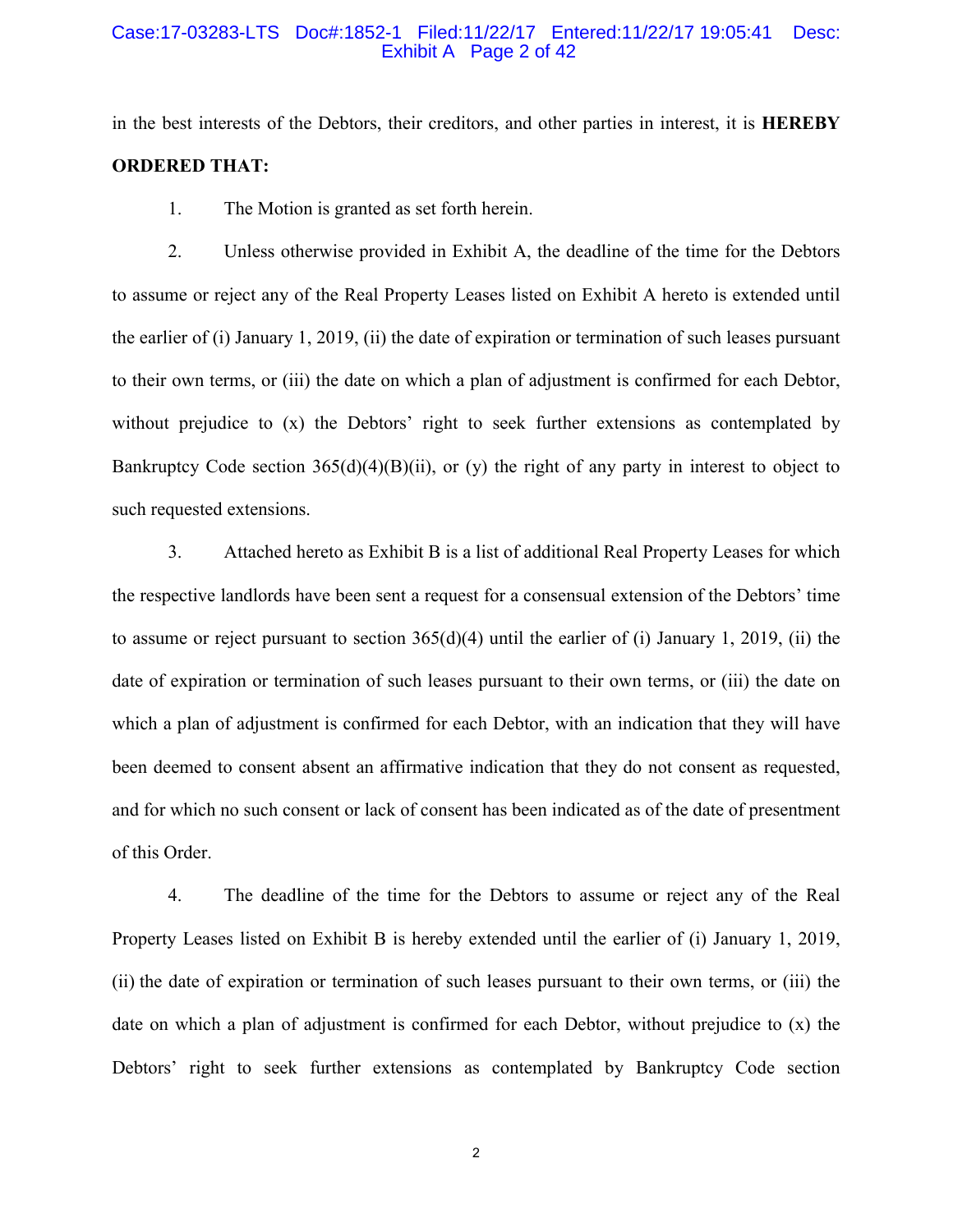in the best interests of the Debtors, their creditors, and other parties in interest, it is **HEREBY ORDERED THAT:**

1. The Motion is granted as set forth herein.

2. Unless otherwise provided in Exhibit A, the deadline of the time for the Debtors to assume or reject any of the Real Property Leases listed on Exhibit A hereto is extended until the earlier of (i) January 1, 2019, (ii) the date of expiration or termination of such leases pursuant to their own terms, or (iii) the date on which a plan of adjustment is confirmed for each Debtor, without prejudice to (x) the Debtors' right to seek further extensions as contemplated by Bankruptcy Code section 365(d)(4)(B)(ii), or (y) the right of any party in interest to object to such requested extensions.

3. Attached hereto as Exhibit B is a list of additional Real Property Leases for which the respective landlords have been sent a request for a consensual extension of the Debtors' time to assume or reject pursuant to section 365(d)(4) until the earlier of (i) January 1, 2019, (ii) the date of expiration or termination of such leases pursuant to their own terms, or (iii) the date on which a plan of adjustment is confirmed for each Debtor, with an indication that they will have been deemed to consent absent an affirmative indication that they do not consent as requested, and for which no such consent or lack of consent has been indicated as of the date of presentment of this Order.

4. The deadline of the time for the Debtors to assume or reject any of the Real Property Leases listed on Exhibit B is hereby extended until the earlier of (i) January 1, 2019, (ii) the date of expiration or termination of such leases pursuant to their own terms, or (iii) the date on which a plan of adjustment is confirmed for each Debtor, without prejudice to (x) the Debtors' right to seek further extensions as contemplated by Bankruptcy Code section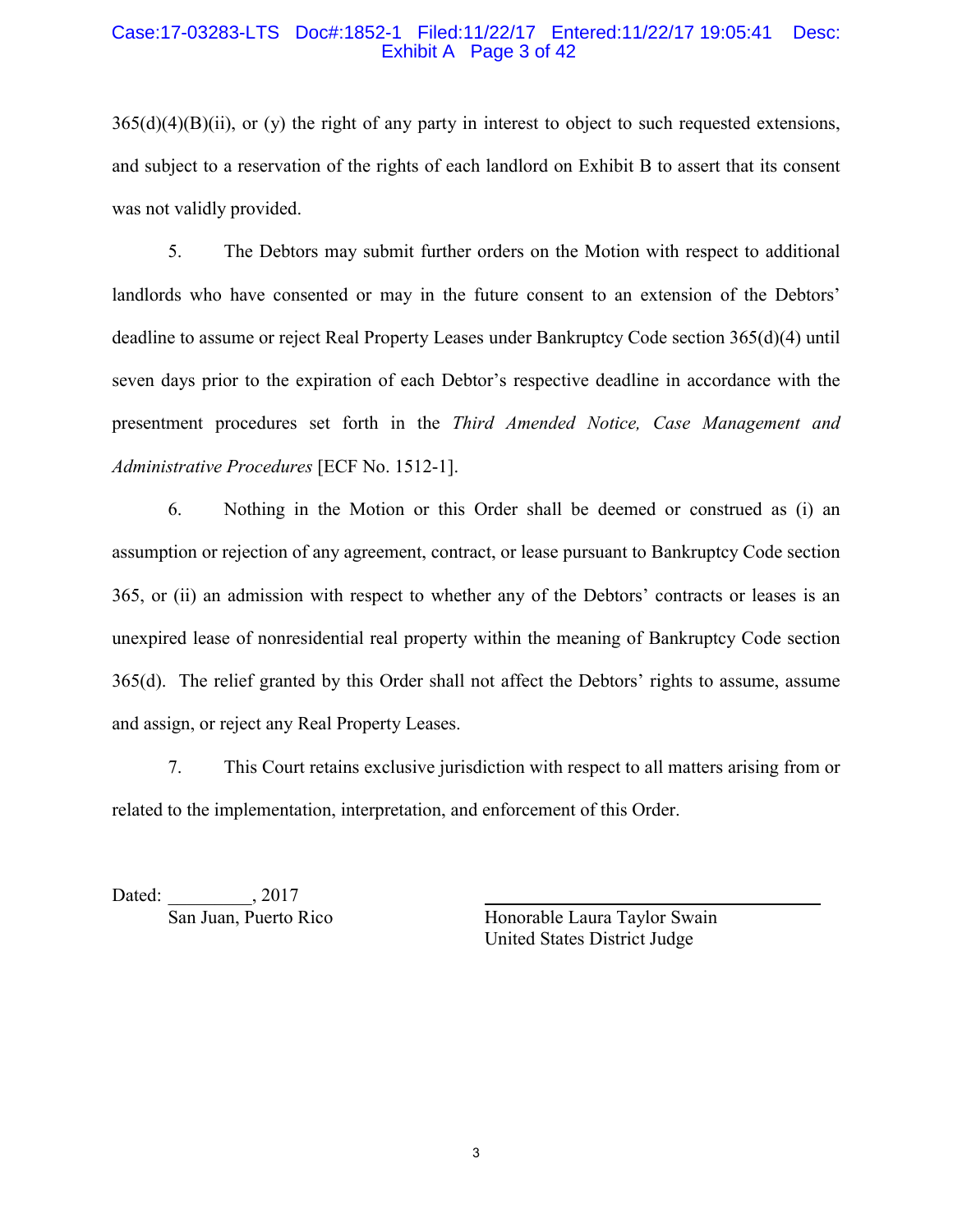365(d)(4)(B)(ii), or (y) the right of any party in interest to object to such requested extensions, and subject to a reservation of the rights of each landlord on Exhibit B to assert that its consent was not validly provided.

5. The Debtors may submit further orders on the Motion with respect to additional landlords who have consented or may in the future consent to an extension of the Debtors' deadline to assume or reject Real Property Leases under Bankruptcy Code section 365(d)(4) until seven days prior to the expiration of each Debtor's respective deadline in accordance with the presentment procedures set forth in the *Third Amended Notice, Case Management and Administrative Procedures* [ECF No. 1512-1].

6. Nothing in the Motion or this Order shall be deemed or construed as (i) an assumption or rejection of any agreement, contract, or lease pursuant to Bankruptcy Code section 365, or (ii) an admission with respect to whether any of the Debtors' contracts or leases is an unexpired lease of nonresidential real property within the meaning of Bankruptcy Code section 365(d). The relief granted by this Order shall not affect the Debtors' rights to assume, assume and assign, or reject any Real Property Leases.

7. This Court retains exclusive jurisdiction with respect to all matters arising from or related to the implementation, interpretation, and enforcement of this Order.

Dated: _________, 2017
San Juan, Puerto Rico

_________________________________
Honorable Laura Taylor Swain
United States District Judge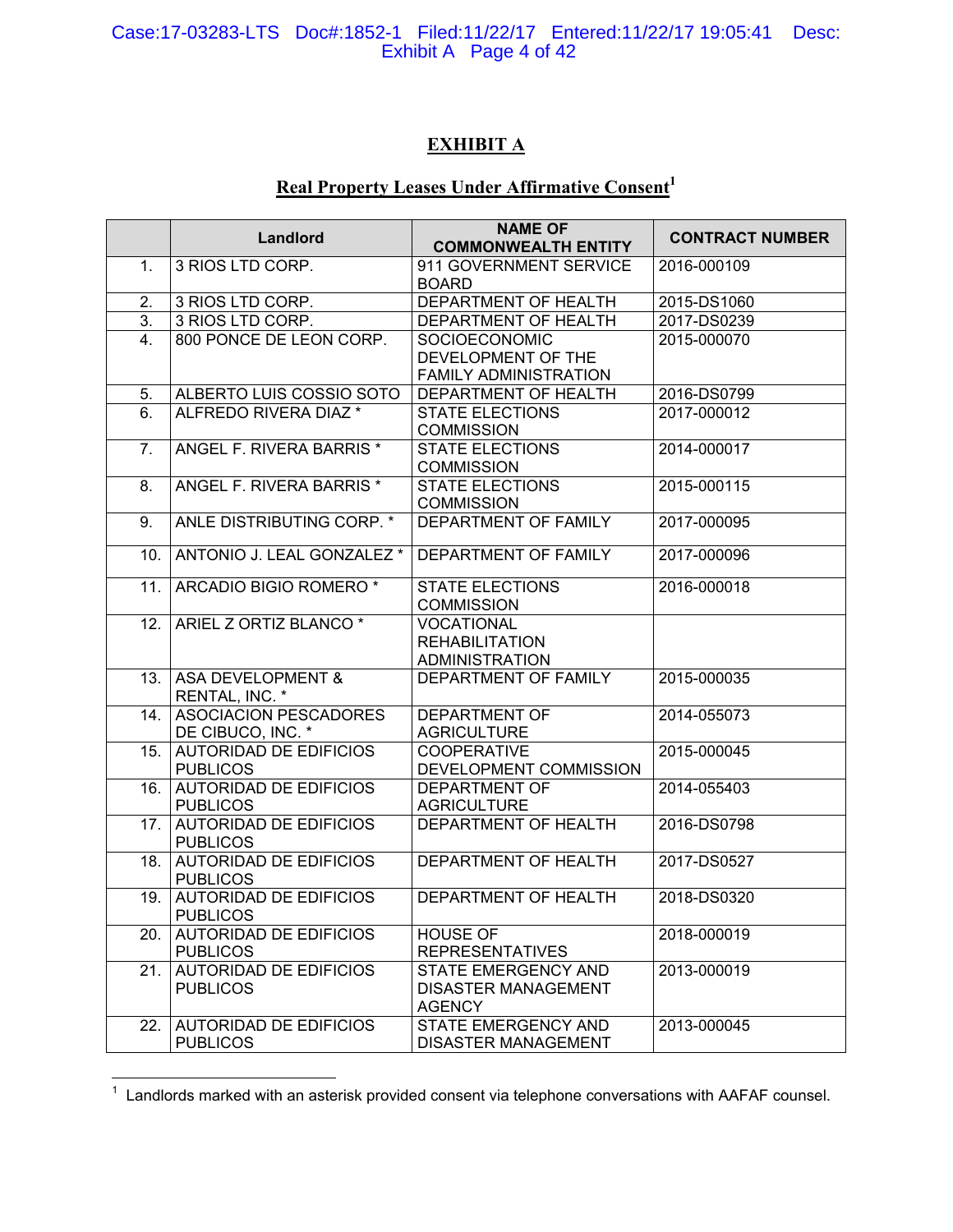# EXHIBIT A

## Real Property Leases Under Affirmative Consent[1]

| | Landlord | NAME OF COMMONWEALTH ENTITY | CONTRACT NUMBER |
|---|---|---|---|
| 1. | 3 RIOS LTD CORP. | 911 GOVERNMENT SERVICE BOARD | 2016-000109 |
| 2. | 3 RIOS LTD CORP. | DEPARTMENT OF HEALTH | 2015-DS1060 |
| 3. | 3 RIOS LTD CORP. | DEPARTMENT OF HEALTH | 2017-DS0239 |
| 4. | 800 PONCE DE LEON CORP. | SOCIOECONOMIC DEVELOPMENT OF THE FAMILY ADMINISTRATION | 2015-000070 |
| 5. | ALBERTO LUIS COSSIO SOTO | DEPARTMENT OF HEALTH | 2016-DS0799 |
| 6. | ALFREDO RIVERA DIAZ * | STATE ELECTIONS COMMISSION | 2017-000012 |
| 7. | ANGEL F. RIVERA BARRIS * | STATE ELECTIONS COMMISSION | 2014-000017 |
| 8. | ANGEL F. RIVERA BARRIS * | STATE ELECTIONS COMMISSION | 2015-000115 |
| 9. | ANLE DISTRIBUTING CORP. * | DEPARTMENT OF FAMILY | 2017-000095 |
| 10. | ANTONIO J. LEAL GONZALEZ * | DEPARTMENT OF FAMILY | 2017-000096 |
| 11. | ARCADIO BIGIO ROMERO * | STATE ELECTIONS COMMISSION | 2016-000018 |
| 12. | ARIEL Z ORTIZ BLANCO * | VOCATIONAL REHABILITATION ADMINISTRATION | |
| 13. | ASA DEVELOPMENT & RENTAL, INC. * | DEPARTMENT OF FAMILY | 2015-000035 |
| 14. | ASOCIACION PESCADORES DE CIBUCO, INC. * | DEPARTMENT OF AGRICULTURE | 2014-055073 |
| 15. | AUTORIDAD DE EDIFICIOS PUBLICOS | COOPERATIVE DEVELOPMENT COMMISSION | 2015-000045 |
| 16. | AUTORIDAD DE EDIFICIOS PUBLICOS | DEPARTMENT OF AGRICULTURE | 2014-055403 |
| 17. | AUTORIDAD DE EDIFICIOS PUBLICOS | DEPARTMENT OF HEALTH | 2016-DS0798 |
| 18. | AUTORIDAD DE EDIFICIOS PUBLICOS | DEPARTMENT OF HEALTH | 2017-DS0527 |
| 19. | AUTORIDAD DE EDIFICIOS PUBLICOS | DEPARTMENT OF HEALTH | 2018-DS0320 |
| 20. | AUTORIDAD DE EDIFICIOS PUBLICOS | HOUSE OF REPRESENTATIVES | 2018-000019 |
| 21. | AUTORIDAD DE EDIFICIOS PUBLICOS | STATE EMERGENCY AND DISASTER MANAGEMENT AGENCY | 2013-000019 |
| 22. | AUTORIDAD DE EDIFICIOS PUBLICOS | STATE EMERGENCY AND DISASTER MANAGEMENT | 2013-000045 |

[1] Landlords marked with an asterisk provided consent via telephone conversations with AAFAF counsel.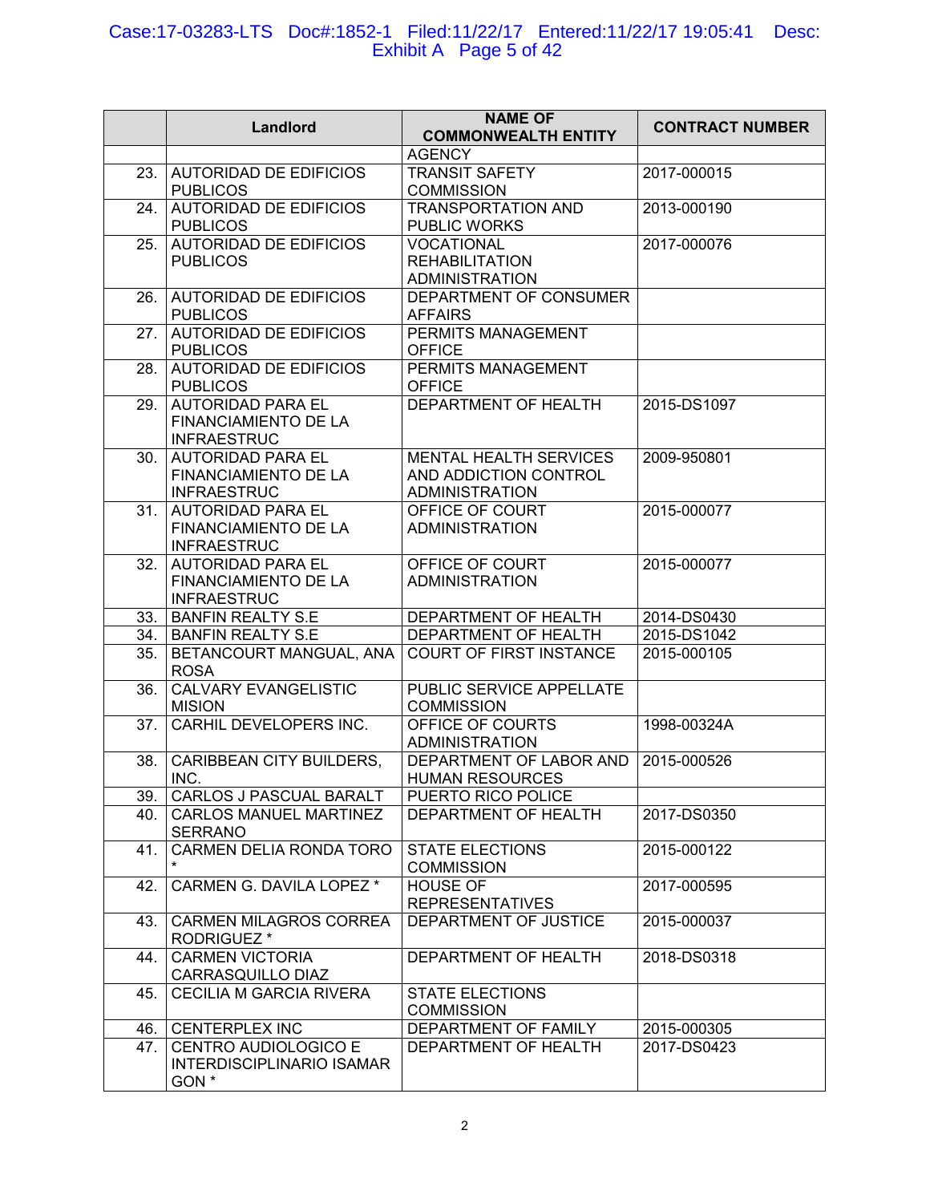| | Landlord | NAME OF COMMONWEALTH ENTITY | CONTRACT NUMBER |
|---|---|---|---|
| | | AGENCY | |
| 23. | AUTORIDAD DE EDIFICIOS PUBLICOS | TRANSIT SAFETY COMMISSION | 2017-000015 |
| 24. | AUTORIDAD DE EDIFICIOS PUBLICOS | TRANSPORTATION AND PUBLIC WORKS | 2013-000190 |
| 25. | AUTORIDAD DE EDIFICIOS PUBLICOS | VOCATIONAL REHABILITATION ADMINISTRATION | 2017-000076 |
| 26. | AUTORIDAD DE EDIFICIOS PUBLICOS | DEPARTMENT OF CONSUMER AFFAIRS | |
| 27. | AUTORIDAD DE EDIFICIOS PUBLICOS | PERMITS MANAGEMENT OFFICE | |
| 28. | AUTORIDAD DE EDIFICIOS PUBLICOS | PERMITS MANAGEMENT OFFICE | |
| 29. | AUTORIDAD PARA EL FINANCIAMIENTO DE LA INFRAESTRUC | DEPARTMENT OF HEALTH | 2015-DS1097 |
| 30. | AUTORIDAD PARA EL FINANCIAMIENTO DE LA INFRAESTRUC | MENTAL HEALTH SERVICES AND ADDICTION CONTROL ADMINISTRATION | 2009-950801 |
| 31. | AUTORIDAD PARA EL FINANCIAMIENTO DE LA INFRAESTRUC | OFFICE OF COURT ADMINISTRATION | 2015-000077 |
| 32. | AUTORIDAD PARA EL FINANCIAMIENTO DE LA INFRAESTRUC | OFFICE OF COURT ADMINISTRATION | 2015-000077 |
| 33. | BANFIN REALTY S.E | DEPARTMENT OF HEALTH | 2014-DS0430 |
| 34. | BANFIN REALTY S.E | DEPARTMENT OF HEALTH | 2015-DS1042 |
| 35. | BETANCOURT MANGUAL, ANA ROSA | COURT OF FIRST INSTANCE | 2015-000105 |
| 36. | CALVARY EVANGELISTIC MISION | PUBLIC SERVICE APPELLATE COMMISSION | |
| 37. | CARHIL DEVELOPERS INC. | OFFICE OF COURTS ADMINISTRATION | 1998-00324A |
| 38. | CARIBBEAN CITY BUILDERS, INC. | DEPARTMENT OF LABOR AND HUMAN RESOURCES | 2015-000526 |
| 39. | CARLOS J PASCUAL BARALT | PUERTO RICO POLICE | |
| 40. | CARLOS MANUEL MARTINEZ SERRANO | DEPARTMENT OF HEALTH | 2017-DS0350 |
| 41. | CARMEN DELIA RONDA TORO * | STATE ELECTIONS COMMISSION | 2015-000122 |
| 42. | CARMEN G. DAVILA LOPEZ * | HOUSE OF REPRESENTATIVES | 2017-000595 |
| 43. | CARMEN MILAGROS CORREA RODRIGUEZ * | DEPARTMENT OF JUSTICE | 2015-000037 |
| 44. | CARMEN VICTORIA CARRASQUILLO DIAZ | DEPARTMENT OF HEALTH | 2018-DS0318 |
| 45. | CECILIA M GARCIA RIVERA | STATE ELECTIONS COMMISSION | |
| 46. | CENTERPLEX INC | DEPARTMENT OF FAMILY | 2015-000305 |
| 47. | CENTRO AUDIOLOGICO E INTERDISCIPLINARIO ISAMAR GON * | DEPARTMENT OF HEALTH | 2017-DS0423 |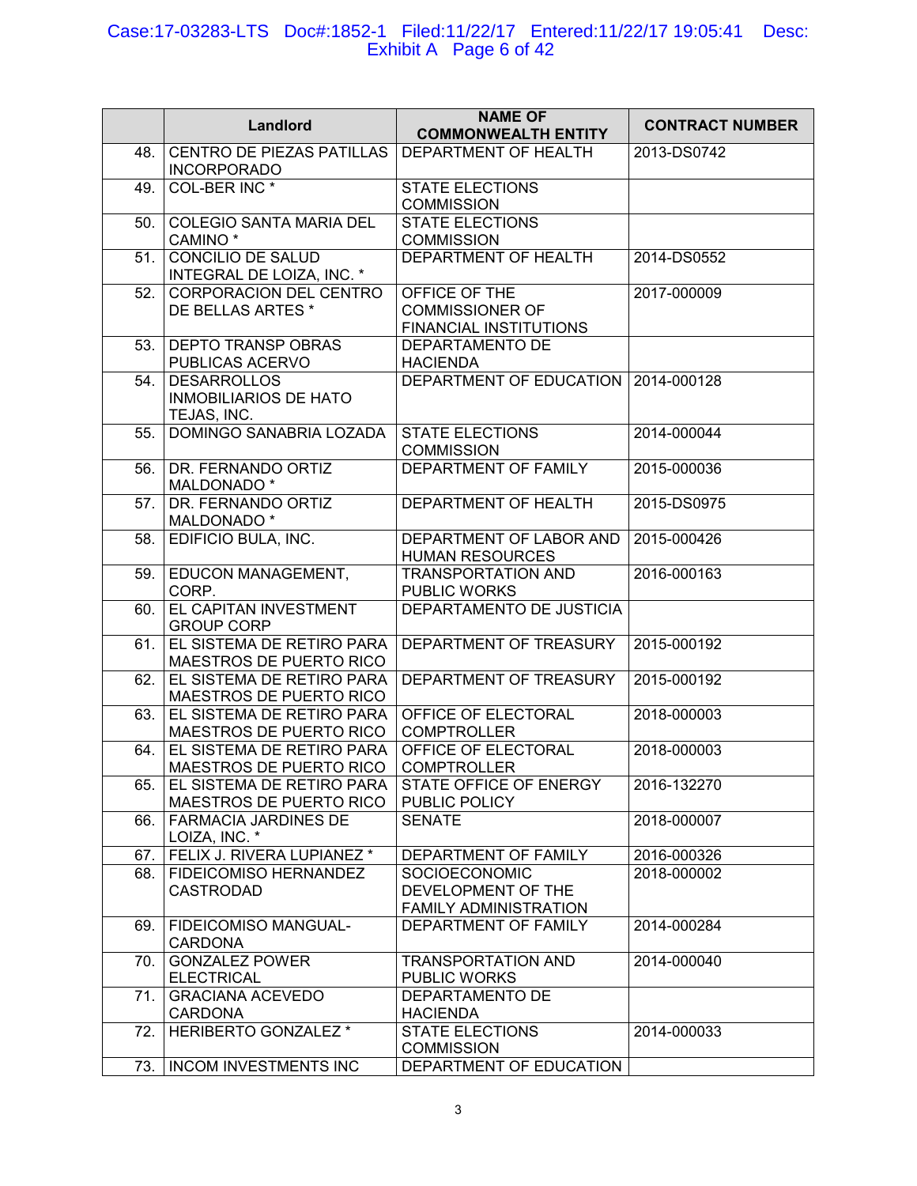|  | Landlord | NAME OF COMMONWEALTH ENTITY | CONTRACT NUMBER |
|---|---|---|---|
| 48. | CENTRO DE PIEZAS PATILLAS INCORPORADO | DEPARTMENT OF HEALTH | 2013-DS0742 |
| 49. | COL-BER INC * | STATE ELECTIONS COMMISSION | |
| 50. | COLEGIO SANTA MARIA DEL CAMINO * | STATE ELECTIONS COMMISSION | |
| 51. | CONCILIO DE SALUD INTEGRAL DE LOIZA, INC. * | DEPARTMENT OF HEALTH | 2014-DS0552 |
| 52. | CORPORACION DEL CENTRO DE BELLAS ARTES * | OFFICE OF THE COMMISSIONER OF FINANCIAL INSTITUTIONS | 2017-000009 |
| 53. | DEPTO TRANSP OBRAS PUBLICAS ACERVO | DEPARTAMENTO DE HACIENDA | |
| 54. | DESARROLLOS INMOBILIARIOS DE HATO TEJAS, INC. | DEPARTMENT OF EDUCATION | 2014-000128 |
| 55. | DOMINGO SANABRIA LOZADA | STATE ELECTIONS COMMISSION | 2014-000044 |
| 56. | DR. FERNANDO ORTIZ MALDONADO * | DEPARTMENT OF FAMILY | 2015-000036 |
| 57. | DR. FERNANDO ORTIZ MALDONADO * | DEPARTMENT OF HEALTH | 2015-DS0975 |
| 58. | EDIFICIO BULA, INC. | DEPARTMENT OF LABOR AND HUMAN RESOURCES | 2015-000426 |
| 59. | EDUCON MANAGEMENT, CORP. | TRANSPORTATION AND PUBLIC WORKS | 2016-000163 |
| 60. | EL CAPITAN INVESTMENT GROUP CORP | DEPARTAMENTO DE JUSTICIA | |
| 61. | EL SISTEMA DE RETIRO PARA MAESTROS DE PUERTO RICO | DEPARTMENT OF TREASURY | 2015-000192 |
| 62. | EL SISTEMA DE RETIRO PARA MAESTROS DE PUERTO RICO | DEPARTMENT OF TREASURY | 2015-000192 |
| 63. | EL SISTEMA DE RETIRO PARA MAESTROS DE PUERTO RICO | OFFICE OF ELECTORAL COMPTROLLER | 2018-000003 |
| 64. | EL SISTEMA DE RETIRO PARA MAESTROS DE PUERTO RICO | OFFICE OF ELECTORAL COMPTROLLER | 2018-000003 |
| 65. | EL SISTEMA DE RETIRO PARA MAESTROS DE PUERTO RICO | STATE OFFICE OF ENERGY PUBLIC POLICY | 2016-132270 |
| 66. | FARMACIA JARDINES DE LOIZA, INC. * | SENATE | 2018-000007 |
| 67. | FELIX J. RIVERA LUPIANEZ * | DEPARTMENT OF FAMILY | 2016-000326 |
| 68. | FIDEICOMISO HERNANDEZ CASTRODAD | SOCIOECONOMIC DEVELOPMENT OF THE FAMILY ADMINISTRATION | 2018-000002 |
| 69. | FIDEICOMISO MANGUAL-CARDONA | DEPARTMENT OF FAMILY | 2014-000284 |
| 70. | GONZALEZ POWER ELECTRICAL | TRANSPORTATION AND PUBLIC WORKS | 2014-000040 |
| 71. | GRACIANA ACEVEDO CARDONA | DEPARTAMENTO DE HACIENDA | |
| 72. | HERIBERTO GONZALEZ * | STATE ELECTIONS COMMISSION | 2014-000033 |
| 73. | INCOM INVESTMENTS INC | DEPARTMENT OF EDUCATION | |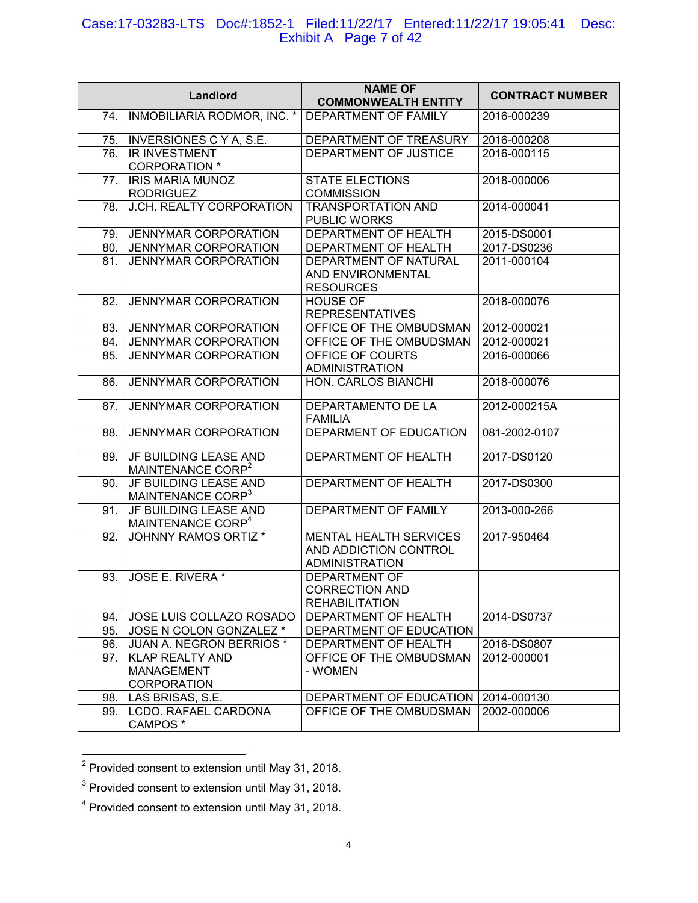| | Landlord | NAME OF COMMONWEALTH ENTITY | CONTRACT NUMBER |
|---|---|---|---|
| 74. | INMOBILIARIA RODMOR, INC. * | DEPARTMENT OF FAMILY | 2016-000239 |
| 75. | INVERSIONES C Y A, S.E. | DEPARTMENT OF TREASURY | 2016-000208 |
| 76. | IR INVESTMENT CORPORATION * | DEPARTMENT OF JUSTICE | 2016-000115 |
| 77. | IRIS MARIA MUNOZ RODRIGUEZ | STATE ELECTIONS COMMISSION | 2018-000006 |
| 78. | J.CH. REALTY CORPORATION | TRANSPORTATION AND PUBLIC WORKS | 2014-000041 |
| 79. | JENNYMAR CORPORATION | DEPARTMENT OF HEALTH | 2015-DS0001 |
| 80. | JENNYMAR CORPORATION | DEPARTMENT OF HEALTH | 2017-DS0236 |
| 81. | JENNYMAR CORPORATION | DEPARTMENT OF NATURAL AND ENVIRONMENTAL RESOURCES | 2011-000104 |
| 82. | JENNYMAR CORPORATION | HOUSE OF REPRESENTATIVES | 2018-000076 |
| 83. | JENNYMAR CORPORATION | OFFICE OF THE OMBUDSMAN | 2012-000021 |
| 84. | JENNYMAR CORPORATION | OFFICE OF THE OMBUDSMAN | 2012-000021 |
| 85. | JENNYMAR CORPORATION | OFFICE OF COURTS ADMINISTRATION | 2016-000066 |
| 86. | JENNYMAR CORPORATION | HON. CARLOS BIANCHI | 2018-000076 |
| 87. | JENNYMAR CORPORATION | DEPARTAMENTO DE LA FAMILIA | 2012-000215A |
| 88. | JENNYMAR CORPORATION | DEPARMENT OF EDUCATION | 081-2002-0107 |
| 89. | JF BUILDING LEASE AND MAINTENANCE CORP[2] | DEPARTMENT OF HEALTH | 2017-DS0120 |
| 90. | JF BUILDING LEASE AND MAINTENANCE CORP[3] | DEPARTMENT OF HEALTH | 2017-DS0300 |
| 91. | JF BUILDING LEASE AND MAINTENANCE CORP[4] | DEPARTMENT OF FAMILY | 2013-000-266 |
| 92. | JOHNNY RAMOS ORTIZ * | MENTAL HEALTH SERVICES AND ADDICTION CONTROL ADMINISTRATION | 2017-950464 |
| 93. | JOSE E. RIVERA * | DEPARTMENT OF CORRECTION AND REHABILITATION | |
| 94. | JOSE LUIS COLLAZO ROSADO | DEPARTMENT OF HEALTH | 2014-DS0737 |
| 95. | JOSE N COLON GONZALEZ * | DEPARTMENT OF EDUCATION | |
| 96. | JUAN A. NEGRON BERRIOS * | DEPARTMENT OF HEALTH | 2016-DS0807 |
| 97. | KLAP REALTY AND MANAGEMENT CORPORATION | OFFICE OF THE OMBUDSMAN - WOMEN | 2012-000001 |
| 98. | LAS BRISAS, S.E. | DEPARTMENT OF EDUCATION | 2014-000130 |
| 99. | LCDO. RAFAEL CARDONA CAMPOS * | OFFICE OF THE OMBUDSMAN | 2002-000006 |

[2] Provided consent to extension until May 31, 2018.

[3] Provided consent to extension until May 31, 2018.

[4] Provided consent to extension until May 31, 2018.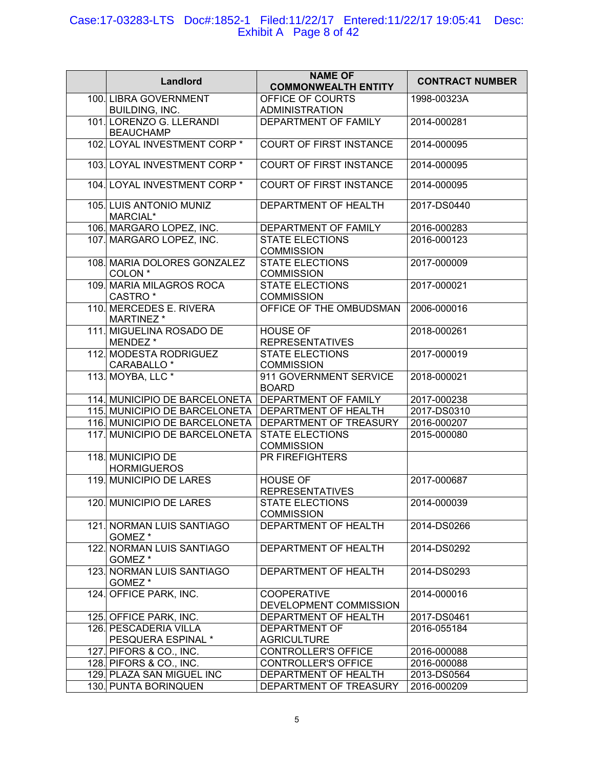| | Landlord | NAME OF COMMONWEALTH ENTITY | CONTRACT NUMBER |
|---|---|---|---|
| 100. | LIBRA GOVERNMENT BUILDING, INC. | OFFICE OF COURTS ADMINISTRATION | 1998-00323A |
| 101. | LORENZO G. LLERANDI BEAUCHAMP | DEPARTMENT OF FAMILY | 2014-000281 |
| 102. | LOYAL INVESTMENT CORP * | COURT OF FIRST INSTANCE | 2014-000095 |
| 103. | LOYAL INVESTMENT CORP * | COURT OF FIRST INSTANCE | 2014-000095 |
| 104. | LOYAL INVESTMENT CORP * | COURT OF FIRST INSTANCE | 2014-000095 |
| 105. | LUIS ANTONIO MUNIZ MARCIAL* | DEPARTMENT OF HEALTH | 2017-DS0440 |
| 106. | MARGARO LOPEZ, INC. | DEPARTMENT OF FAMILY | 2016-000283 |
| 107. | MARGARO LOPEZ, INC. | STATE ELECTIONS COMMISSION | 2016-000123 |
| 108. | MARIA DOLORES GONZALEZ COLON * | STATE ELECTIONS COMMISSION | 2017-000009 |
| 109. | MARIA MILAGROS ROCA CASTRO * | STATE ELECTIONS COMMISSION | 2017-000021 |
| 110. | MERCEDES E. RIVERA MARTINEZ * | OFFICE OF THE OMBUDSMAN | 2006-000016 |
| 111. | MIGUELINA ROSADO DE MENDEZ * | HOUSE OF REPRESENTATIVES | 2018-000261 |
| 112. | MODESTA RODRIGUEZ CARABALLO * | STATE ELECTIONS COMMISSION | 2017-000019 |
| 113. | MOYBA, LLC * | 911 GOVERNMENT SERVICE BOARD | 2018-000021 |
| 114. | MUNICIPIO DE BARCELONETA | DEPARTMENT OF FAMILY | 2017-000238 |
| 115. | MUNICIPIO DE BARCELONETA | DEPARTMENT OF HEALTH | 2017-DS0310 |
| 116. | MUNICIPIO DE BARCELONETA | DEPARTMENT OF TREASURY | 2016-000207 |
| 117. | MUNICIPIO DE BARCELONETA | STATE ELECTIONS COMMISSION | 2015-000080 |
| 118. | MUNICIPIO DE HORMIGUEROS | PR FIREFIGHTERS | |
| 119. | MUNICIPIO DE LARES | HOUSE OF REPRESENTATIVES | 2017-000687 |
| 120. | MUNICIPIO DE LARES | STATE ELECTIONS COMMISSION | 2014-000039 |
| 121. | NORMAN LUIS SANTIAGO GOMEZ * | DEPARTMENT OF HEALTH | 2014-DS0266 |
| 122. | NORMAN LUIS SANTIAGO GOMEZ * | DEPARTMENT OF HEALTH | 2014-DS0292 |
| 123. | NORMAN LUIS SANTIAGO GOMEZ * | DEPARTMENT OF HEALTH | 2014-DS0293 |
| 124. | OFFICE PARK, INC. | COOPERATIVE DEVELOPMENT COMMISSION | 2014-000016 |
| 125. | OFFICE PARK, INC. | DEPARTMENT OF HEALTH | 2017-DS0461 |
| 126. | PESCADERIA VILLA PESQUERA ESPINAL * | DEPARTMENT OF AGRICULTURE | 2016-055184 |
| 127. | PIFORS & CO., INC. | CONTROLLER'S OFFICE | 2016-000088 |
| 128. | PIFORS & CO., INC. | CONTROLLER'S OFFICE | 2016-000088 |
| 129. | PLAZA SAN MIGUEL INC | DEPARTMENT OF HEALTH | 2013-DS0564 |
| 130. | PUNTA BORINQUEN | DEPARTMENT OF TREASURY | 2016-000209 |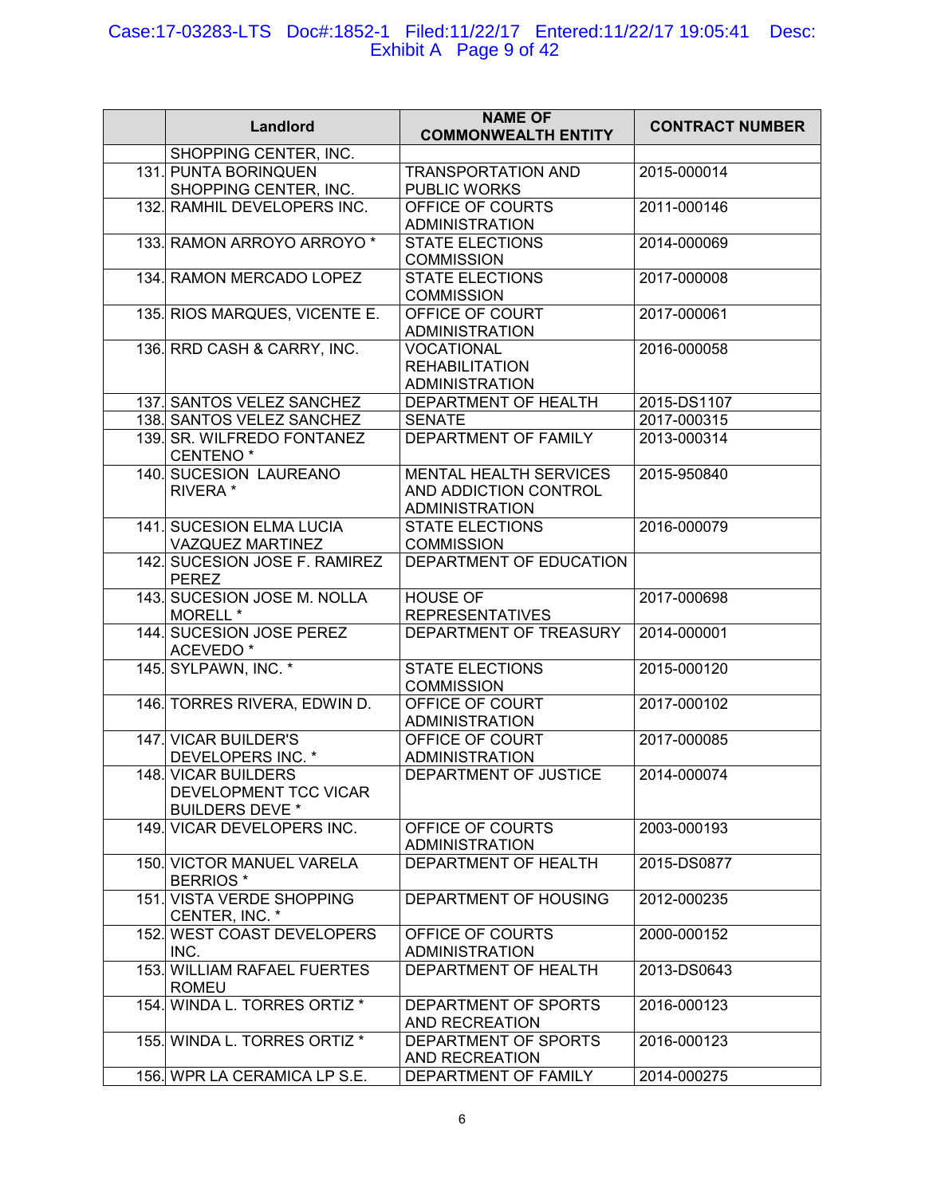| | Landlord | NAME OF COMMONWEALTH ENTITY | CONTRACT NUMBER |
|---|---|---|---|
| | SHOPPING CENTER, INC. | | |
| 131. | PUNTA BORINQUEN SHOPPING CENTER, INC. | TRANSPORTATION AND PUBLIC WORKS | 2015-000014 |
| 132. | RAMHIL DEVELOPERS INC. | OFFICE OF COURTS ADMINISTRATION | 2011-000146 |
| 133. | RAMON ARROYO ARROYO * | STATE ELECTIONS COMMISSION | 2014-000069 |
| 134. | RAMON MERCADO LOPEZ | STATE ELECTIONS COMMISSION | 2017-000008 |
| 135. | RIOS MARQUES, VICENTE E. | OFFICE OF COURT ADMINISTRATION | 2017-000061 |
| 136. | RRD CASH & CARRY, INC. | VOCATIONAL REHABILITATION ADMINISTRATION | 2016-000058 |
| 137. | SANTOS VELEZ SANCHEZ | DEPARTMENT OF HEALTH | 2015-DS1107 |
| 138. | SANTOS VELEZ SANCHEZ | SENATE | 2017-000315 |
| 139. | SR. WILFREDO FONTANEZ CENTENO * | DEPARTMENT OF FAMILY | 2013-000314 |
| 140. | SUCESION LAUREANO RIVERA * | MENTAL HEALTH SERVICES AND ADDICTION CONTROL ADMINISTRATION | 2015-950840 |
| 141. | SUCESION ELMA LUCIA VAZQUEZ MARTINEZ | STATE ELECTIONS COMMISSION | 2016-000079 |
| 142. | SUCESION JOSE F. RAMIREZ PEREZ | DEPARTMENT OF EDUCATION | |
| 143. | SUCESION JOSE M. NOLLA MORELL * | HOUSE OF REPRESENTATIVES | 2017-000698 |
| 144. | SUCESION JOSE PEREZ ACEVEDO * | DEPARTMENT OF TREASURY | 2014-000001 |
| 145. | SYLPAWN, INC. * | STATE ELECTIONS COMMISSION | 2015-000120 |
| 146. | TORRES RIVERA, EDWIN D. | OFFICE OF COURT ADMINISTRATION | 2017-000102 |
| 147. | VICAR BUILDER'S DEVELOPERS INC. * | OFFICE OF COURT ADMINISTRATION | 2017-000085 |
| 148. | VICAR BUILDERS DEVELOPMENT TCC VICAR BUILDERS DEVE * | DEPARTMENT OF JUSTICE | 2014-000074 |
| 149. | VICAR DEVELOPERS INC. | OFFICE OF COURTS ADMINISTRATION | 2003-000193 |
| 150. | VICTOR MANUEL VARELA BERRIOS * | DEPARTMENT OF HEALTH | 2015-DS0877 |
| 151. | VISTA VERDE SHOPPING CENTER, INC. * | DEPARTMENT OF HOUSING | 2012-000235 |
| 152. | WEST COAST DEVELOPERS INC. | OFFICE OF COURTS ADMINISTRATION | 2000-000152 |
| 153. | WILLIAM RAFAEL FUERTES ROMEU | DEPARTMENT OF HEALTH | 2013-DS0643 |
| 154. | WINDA L. TORRES ORTIZ * | DEPARTMENT OF SPORTS AND RECREATION | 2016-000123 |
| 155. | WINDA L. TORRES ORTIZ * | DEPARTMENT OF SPORTS AND RECREATION | 2016-000123 |
| 156. | WPR LA CERAMICA LP S.E. | DEPARTMENT OF FAMILY | 2014-000275 |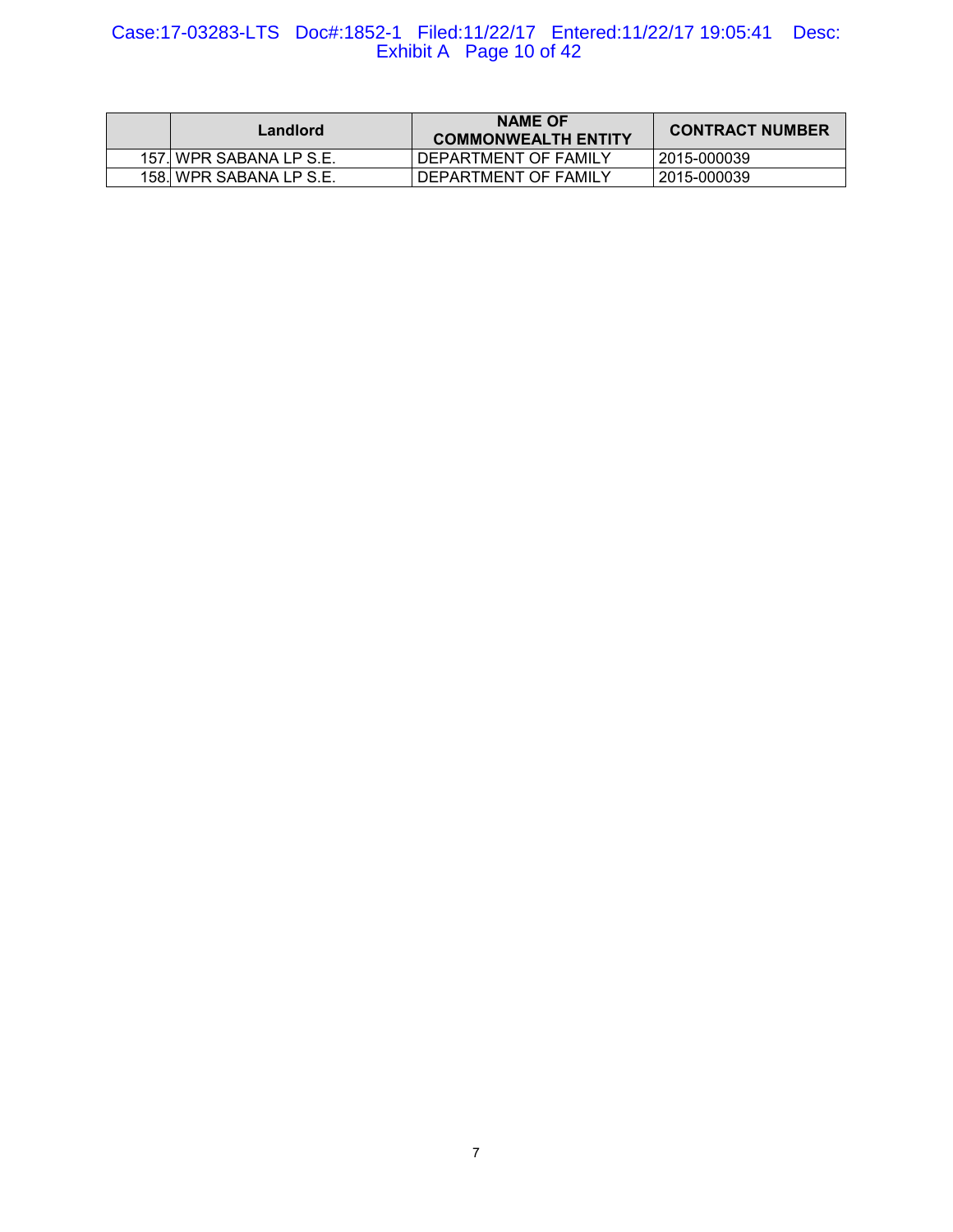| | Landlord | NAME OF COMMONWEALTH ENTITY | CONTRACT NUMBER |
|---|---|---|---|
| 157. | WPR SABANA LP S.E. | DEPARTMENT OF FAMILY | 2015-000039 |
| 158. | WPR SABANA LP S.E. | DEPARTMENT OF FAMILY | 2015-000039 |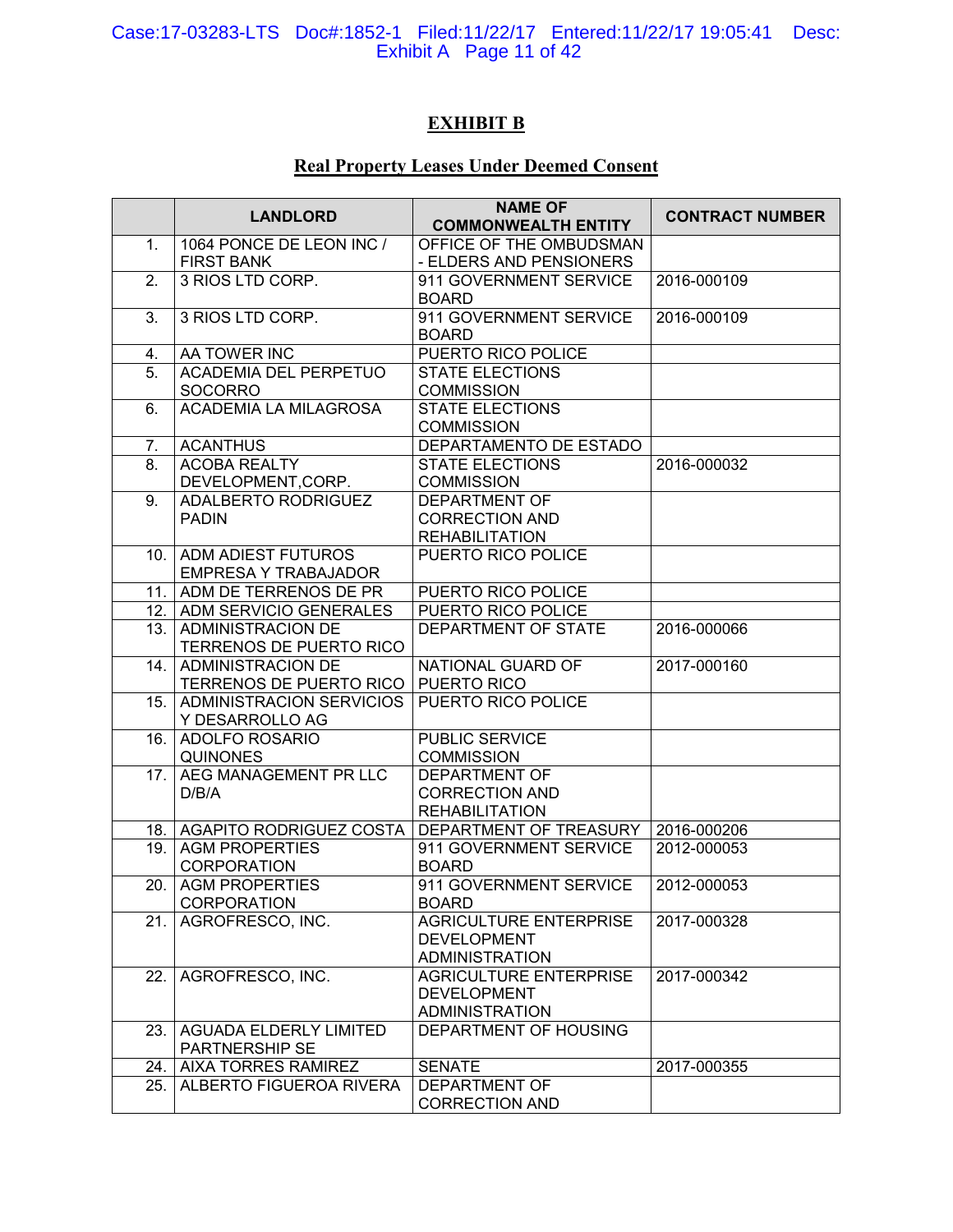## EXHIBIT B

### Real Property Leases Under Deemed Consent

| | LANDLORD | NAME OF COMMONWEALTH ENTITY | CONTRACT NUMBER |
|---|---|---|---|
| 1. | 1064 PONCE DE LEON INC / FIRST BANK | OFFICE OF THE OMBUDSMAN - ELDERS AND PENSIONERS | |
| 2. | 3 RIOS LTD CORP. | 911 GOVERNMENT SERVICE BOARD | 2016-000109 |
| 3. | 3 RIOS LTD CORP. | 911 GOVERNMENT SERVICE BOARD | 2016-000109 |
| 4. | AA TOWER INC | PUERTO RICO POLICE | |
| 5. | ACADEMIA DEL PERPETUO SOCORRO | STATE ELECTIONS COMMISSION | |
| 6. | ACADEMIA LA MILAGROSA | STATE ELECTIONS COMMISSION | |
| 7. | ACANTHUS | DEPARTAMENTO DE ESTADO | |
| 8. | ACOBA REALTY DEVELOPMENT,CORP. | STATE ELECTIONS COMMISSION | 2016-000032 |
| 9. | ADALBERTO RODRIGUEZ PADIN | DEPARTMENT OF CORRECTION AND REHABILITATION | |
| 10. | ADM ADIEST FUTUROS EMPRESA Y TRABAJADOR | PUERTO RICO POLICE | |
| 11. | ADM DE TERRENOS DE PR | PUERTO RICO POLICE | |
| 12. | ADM SERVICIO GENERALES | PUERTO RICO POLICE | |
| 13. | ADMINISTRACION DE TERRENOS DE PUERTO RICO | DEPARTMENT OF STATE | 2016-000066 |
| 14. | ADMINISTRACION DE TERRENOS DE PUERTO RICO | NATIONAL GUARD OF PUERTO RICO | 2017-000160 |
| 15. | ADMINISTRACION SERVICIOS Y DESARROLLO AG | PUERTO RICO POLICE | |
| 16. | ADOLFO ROSARIO QUINONES | PUBLIC SERVICE COMMISSION | |
| 17. | AEG MANAGEMENT PR LLC D/B/A | DEPARTMENT OF CORRECTION AND REHABILITATION | |
| 18. | AGAPITO RODRIGUEZ COSTA | DEPARTMENT OF TREASURY | 2016-000206 |
| 19. | AGM PROPERTIES CORPORATION | 911 GOVERNMENT SERVICE BOARD | 2012-000053 |
| 20. | AGM PROPERTIES CORPORATION | 911 GOVERNMENT SERVICE BOARD | 2012-000053 |
| 21. | AGROFRESCO, INC. | AGRICULTURE ENTERPRISE DEVELOPMENT ADMINISTRATION | 2017-000328 |
| 22. | AGROFRESCO, INC. | AGRICULTURE ENTERPRISE DEVELOPMENT ADMINISTRATION | 2017-000342 |
| 23. | AGUADA ELDERLY LIMITED PARTNERSHIP SE | DEPARTMENT OF HOUSING | |
| 24. | AIXA TORRES RAMIREZ | SENATE | 2017-000355 |
| 25. | ALBERTO FIGUEROA RIVERA | DEPARTMENT OF CORRECTION AND | |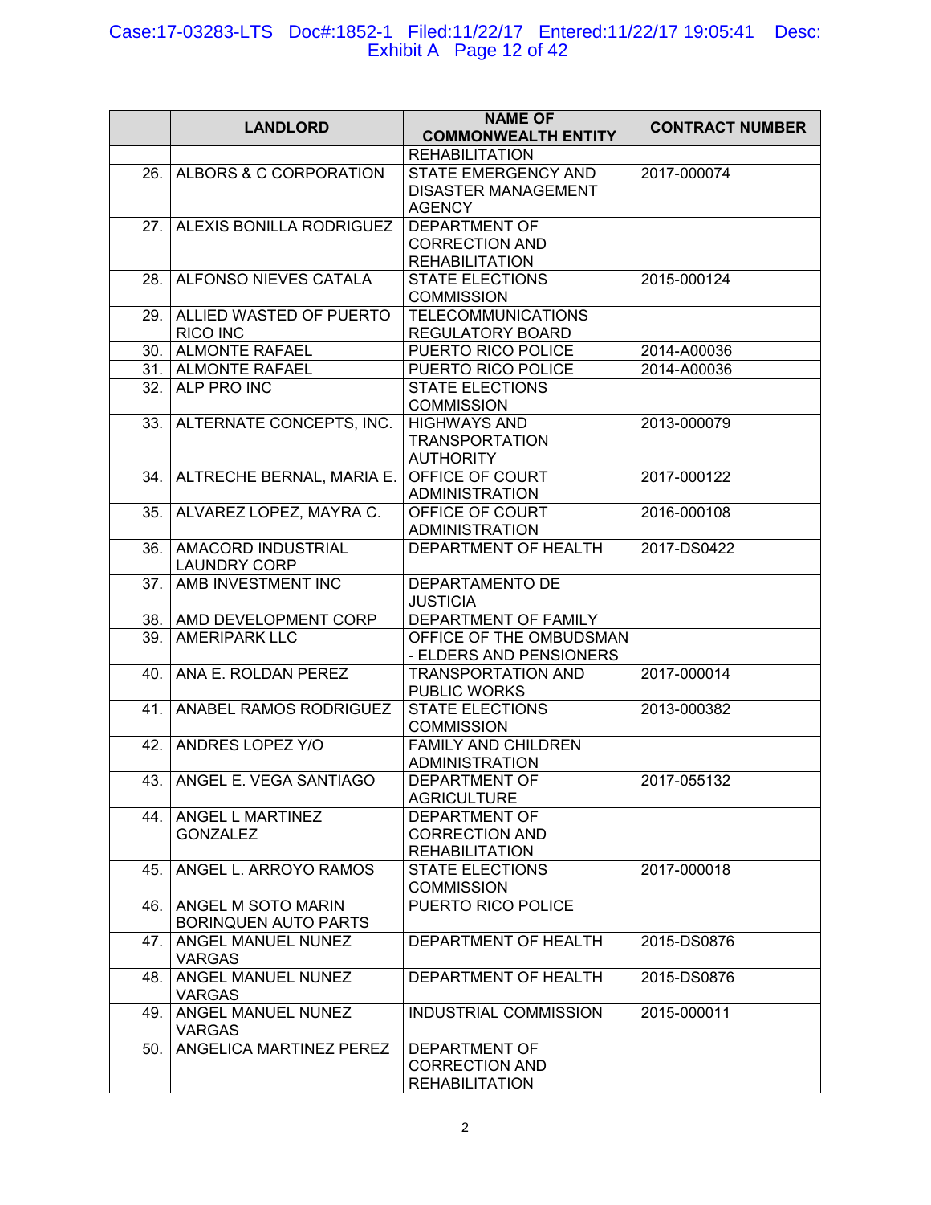|  | LANDLORD | NAME OF COMMONWEALTH ENTITY | CONTRACT NUMBER |
|---|---|---|---|
|  |  | REHABILITATION |  |
| 26. | ALBORS & C CORPORATION | STATE EMERGENCY AND DISASTER MANAGEMENT AGENCY | 2017-000074 |
| 27. | ALEXIS BONILLA RODRIGUEZ | DEPARTMENT OF CORRECTION AND REHABILITATION |  |
| 28. | ALFONSO NIEVES CATALA | STATE ELECTIONS COMMISSION | 2015-000124 |
| 29. | ALLIED WASTED OF PUERTO RICO INC | TELECOMMUNICATIONS REGULATORY BOARD |  |
| 30. | ALMONTE RAFAEL | PUERTO RICO POLICE | 2014-A00036 |
| 31. | ALMONTE RAFAEL | PUERTO RICO POLICE | 2014-A00036 |
| 32. | ALP PRO INC | STATE ELECTIONS COMMISSION |  |
| 33. | ALTERNATE CONCEPTS, INC. | HIGHWAYS AND TRANSPORTATION AUTHORITY | 2013-000079 |
| 34. | ALTRECHE BERNAL, MARIA E. | OFFICE OF COURT ADMINISTRATION | 2017-000122 |
| 35. | ALVAREZ LOPEZ, MAYRA C. | OFFICE OF COURT ADMINISTRATION | 2016-000108 |
| 36. | AMACORD INDUSTRIAL LAUNDRY CORP | DEPARTMENT OF HEALTH | 2017-DS0422 |
| 37. | AMB INVESTMENT INC | DEPARTAMENTO DE JUSTICIA |  |
| 38. | AMD DEVELOPMENT CORP | DEPARTMENT OF FAMILY |  |
| 39. | AMERIPARK LLC | OFFICE OF THE OMBUDSMAN - ELDERS AND PENSIONERS |  |
| 40. | ANA E. ROLDAN PEREZ | TRANSPORTATION AND PUBLIC WORKS | 2017-000014 |
| 41. | ANABEL RAMOS RODRIGUEZ | STATE ELECTIONS COMMISSION | 2013-000382 |
| 42. | ANDRES LOPEZ Y/O | FAMILY AND CHILDREN ADMINISTRATION |  |
| 43. | ANGEL E. VEGA SANTIAGO | DEPARTMENT OF AGRICULTURE | 2017-055132 |
| 44. | ANGEL L MARTINEZ GONZALEZ | DEPARTMENT OF CORRECTION AND REHABILITATION |  |
| 45. | ANGEL L. ARROYO RAMOS | STATE ELECTIONS COMMISSION | 2017-000018 |
| 46. | ANGEL M SOTO MARIN BORINQUEN AUTO PARTS | PUERTO RICO POLICE |  |
| 47. | ANGEL MANUEL NUNEZ VARGAS | DEPARTMENT OF HEALTH | 2015-DS0876 |
| 48. | ANGEL MANUEL NUNEZ VARGAS | DEPARTMENT OF HEALTH | 2015-DS0876 |
| 49. | ANGEL MANUEL NUNEZ VARGAS | INDUSTRIAL COMMISSION | 2015-000011 |
| 50. | ANGELICA MARTINEZ PEREZ | DEPARTMENT OF CORRECTION AND REHABILITATION |  |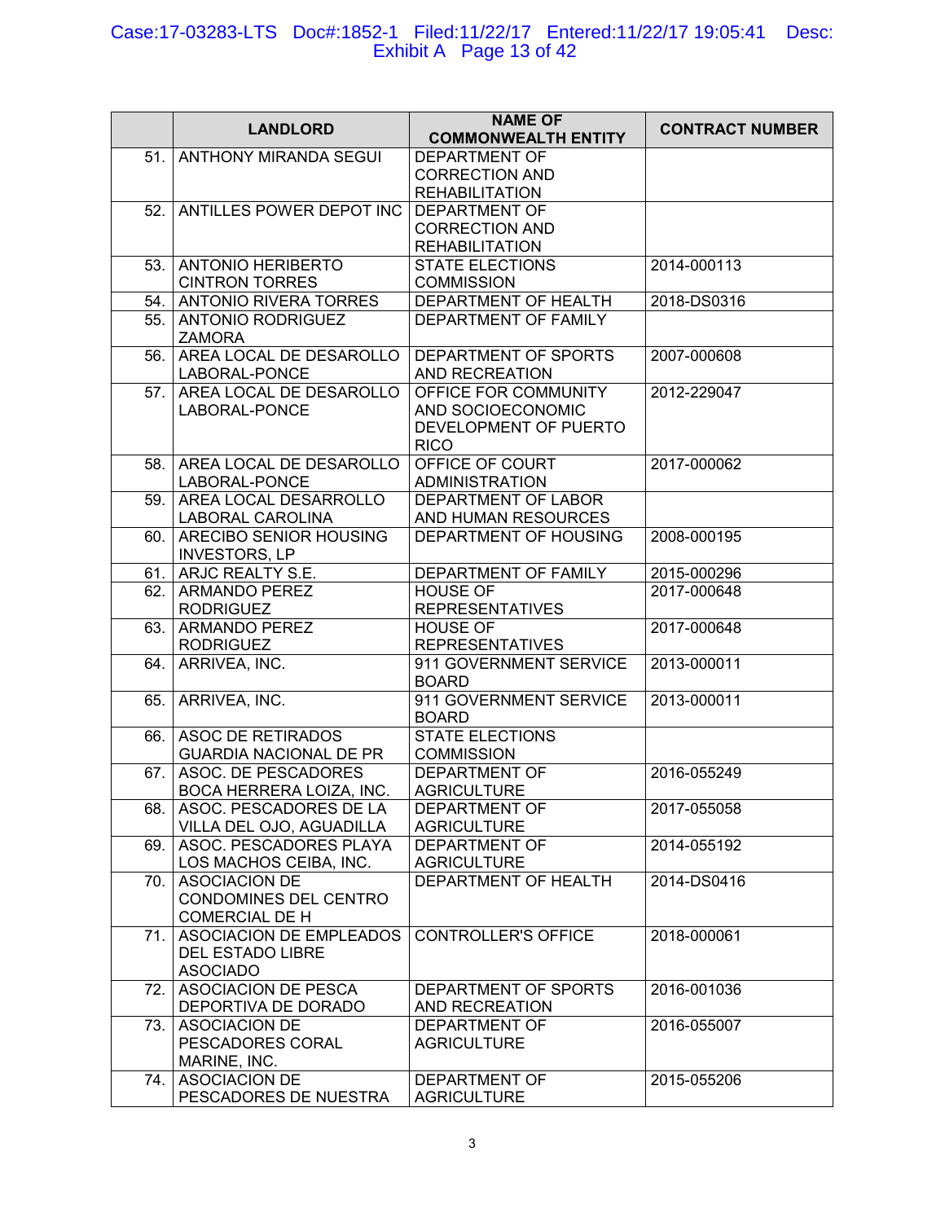| | LANDLORD | NAME OF COMMONWEALTH ENTITY | CONTRACT NUMBER |
|---|---|---|---|
| 51. | ANTHONY MIRANDA SEGUI | DEPARTMENT OF CORRECTION AND REHABILITATION | |
| 52. | ANTILLES POWER DEPOT INC | DEPARTMENT OF CORRECTION AND REHABILITATION | |
| 53. | ANTONIO HERIBERTO CINTRON TORRES | STATE ELECTIONS COMMISSION | 2014-000113 |
| 54. | ANTONIO RIVERA TORRES | DEPARTMENT OF HEALTH | 2018-DS0316 |
| 55. | ANTONIO RODRIGUEZ ZAMORA | DEPARTMENT OF FAMILY | |
| 56. | AREA LOCAL DE DESAROLLO LABORAL-PONCE | DEPARTMENT OF SPORTS AND RECREATION | 2007-000608 |
| 57. | AREA LOCAL DE DESAROLLO LABORAL-PONCE | OFFICE FOR COMMUNITY AND SOCIOECONOMIC DEVELOPMENT OF PUERTO RICO | 2012-229047 |
| 58. | AREA LOCAL DE DESAROLLO LABORAL-PONCE | OFFICE OF COURT ADMINISTRATION | 2017-000062 |
| 59. | AREA LOCAL DESARROLLO LABORAL CAROLINA | DEPARTMENT OF LABOR AND HUMAN RESOURCES | |
| 60. | ARECIBO SENIOR HOUSING INVESTORS, LP | DEPARTMENT OF HOUSING | 2008-000195 |
| 61. | ARJC REALTY S.E. | DEPARTMENT OF FAMILY | 2015-000296 |
| 62. | ARMANDO PEREZ RODRIGUEZ | HOUSE OF REPRESENTATIVES | 2017-000648 |
| 63. | ARMANDO PEREZ RODRIGUEZ | HOUSE OF REPRESENTATIVES | 2017-000648 |
| 64. | ARRIVEA, INC. | 911 GOVERNMENT SERVICE BOARD | 2013-000011 |
| 65. | ARRIVEA, INC. | 911 GOVERNMENT SERVICE BOARD | 2013-000011 |
| 66. | ASOC DE RETIRADOS GUARDIA NACIONAL DE PR | STATE ELECTIONS COMMISSION | |
| 67. | ASOC. DE PESCADORES BOCA HERRERA LOIZA, INC. | DEPARTMENT OF AGRICULTURE | 2016-055249 |
| 68. | ASOC. PESCADORES DE LA VILLA DEL OJO, AGUADILLA | DEPARTMENT OF AGRICULTURE | 2017-055058 |
| 69. | ASOC. PESCADORES PLAYA LOS MACHOS CEIBA, INC. | DEPARTMENT OF AGRICULTURE | 2014-055192 |
| 70. | ASOCIACION DE CONDOMINES DEL CENTRO COMERCIAL DE H | DEPARTMENT OF HEALTH | 2014-DS0416 |
| 71. | ASOCIACION DE EMPLEADOS DEL ESTADO LIBRE ASOCIADO | CONTROLLER'S OFFICE | 2018-000061 |
| 72. | ASOCIACION DE PESCA DEPORTIVA DE DORADO | DEPARTMENT OF SPORTS AND RECREATION | 2016-001036 |
| 73. | ASOCIACION DE PESCADORES CORAL MARINE, INC. | DEPARTMENT OF AGRICULTURE | 2016-055007 |
| 74. | ASOCIACION DE PESCADORES DE NUESTRA | DEPARTMENT OF AGRICULTURE | 2015-055206 |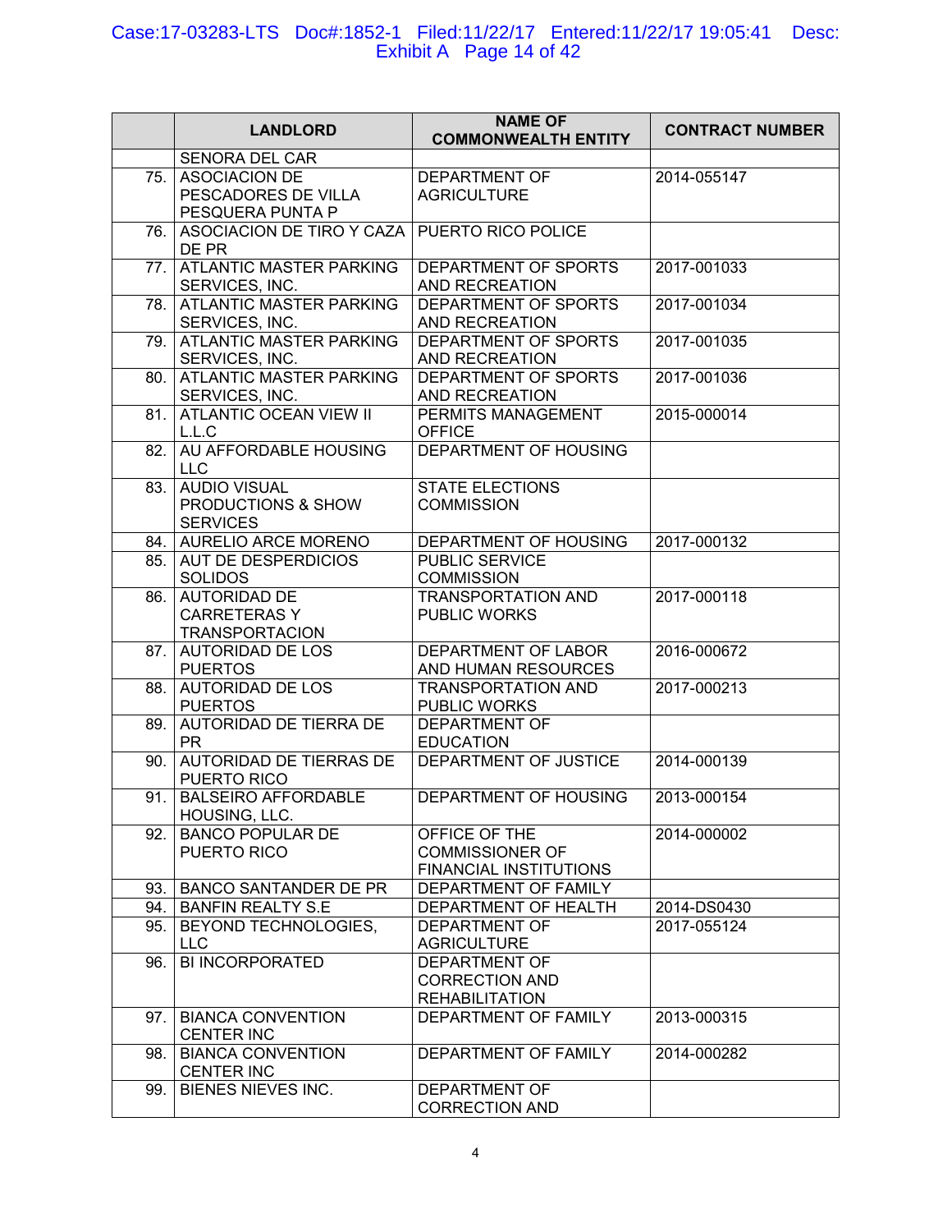| | LANDLORD | NAME OF COMMONWEALTH ENTITY | CONTRACT NUMBER |
|---|---|---|---|
| | SENORA DEL CAR | | |
| 75. | ASOCIACION DE PESCADORES DE VILLA PESQUERA PUNTA P | DEPARTMENT OF AGRICULTURE | 2014-055147 |
| 76. | ASOCIACION DE TIRO Y CAZA DE PR | PUERTO RICO POLICE | |
| 77. | ATLANTIC MASTER PARKING SERVICES, INC. | DEPARTMENT OF SPORTS AND RECREATION | 2017-001033 |
| 78. | ATLANTIC MASTER PARKING SERVICES, INC. | DEPARTMENT OF SPORTS AND RECREATION | 2017-001034 |
| 79. | ATLANTIC MASTER PARKING SERVICES, INC. | DEPARTMENT OF SPORTS AND RECREATION | 2017-001035 |
| 80. | ATLANTIC MASTER PARKING SERVICES, INC. | DEPARTMENT OF SPORTS AND RECREATION | 2017-001036 |
| 81. | ATLANTIC OCEAN VIEW II L.L.C | PERMITS MANAGEMENT OFFICE | 2015-000014 |
| 82. | AU AFFORDABLE HOUSING LLC | DEPARTMENT OF HOUSING | |
| 83. | AUDIO VISUAL PRODUCTIONS & SHOW SERVICES | STATE ELECTIONS COMMISSION | |
| 84. | AURELIO ARCE MORENO | DEPARTMENT OF HOUSING | 2017-000132 |
| 85. | AUT DE DESPERDICIOS SOLIDOS | PUBLIC SERVICE COMMISSION | |
| 86. | AUTORIDAD DE CARRETERAS Y TRANSPORTACION | TRANSPORTATION AND PUBLIC WORKS | 2017-000118 |
| 87. | AUTORIDAD DE LOS PUERTOS | DEPARTMENT OF LABOR AND HUMAN RESOURCES | 2016-000672 |
| 88. | AUTORIDAD DE LOS PUERTOS | TRANSPORTATION AND PUBLIC WORKS | 2017-000213 |
| 89. | AUTORIDAD DE TIERRA DE PR | DEPARTMENT OF EDUCATION | |
| 90. | AUTORIDAD DE TIERRAS DE PUERTO RICO | DEPARTMENT OF JUSTICE | 2014-000139 |
| 91. | BALSEIRO AFFORDABLE HOUSING, LLC. | DEPARTMENT OF HOUSING | 2013-000154 |
| 92. | BANCO POPULAR DE PUERTO RICO | OFFICE OF THE COMMISSIONER OF FINANCIAL INSTITUTIONS | 2014-000002 |
| 93. | BANCO SANTANDER DE PR | DEPARTMENT OF FAMILY | |
| 94. | BANFIN REALTY S.E | DEPARTMENT OF HEALTH | 2014-DS0430 |
| 95. | BEYOND TECHNOLOGIES, LLC | DEPARTMENT OF AGRICULTURE | 2017-055124 |
| 96. | BI INCORPORATED | DEPARTMENT OF CORRECTION AND REHABILITATION | |
| 97. | BIANCA CONVENTION CENTER INC | DEPARTMENT OF FAMILY | 2013-000315 |
| 98. | BIANCA CONVENTION CENTER INC | DEPARTMENT OF FAMILY | 2014-000282 |
| 99. | BIENES NIEVES INC. | DEPARTMENT OF CORRECTION AND | |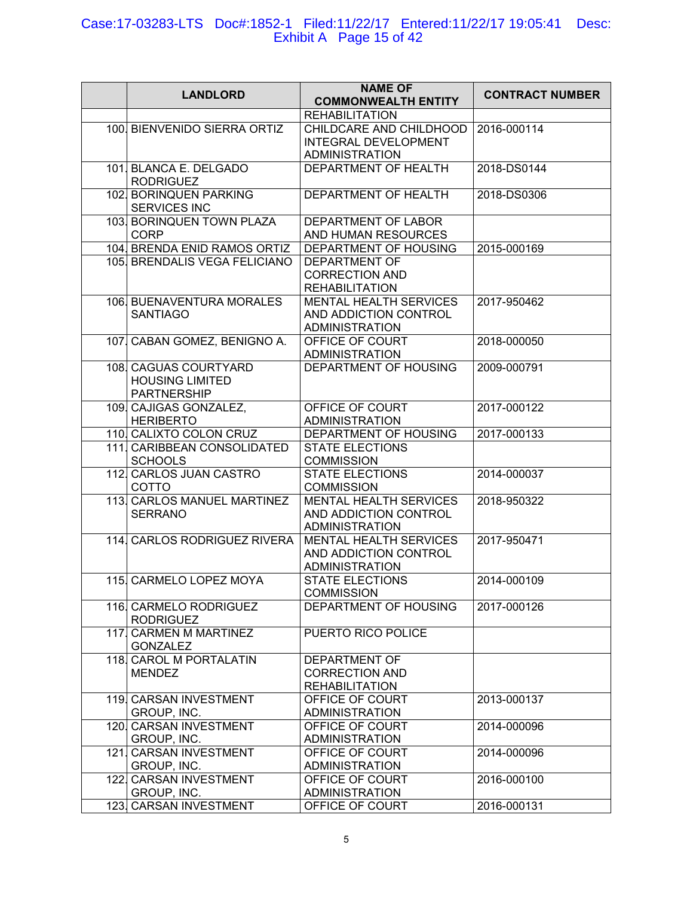| | LANDLORD | NAME OF COMMONWEALTH ENTITY | CONTRACT NUMBER |
|---|---|---|---|
| | | REHABILITATION | |
| 100. | BIENVENIDO SIERRA ORTIZ | CHILDCARE AND CHILDHOOD INTEGRAL DEVELOPMENT ADMINISTRATION | 2016-000114 |
| 101. | BLANCA E. DELGADO RODRIGUEZ | DEPARTMENT OF HEALTH | 2018-DS0144 |
| 102. | BORINQUEN PARKING SERVICES INC | DEPARTMENT OF HEALTH | 2018-DS0306 |
| 103. | BORINQUEN TOWN PLAZA CORP | DEPARTMENT OF LABOR AND HUMAN RESOURCES | |
| 104. | BRENDA ENID RAMOS ORTIZ | DEPARTMENT OF HOUSING | 2015-000169 |
| 105. | BRENDALIS VEGA FELICIANO | DEPARTMENT OF CORRECTION AND REHABILITATION | |
| 106. | BUENAVENTURA MORALES SANTIAGO | MENTAL HEALTH SERVICES AND ADDICTION CONTROL ADMINISTRATION | 2017-950462 |
| 107. | CABAN GOMEZ, BENIGNO A. | OFFICE OF COURT ADMINISTRATION | 2018-000050 |
| 108. | CAGUAS COURTYARD HOUSING LIMITED PARTNERSHIP | DEPARTMENT OF HOUSING | 2009-000791 |
| 109. | CAJIGAS GONZALEZ, HERIBERTO | OFFICE OF COURT ADMINISTRATION | 2017-000122 |
| 110. | CALIXTO COLON CRUZ | DEPARTMENT OF HOUSING | 2017-000133 |
| 111. | CARIBBEAN CONSOLIDATED SCHOOLS | STATE ELECTIONS COMMISSION | |
| 112. | CARLOS JUAN CASTRO COTTO | STATE ELECTIONS COMMISSION | 2014-000037 |
| 113. | CARLOS MANUEL MARTINEZ SERRANO | MENTAL HEALTH SERVICES AND ADDICTION CONTROL ADMINISTRATION | 2018-950322 |
| 114. | CARLOS RODRIGUEZ RIVERA | MENTAL HEALTH SERVICES AND ADDICTION CONTROL ADMINISTRATION | 2017-950471 |
| 115. | CARMELO LOPEZ MOYA | STATE ELECTIONS COMMISSION | 2014-000109 |
| 116. | CARMELO RODRIGUEZ RODRIGUEZ | DEPARTMENT OF HOUSING | 2017-000126 |
| 117. | CARMEN M MARTINEZ GONZALEZ | PUERTO RICO POLICE | |
| 118. | CAROL M PORTALATIN MENDEZ | DEPARTMENT OF CORRECTION AND REHABILITATION | |
| 119. | CARSAN INVESTMENT GROUP, INC. | OFFICE OF COURT ADMINISTRATION | 2013-000137 |
| 120. | CARSAN INVESTMENT GROUP, INC. | OFFICE OF COURT ADMINISTRATION | 2014-000096 |
| 121. | CARSAN INVESTMENT GROUP, INC. | OFFICE OF COURT ADMINISTRATION | 2014-000096 |
| 122. | CARSAN INVESTMENT GROUP, INC. | OFFICE OF COURT ADMINISTRATION | 2016-000100 |
| 123. | CARSAN INVESTMENT | OFFICE OF COURT | 2016-000131 |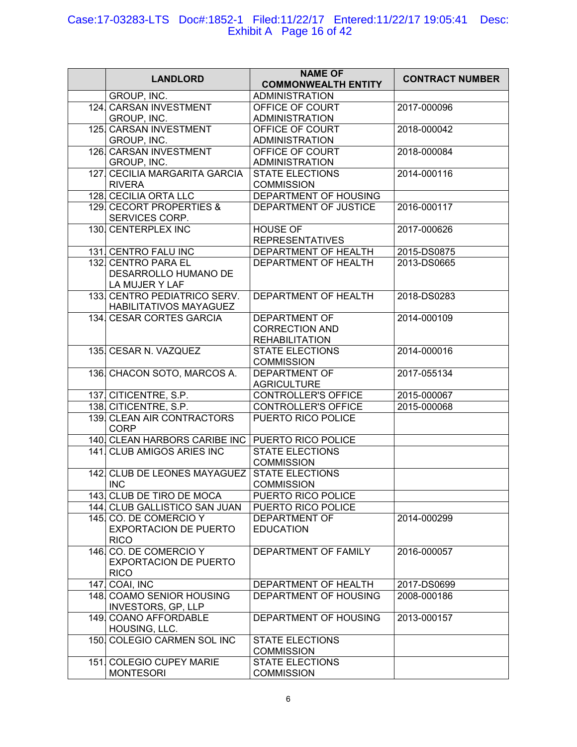| | LANDLORD | NAME OF COMMONWEALTH ENTITY | CONTRACT NUMBER |
|---|---|---|---|
| | GROUP, INC. | ADMINISTRATION | |
| 124. | CARSAN INVESTMENT GROUP, INC. | OFFICE OF COURT ADMINISTRATION | 2017-000096 |
| 125. | CARSAN INVESTMENT GROUP, INC. | OFFICE OF COURT ADMINISTRATION | 2018-000042 |
| 126. | CARSAN INVESTMENT GROUP, INC. | OFFICE OF COURT ADMINISTRATION | 2018-000084 |
| 127. | CECILIA MARGARITA GARCIA RIVERA | STATE ELECTIONS COMMISSION | 2014-000116 |
| 128. | CECILIA ORTA LLC | DEPARTMENT OF HOUSING | |
| 129. | CECORT PROPERTIES & SERVICES CORP. | DEPARTMENT OF JUSTICE | 2016-000117 |
| 130. | CENTERPLEX INC | HOUSE OF REPRESENTATIVES | 2017-000626 |
| 131. | CENTRO FALU INC | DEPARTMENT OF HEALTH | 2015-DS0875 |
| 132. | CENTRO PARA EL DESARROLLO HUMANO DE LA MUJER Y LAF | DEPARTMENT OF HEALTH | 2013-DS0665 |
| 133. | CENTRO PEDIATRICO SERV. HABILITATIVOS MAYAGUEZ | DEPARTMENT OF HEALTH | 2018-DS0283 |
| 134. | CESAR CORTES GARCIA | DEPARTMENT OF CORRECTION AND REHABILITATION | 2014-000109 |
| 135. | CESAR N. VAZQUEZ | STATE ELECTIONS COMMISSION | 2014-000016 |
| 136. | CHACON SOTO, MARCOS A. | DEPARTMENT OF AGRICULTURE | 2017-055134 |
| 137. | CITICENTRE, S.P. | CONTROLLER'S OFFICE | 2015-000067 |
| 138. | CITICENTRE, S.P. | CONTROLLER'S OFFICE | 2015-000068 |
| 139. | CLEAN AIR CONTRACTORS CORP | PUERTO RICO POLICE | |
| 140. | CLEAN HARBORS CARIBE INC | PUERTO RICO POLICE | |
| 141. | CLUB AMIGOS ARIES INC | STATE ELECTIONS COMMISSION | |
| 142. | CLUB DE LEONES MAYAGUEZ INC | STATE ELECTIONS COMMISSION | |
| 143. | CLUB DE TIRO DE MOCA | PUERTO RICO POLICE | |
| 144. | CLUB GALLISTICO SAN JUAN | PUERTO RICO POLICE | |
| 145. | CO. DE COMERCIO Y EXPORTACION DE PUERTO RICO | DEPARTMENT OF EDUCATION | 2014-000299 |
| 146. | CO. DE COMERCIO Y EXPORTACION DE PUERTO RICO | DEPARTMENT OF FAMILY | 2016-000057 |
| 147. | COAI, INC | DEPARTMENT OF HEALTH | 2017-DS0699 |
| 148. | COAMO SENIOR HOUSING INVESTORS, GP, LLP | DEPARTMENT OF HOUSING | 2008-000186 |
| 149. | COANO AFFORDABLE HOUSING, LLC. | DEPARTMENT OF HOUSING | 2013-000157 |
| 150. | COLEGIO CARMEN SOL INC | STATE ELECTIONS COMMISSION | |
| 151. | COLEGIO CUPEY MARIE MONTESORI | STATE ELECTIONS COMMISSION | |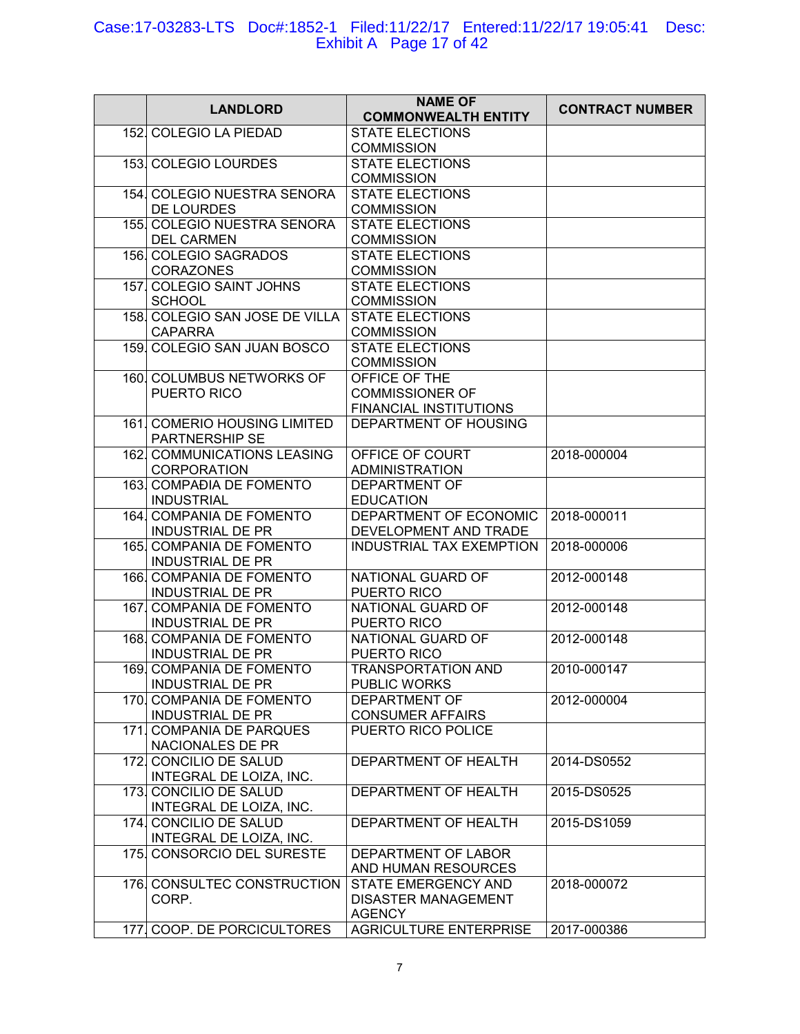| | LANDLORD | NAME OF COMMONWEALTH ENTITY | CONTRACT NUMBER |
|---|---|---|---|
| 152. | COLEGIO LA PIEDAD | STATE ELECTIONS COMMISSION | |
| 153. | COLEGIO LOURDES | STATE ELECTIONS COMMISSION | |
| 154. | COLEGIO NUESTRA SENORA DE LOURDES | STATE ELECTIONS COMMISSION | |
| 155. | COLEGIO NUESTRA SENORA DEL CARMEN | STATE ELECTIONS COMMISSION | |
| 156. | COLEGIO SAGRADOS CORAZONES | STATE ELECTIONS COMMISSION | |
| 157. | COLEGIO SAINT JOHNS SCHOOL | STATE ELECTIONS COMMISSION | |
| 158. | COLEGIO SAN JOSE DE VILLA CAPARRA | STATE ELECTIONS COMMISSION | |
| 159. | COLEGIO SAN JUAN BOSCO | STATE ELECTIONS COMMISSION | |
| 160. | COLUMBUS NETWORKS OF PUERTO RICO | OFFICE OF THE COMMISSIONER OF FINANCIAL INSTITUTIONS | |
| 161. | COMERIO HOUSING LIMITED PARTNERSHIP SE | DEPARTMENT OF HOUSING | |
| 162. | COMMUNICATIONS LEASING CORPORATION | OFFICE OF COURT ADMINISTRATION | 2018-000004 |
| 163. | COMPAĐIA DE FOMENTO INDUSTRIAL | DEPARTMENT OF EDUCATION | |
| 164. | COMPANIA DE FOMENTO INDUSTRIAL DE PR | DEPARTMENT OF ECONOMIC DEVELOPMENT AND TRADE | 2018-000011 |
| 165. | COMPANIA DE FOMENTO INDUSTRIAL DE PR | INDUSTRIAL TAX EXEMPTION | 2018-000006 |
| 166. | COMPANIA DE FOMENTO INDUSTRIAL DE PR | NATIONAL GUARD OF PUERTO RICO | 2012-000148 |
| 167. | COMPANIA DE FOMENTO INDUSTRIAL DE PR | NATIONAL GUARD OF PUERTO RICO | 2012-000148 |
| 168. | COMPANIA DE FOMENTO INDUSTRIAL DE PR | NATIONAL GUARD OF PUERTO RICO | 2012-000148 |
| 169. | COMPANIA DE FOMENTO INDUSTRIAL DE PR | TRANSPORTATION AND PUBLIC WORKS | 2010-000147 |
| 170. | COMPANIA DE FOMENTO INDUSTRIAL DE PR | DEPARTMENT OF CONSUMER AFFAIRS | 2012-000004 |
| 171. | COMPANIA DE PARQUES NACIONALES DE PR | PUERTO RICO POLICE | |
| 172. | CONCILIO DE SALUD INTEGRAL DE LOIZA, INC. | DEPARTMENT OF HEALTH | 2014-DS0552 |
| 173. | CONCILIO DE SALUD INTEGRAL DE LOIZA, INC. | DEPARTMENT OF HEALTH | 2015-DS0525 |
| 174. | CONCILIO DE SALUD INTEGRAL DE LOIZA, INC. | DEPARTMENT OF HEALTH | 2015-DS1059 |
| 175. | CONSORCIO DEL SURESTE | DEPARTMENT OF LABOR AND HUMAN RESOURCES | |
| 176. | CONSULTEC CONSTRUCTION CORP. | STATE EMERGENCY AND DISASTER MANAGEMENT AGENCY | 2018-000072 |
| 177. | COOP. DE PORCICULTORES | AGRICULTURE ENTERPRISE | 2017-000386 |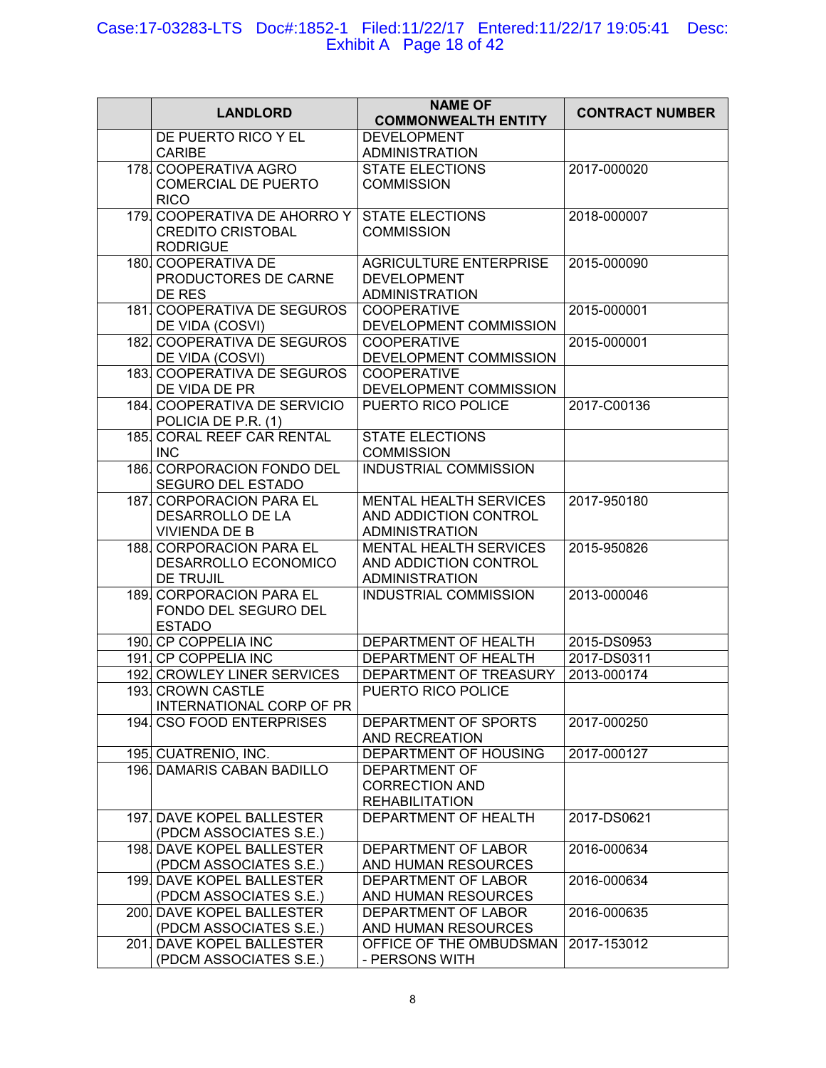| | LANDLORD | NAME OF COMMONWEALTH ENTITY | CONTRACT NUMBER |
|---|---|---|---|
| | DE PUERTO RICO Y EL CARIBE | DEVELOPMENT ADMINISTRATION | |
| 178. | COOPERATIVA AGRO COMERCIAL DE PUERTO RICO | STATE ELECTIONS COMMISSION | 2017-000020 |
| 179. | COOPERATIVA DE AHORRO Y CREDITO CRISTOBAL RODRIGUE | STATE ELECTIONS COMMISSION | 2018-000007 |
| 180. | COOPERATIVA DE PRODUCTORES DE CARNE DE RES | AGRICULTURE ENTERPRISE DEVELOPMENT ADMINISTRATION | 2015-000090 |
| 181. | COOPERATIVA DE SEGUROS DE VIDA (COSVI) | COOPERATIVE DEVELOPMENT COMMISSION | 2015-000001 |
| 182. | COOPERATIVA DE SEGUROS DE VIDA (COSVI) | COOPERATIVE DEVELOPMENT COMMISSION | 2015-000001 |
| 183. | COOPERATIVA DE SEGUROS DE VIDA DE PR | COOPERATIVE DEVELOPMENT COMMISSION | |
| 184. | COOPERATIVA DE SERVICIO POLICIA DE P.R. (1) | PUERTO RICO POLICE | 2017-C00136 |
| 185. | CORAL REEF CAR RENTAL INC | STATE ELECTIONS COMMISSION | |
| 186. | CORPORACION FONDO DEL SEGURO DEL ESTADO | INDUSTRIAL COMMISSION | |
| 187. | CORPORACION PARA EL DESARROLLO DE LA VIVIENDA DE B | MENTAL HEALTH SERVICES AND ADDICTION CONTROL ADMINISTRATION | 2017-950180 |
| 188. | CORPORACION PARA EL DESARROLLO ECONOMICO DE TRUJIL | MENTAL HEALTH SERVICES AND ADDICTION CONTROL ADMINISTRATION | 2015-950826 |
| 189. | CORPORACION PARA EL FONDO DEL SEGURO DEL ESTADO | INDUSTRIAL COMMISSION | 2013-000046 |
| 190. | CP COPPELIA INC | DEPARTMENT OF HEALTH | 2015-DS0953 |
| 191. | CP COPPELIA INC | DEPARTMENT OF HEALTH | 2017-DS0311 |
| 192. | CROWLEY LINER SERVICES | DEPARTMENT OF TREASURY | 2013-000174 |
| 193. | CROWN CASTLE INTERNATIONAL CORP OF PR | PUERTO RICO POLICE | |
| 194. | CSO FOOD ENTERPRISES | DEPARTMENT OF SPORTS AND RECREATION | 2017-000250 |
| 195. | CUATRENIO, INC. | DEPARTMENT OF HOUSING | 2017-000127 |
| 196. | DAMARIS CABAN BADILLO | DEPARTMENT OF CORRECTION AND REHABILITATION | |
| 197. | DAVE KOPEL BALLESTER (PDCM ASSOCIATES S.E.) | DEPARTMENT OF HEALTH | 2017-DS0621 |
| 198. | DAVE KOPEL BALLESTER (PDCM ASSOCIATES S.E.) | DEPARTMENT OF LABOR AND HUMAN RESOURCES | 2016-000634 |
| 199. | DAVE KOPEL BALLESTER (PDCM ASSOCIATES S.E.) | DEPARTMENT OF LABOR AND HUMAN RESOURCES | 2016-000634 |
| 200. | DAVE KOPEL BALLESTER (PDCM ASSOCIATES S.E.) | DEPARTMENT OF LABOR AND HUMAN RESOURCES | 2016-000635 |
| 201. | DAVE KOPEL BALLESTER (PDCM ASSOCIATES S.E.) | OFFICE OF THE OMBUDSMAN - PERSONS WITH | 2017-153012 |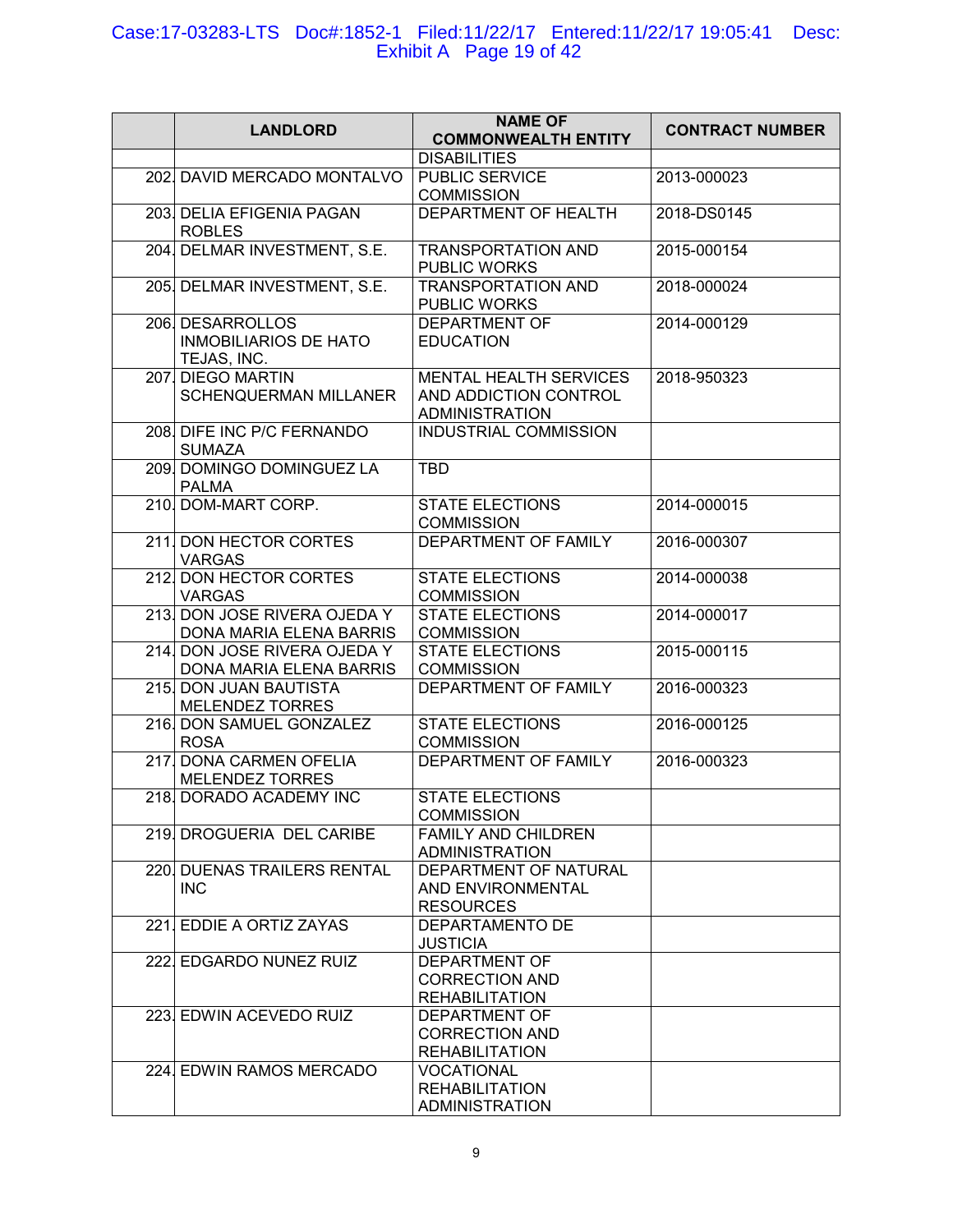| | LANDLORD | NAME OF COMMONWEALTH ENTITY | CONTRACT NUMBER |
|---|---|---|---|
| | | DISABILITIES | |
| 202. | DAVID MERCADO MONTALVO | PUBLIC SERVICE COMMISSION | 2013-000023 |
| 203. | DELIA EFIGENIA PAGAN ROBLES | DEPARTMENT OF HEALTH | 2018-DS0145 |
| 204. | DELMAR INVESTMENT, S.E. | TRANSPORTATION AND PUBLIC WORKS | 2015-000154 |
| 205. | DELMAR INVESTMENT, S.E. | TRANSPORTATION AND PUBLIC WORKS | 2018-000024 |
| 206. | DESARROLLOS INMOBILIARIOS DE HATO TEJAS, INC. | DEPARTMENT OF EDUCATION | 2014-000129 |
| 207. | DIEGO MARTIN SCHENQUERMAN MILLANER | MENTAL HEALTH SERVICES AND ADDICTION CONTROL ADMINISTRATION | 2018-950323 |
| 208. | DIFE INC P/C FERNANDO SUMAZA | INDUSTRIAL COMMISSION | |
| 209. | DOMINGO DOMINGUEZ LA PALMA | TBD | |
| 210. | DOM-MART CORP. | STATE ELECTIONS COMMISSION | 2014-000015 |
| 211. | DON HECTOR CORTES VARGAS | DEPARTMENT OF FAMILY | 2016-000307 |
| 212. | DON HECTOR CORTES VARGAS | STATE ELECTIONS COMMISSION | 2014-000038 |
| 213. | DON JOSE RIVERA OJEDA Y DONA MARIA ELENA BARRIS | STATE ELECTIONS COMMISSION | 2014-000017 |
| 214. | DON JOSE RIVERA OJEDA Y DONA MARIA ELENA BARRIS | STATE ELECTIONS COMMISSION | 2015-000115 |
| 215. | DON JUAN BAUTISTA MELENDEZ TORRES | DEPARTMENT OF FAMILY | 2016-000323 |
| 216. | DON SAMUEL GONZALEZ ROSA | STATE ELECTIONS COMMISSION | 2016-000125 |
| 217. | DONA CARMEN OFELIA MELENDEZ TORRES | DEPARTMENT OF FAMILY | 2016-000323 |
| 218. | DORADO ACADEMY INC | STATE ELECTIONS COMMISSION | |
| 219. | DROGUERIA DEL CARIBE | FAMILY AND CHILDREN ADMINISTRATION | |
| 220. | DUENAS TRAILERS RENTAL INC | DEPARTMENT OF NATURAL AND ENVIRONMENTAL RESOURCES | |
| 221. | EDDIE A ORTIZ ZAYAS | DEPARTAMENTO DE JUSTICIA | |
| 222. | EDGARDO NUNEZ RUIZ | DEPARTMENT OF CORRECTION AND REHABILITATION | |
| 223. | EDWIN ACEVEDO RUIZ | DEPARTMENT OF CORRECTION AND REHABILITATION | |
| 224. | EDWIN RAMOS MERCADO | VOCATIONAL REHABILITATION ADMINISTRATION | |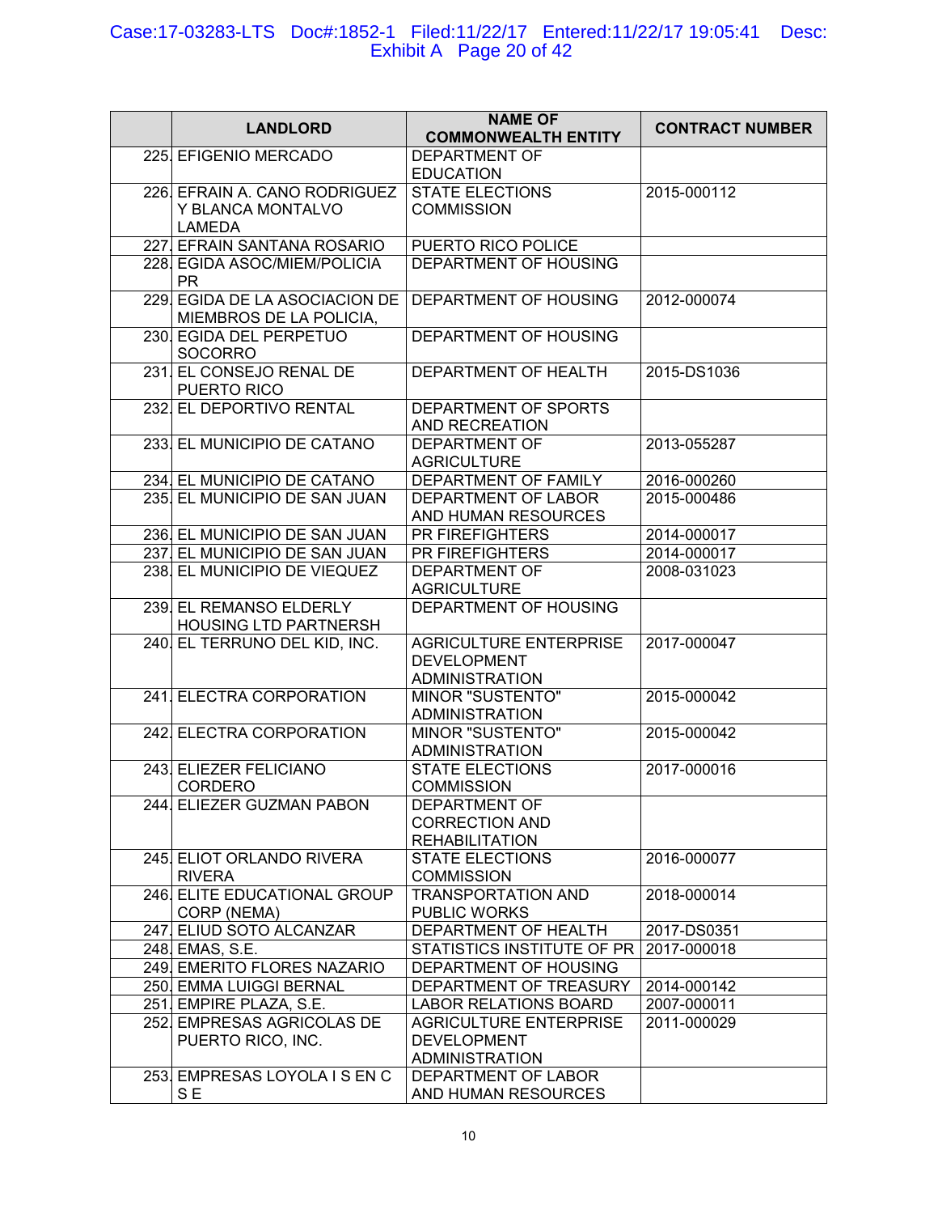| | LANDLORD | NAME OF COMMONWEALTH ENTITY | CONTRACT NUMBER |
|---|---|---|---|
| 225. | EFIGENIO MERCADO | DEPARTMENT OF EDUCATION | |
| 226. | EFRAIN A. CANO RODRIGUEZ Y BLANCA MONTALVO LAMEDA | STATE ELECTIONS COMMISSION | 2015-000112 |
| 227. | EFRAIN SANTANA ROSARIO | PUERTO RICO POLICE | |
| 228. | EGIDA ASOC/MIEM/POLICIA PR | DEPARTMENT OF HOUSING | |
| 229. | EGIDA DE LA ASOCIACION DE MIEMBROS DE LA POLICIA, | DEPARTMENT OF HOUSING | 2012-000074 |
| 230. | EGIDA DEL PERPETUO SOCORRO | DEPARTMENT OF HOUSING | |
| 231. | EL CONSEJO RENAL DE PUERTO RICO | DEPARTMENT OF HEALTH | 2015-DS1036 |
| 232. | EL DEPORTIVO RENTAL | DEPARTMENT OF SPORTS AND RECREATION | |
| 233. | EL MUNICIPIO DE CATANO | DEPARTMENT OF AGRICULTURE | 2013-055287 |
| 234. | EL MUNICIPIO DE CATANO | DEPARTMENT OF FAMILY | 2016-000260 |
| 235. | EL MUNICIPIO DE SAN JUAN | DEPARTMENT OF LABOR AND HUMAN RESOURCES | 2015-000486 |
| 236. | EL MUNICIPIO DE SAN JUAN | PR FIREFIGHTERS | 2014-000017 |
| 237. | EL MUNICIPIO DE SAN JUAN | PR FIREFIGHTERS | 2014-000017 |
| 238. | EL MUNICIPIO DE VIEQUEZ | DEPARTMENT OF AGRICULTURE | 2008-031023 |
| 239. | EL REMANSO ELDERLY HOUSING LTD PARTNERSH | DEPARTMENT OF HOUSING | |
| 240. | EL TERRUNO DEL KID, INC. | AGRICULTURE ENTERPRISE DEVELOPMENT ADMINISTRATION | 2017-000047 |
| 241. | ELECTRA CORPORATION | MINOR "SUSTENTO" ADMINISTRATION | 2015-000042 |
| 242. | ELECTRA CORPORATION | MINOR "SUSTENTO" ADMINISTRATION | 2015-000042 |
| 243. | ELIEZER FELICIANO CORDERO | STATE ELECTIONS COMMISSION | 2017-000016 |
| 244. | ELIEZER GUZMAN PABON | DEPARTMENT OF CORRECTION AND REHABILITATION | |
| 245. | ELIOT ORLANDO RIVERA RIVERA | STATE ELECTIONS COMMISSION | 2016-000077 |
| 246. | ELITE EDUCATIONAL GROUP CORP (NEMA) | TRANSPORTATION AND PUBLIC WORKS | 2018-000014 |
| 247. | ELIUD SOTO ALCANZAR | DEPARTMENT OF HEALTH | 2017-DS0351 |
| 248. | EMAS, S.E. | STATISTICS INSTITUTE OF PR | 2017-000018 |
| 249. | EMERITO FLORES NAZARIO | DEPARTMENT OF HOUSING | |
| 250. | EMMA LUIGGI BERNAL | DEPARTMENT OF TREASURY | 2014-000142 |
| 251. | EMPIRE PLAZA, S.E. | LABOR RELATIONS BOARD | 2007-000011 |
| 252. | EMPRESAS AGRICOLAS DE PUERTO RICO, INC. | AGRICULTURE ENTERPRISE DEVELOPMENT ADMINISTRATION | 2011-000029 |
| 253. | EMPRESAS LOYOLA I S EN C S E | DEPARTMENT OF LABOR AND HUMAN RESOURCES | |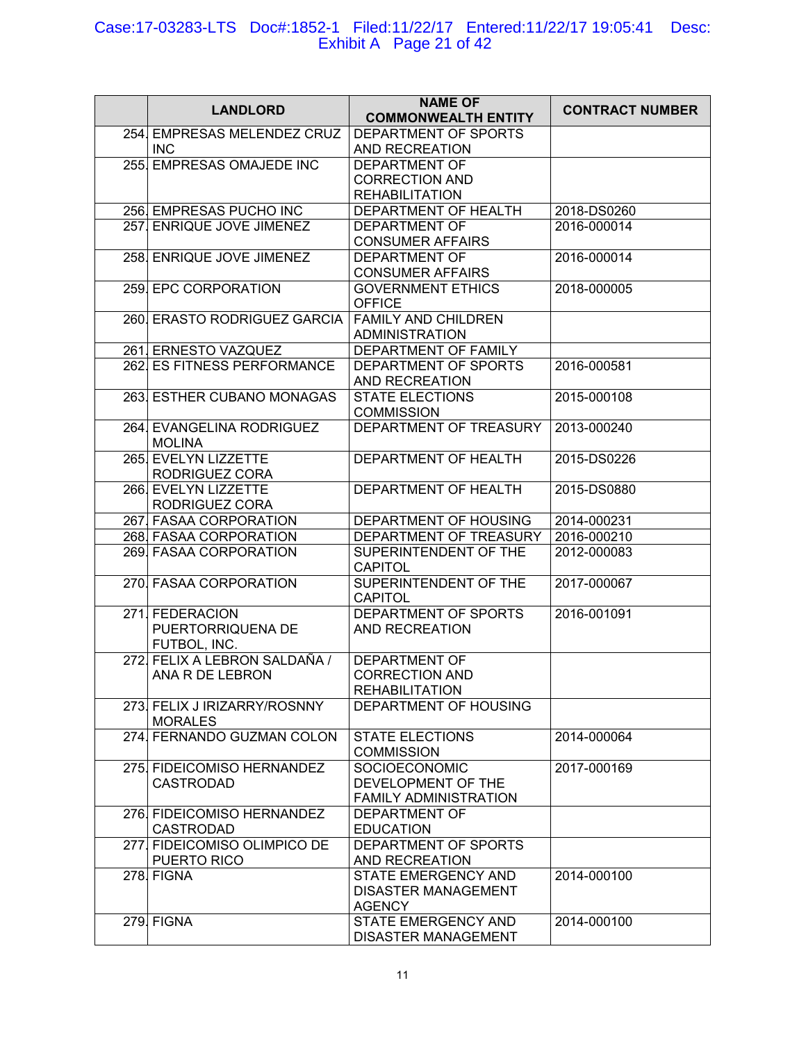| | LANDLORD | NAME OF COMMONWEALTH ENTITY | CONTRACT NUMBER |
|---|---|---|---|
| 254. | EMPRESAS MELENDEZ CRUZ INC | DEPARTMENT OF SPORTS AND RECREATION | |
| 255. | EMPRESAS OMAJEDE INC | DEPARTMENT OF CORRECTION AND REHABILITATION | |
| 256. | EMPRESAS PUCHO INC | DEPARTMENT OF HEALTH | 2018-DS0260 |
| 257. | ENRIQUE JOVE JIMENEZ | DEPARTMENT OF CONSUMER AFFAIRS | 2016-000014 |
| 258. | ENRIQUE JOVE JIMENEZ | DEPARTMENT OF CONSUMER AFFAIRS | 2016-000014 |
| 259. | EPC CORPORATION | GOVERNMENT ETHICS OFFICE | 2018-000005 |
| 260. | ERASTO RODRIGUEZ GARCIA | FAMILY AND CHILDREN ADMINISTRATION | |
| 261. | ERNESTO VAZQUEZ | DEPARTMENT OF FAMILY | |
| 262. | ES FITNESS PERFORMANCE | DEPARTMENT OF SPORTS AND RECREATION | 2016-000581 |
| 263. | ESTHER CUBANO MONAGAS | STATE ELECTIONS COMMISSION | 2015-000108 |
| 264. | EVANGELINA RODRIGUEZ MOLINA | DEPARTMENT OF TREASURY | 2013-000240 |
| 265. | EVELYN LIZZETTE RODRIGUEZ CORA | DEPARTMENT OF HEALTH | 2015-DS0226 |
| 266. | EVELYN LIZZETTE RODRIGUEZ CORA | DEPARTMENT OF HEALTH | 2015-DS0880 |
| 267. | FASAA CORPORATION | DEPARTMENT OF HOUSING | 2014-000231 |
| 268. | FASAA CORPORATION | DEPARTMENT OF TREASURY | 2016-000210 |
| 269. | FASAA CORPORATION | SUPERINTENDENT OF THE CAPITOL | 2012-000083 |
| 270. | FASAA CORPORATION | SUPERINTENDENT OF THE CAPITOL | 2017-000067 |
| 271. | FEDERACION PUERTORRIQUENA DE FUTBOL, INC. | DEPARTMENT OF SPORTS AND RECREATION | 2016-001091 |
| 272. | FELIX A LEBRON SALDAÑA / ANA R DE LEBRON | DEPARTMENT OF CORRECTION AND REHABILITATION | |
| 273. | FELIX J IRIZARRY/ROSNNY MORALES | DEPARTMENT OF HOUSING | |
| 274. | FERNANDO GUZMAN COLON | STATE ELECTIONS COMMISSION | 2014-000064 |
| 275. | FIDEICOMISO HERNANDEZ CASTRODAD | SOCIOECONOMIC DEVELOPMENT OF THE FAMILY ADMINISTRATION | 2017-000169 |
| 276. | FIDEICOMISO HERNANDEZ CASTRODAD | DEPARTMENT OF EDUCATION | |
| 277. | FIDEICOMISO OLIMPICO DE PUERTO RICO | DEPARTMENT OF SPORTS AND RECREATION | |
| 278. | FIGNA | STATE EMERGENCY AND DISASTER MANAGEMENT AGENCY | 2014-000100 |
| 279. | FIGNA | STATE EMERGENCY AND DISASTER MANAGEMENT | 2014-000100 |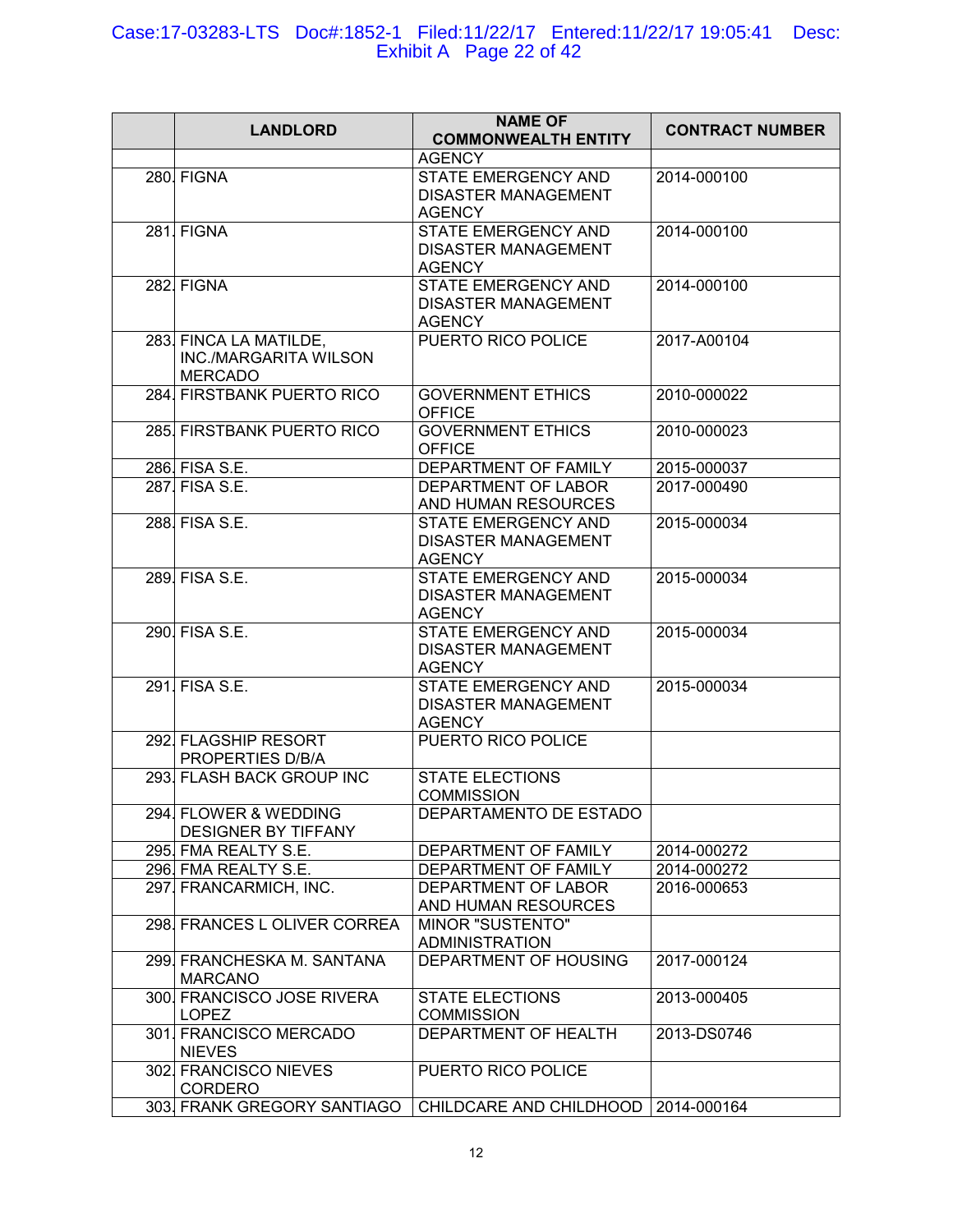| | LANDLORD | NAME OF COMMONWEALTH ENTITY | CONTRACT NUMBER |
|---|---|---|---|
| | | AGENCY | |
| 280. | FIGNA | STATE EMERGENCY AND DISASTER MANAGEMENT AGENCY | 2014-000100 |
| 281. | FIGNA | STATE EMERGENCY AND DISASTER MANAGEMENT AGENCY | 2014-000100 |
| 282. | FIGNA | STATE EMERGENCY AND DISASTER MANAGEMENT AGENCY | 2014-000100 |
| 283. | FINCA LA MATILDE, INC./MARGARITA WILSON MERCADO | PUERTO RICO POLICE | 2017-A00104 |
| 284. | FIRSTBANK PUERTO RICO | GOVERNMENT ETHICS OFFICE | 2010-000022 |
| 285. | FIRSTBANK PUERTO RICO | GOVERNMENT ETHICS OFFICE | 2010-000023 |
| 286. | FISA S.E. | DEPARTMENT OF FAMILY | 2015-000037 |
| 287. | FISA S.E. | DEPARTMENT OF LABOR AND HUMAN RESOURCES | 2017-000490 |
| 288. | FISA S.E. | STATE EMERGENCY AND DISASTER MANAGEMENT AGENCY | 2015-000034 |
| 289. | FISA S.E. | STATE EMERGENCY AND DISASTER MANAGEMENT AGENCY | 2015-000034 |
| 290. | FISA S.E. | STATE EMERGENCY AND DISASTER MANAGEMENT AGENCY | 2015-000034 |
| 291. | FISA S.E. | STATE EMERGENCY AND DISASTER MANAGEMENT AGENCY | 2015-000034 |
| 292. | FLAGSHIP RESORT PROPERTIES D/B/A | PUERTO RICO POLICE | |
| 293. | FLASH BACK GROUP INC | STATE ELECTIONS COMMISSION | |
| 294. | FLOWER & WEDDING DESIGNER BY TIFFANY | DEPARTAMENTO DE ESTADO | |
| 295. | FMA REALTY S.E. | DEPARTMENT OF FAMILY | 2014-000272 |
| 296. | FMA REALTY S.E. | DEPARTMENT OF FAMILY | 2014-000272 |
| 297. | FRANCARMICH, INC. | DEPARTMENT OF LABOR AND HUMAN RESOURCES | 2016-000653 |
| 298. | FRANCES L OLIVER CORREA | MINOR "SUSTENTO" ADMINISTRATION | |
| 299. | FRANCHESKA M. SANTANA MARCANO | DEPARTMENT OF HOUSING | 2017-000124 |
| 300. | FRANCISCO JOSE RIVERA LOPEZ | STATE ELECTIONS COMMISSION | 2013-000405 |
| 301. | FRANCISCO MERCADO NIEVES | DEPARTMENT OF HEALTH | 2013-DS0746 |
| 302. | FRANCISCO NIEVES CORDERO | PUERTO RICO POLICE | |
| 303. | FRANK GREGORY SANTIAGO | CHILDCARE AND CHILDHOOD | 2014-000164 |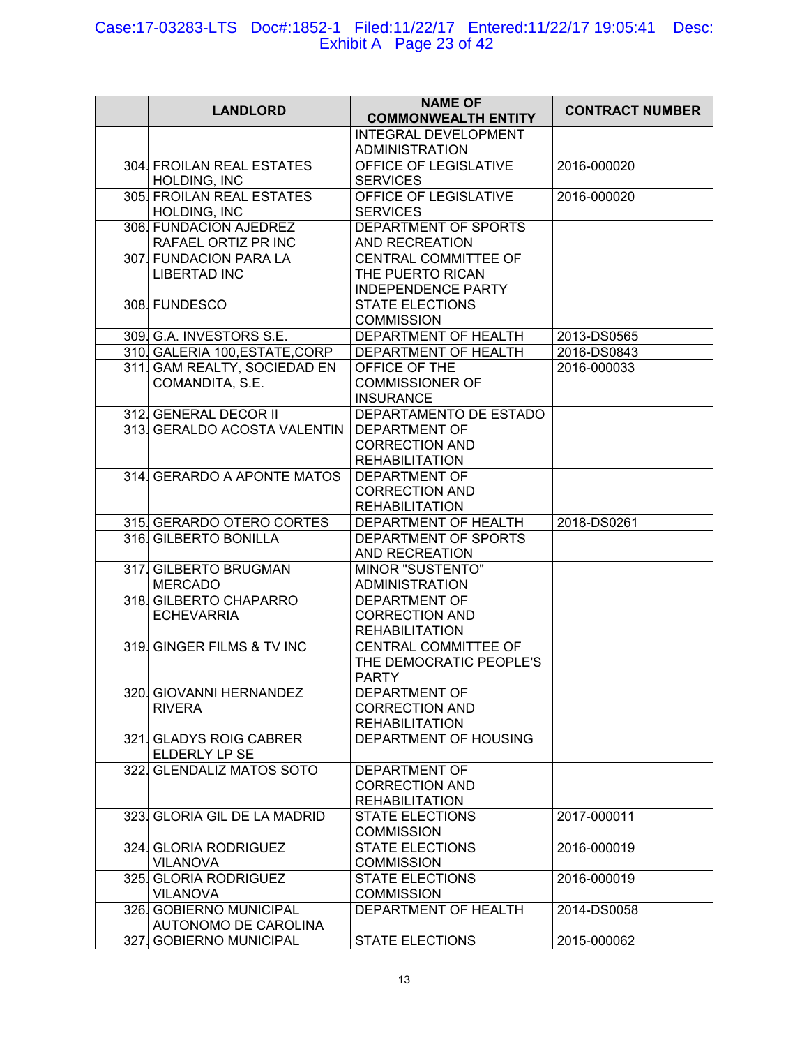| | LANDLORD | NAME OF COMMONWEALTH ENTITY | CONTRACT NUMBER |
|---|---|---|---|
| | | INTEGRAL DEVELOPMENT ADMINISTRATION | |
| 304. | FROILAN REAL ESTATES HOLDING, INC | OFFICE OF LEGISLATIVE SERVICES | 2016-000020 |
| 305. | FROILAN REAL ESTATES HOLDING, INC | OFFICE OF LEGISLATIVE SERVICES | 2016-000020 |
| 306. | FUNDACION AJEDREZ RAFAEL ORTIZ PR INC | DEPARTMENT OF SPORTS AND RECREATION | |
| 307. | FUNDACION PARA LA LIBERTAD INC | CENTRAL COMMITTEE OF THE PUERTO RICAN INDEPENDENCE PARTY | |
| 308. | FUNDESCO | STATE ELECTIONS COMMISSION | |
| 309. | G.A. INVESTORS S.E. | DEPARTMENT OF HEALTH | 2013-DS0565 |
| 310. | GALERIA 100,ESTATE,CORP | DEPARTMENT OF HEALTH | 2016-DS0843 |
| 311. | GAM REALTY, SOCIEDAD EN COMANDITA, S.E. | OFFICE OF THE COMMISSIONER OF INSURANCE | 2016-000033 |
| 312. | GENERAL DECOR II | DEPARTAMENTO DE ESTADO | |
| 313. | GERALDO ACOSTA VALENTIN | DEPARTMENT OF CORRECTION AND REHABILITATION | |
| 314. | GERARDO A APONTE MATOS | DEPARTMENT OF CORRECTION AND REHABILITATION | |
| 315. | GERARDO OTERO CORTES | DEPARTMENT OF HEALTH | 2018-DS0261 |
| 316. | GILBERTO BONILLA | DEPARTMENT OF SPORTS AND RECREATION | |
| 317. | GILBERTO BRUGMAN MERCADO | MINOR "SUSTENTO" ADMINISTRATION | |
| 318. | GILBERTO CHAPARRO ECHEVARRIA | DEPARTMENT OF CORRECTION AND REHABILITATION | |
| 319. | GINGER FILMS & TV INC | CENTRAL COMMITTEE OF THE DEMOCRATIC PEOPLE'S PARTY | |
| 320. | GIOVANNI HERNANDEZ RIVERA | DEPARTMENT OF CORRECTION AND REHABILITATION | |
| 321. | GLADYS ROIG CABRER ELDERLY LP SE | DEPARTMENT OF HOUSING | |
| 322. | GLENDALIZ MATOS SOTO | DEPARTMENT OF CORRECTION AND REHABILITATION | |
| 323. | GLORIA GIL DE LA MADRID | STATE ELECTIONS COMMISSION | 2017-000011 |
| 324. | GLORIA RODRIGUEZ VILANOVA | STATE ELECTIONS COMMISSION | 2016-000019 |
| 325. | GLORIA RODRIGUEZ VILANOVA | STATE ELECTIONS COMMISSION | 2016-000019 |
| 326. | GOBIERNO MUNICIPAL AUTONOMO DE CAROLINA | DEPARTMENT OF HEALTH | 2014-DS0058 |
| 327. | GOBIERNO MUNICIPAL | STATE ELECTIONS | 2015-000062 |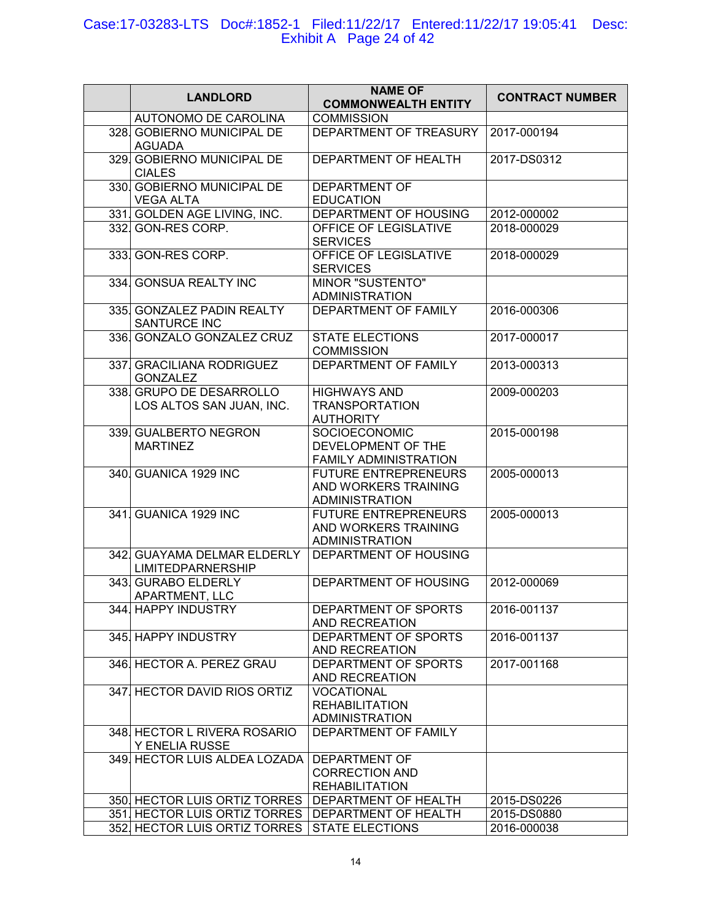| | LANDLORD | NAME OF COMMONWEALTH ENTITY | CONTRACT NUMBER |
|---|---|---|---|
| | AUTONOMO DE CAROLINA | COMMISSION | |
| 328. | GOBIERNO MUNICIPAL DE AGUADA | DEPARTMENT OF TREASURY | 2017-000194 |
| 329. | GOBIERNO MUNICIPAL DE CIALES | DEPARTMENT OF HEALTH | 2017-DS0312 |
| 330. | GOBIERNO MUNICIPAL DE VEGA ALTA | DEPARTMENT OF EDUCATION | |
| 331. | GOLDEN AGE LIVING, INC. | DEPARTMENT OF HOUSING | 2012-000002 |
| 332. | GON-RES CORP. | OFFICE OF LEGISLATIVE SERVICES | 2018-000029 |
| 333. | GON-RES CORP. | OFFICE OF LEGISLATIVE SERVICES | 2018-000029 |
| 334. | GONSUA REALTY INC | MINOR "SUSTENTO" ADMINISTRATION | |
| 335. | GONZALEZ PADIN REALTY SANTURCE INC | DEPARTMENT OF FAMILY | 2016-000306 |
| 336. | GONZALO GONZALEZ CRUZ | STATE ELECTIONS COMMISSION | 2017-000017 |
| 337. | GRACILIANA RODRIGUEZ GONZALEZ | DEPARTMENT OF FAMILY | 2013-000313 |
| 338. | GRUPO DE DESARROLLO LOS ALTOS SAN JUAN, INC. | HIGHWAYS AND TRANSPORTATION AUTHORITY | 2009-000203 |
| 339. | GUALBERTO NEGRON MARTINEZ | SOCIOECONOMIC DEVELOPMENT OF THE FAMILY ADMINISTRATION | 2015-000198 |
| 340. | GUANICA 1929 INC | FUTURE ENTREPRENEURS AND WORKERS TRAINING ADMINISTRATION | 2005-000013 |
| 341. | GUANICA 1929 INC | FUTURE ENTREPRENEURS AND WORKERS TRAINING ADMINISTRATION | 2005-000013 |
| 342. | GUAYAMA DELMAR ELDERLY LIMITEDPARNERSHIP | DEPARTMENT OF HOUSING | |
| 343. | GURABO ELDERLY APARTMENT, LLC | DEPARTMENT OF HOUSING | 2012-000069 |
| 344. | HAPPY INDUSTRY | DEPARTMENT OF SPORTS AND RECREATION | 2016-001137 |
| 345. | HAPPY INDUSTRY | DEPARTMENT OF SPORTS AND RECREATION | 2016-001137 |
| 346. | HECTOR A. PEREZ GRAU | DEPARTMENT OF SPORTS AND RECREATION | 2017-001168 |
| 347. | HECTOR DAVID RIOS ORTIZ | VOCATIONAL REHABILITATION ADMINISTRATION | |
| 348. | HECTOR L RIVERA ROSARIO Y ENELIA RUSSE | DEPARTMENT OF FAMILY | |
| 349. | HECTOR LUIS ALDEA LOZADA | DEPARTMENT OF CORRECTION AND REHABILITATION | |
| 350. | HECTOR LUIS ORTIZ TORRES | DEPARTMENT OF HEALTH | 2015-DS0226 |
| 351. | HECTOR LUIS ORTIZ TORRES | DEPARTMENT OF HEALTH | 2015-DS0880 |
| 352. | HECTOR LUIS ORTIZ TORRES | STATE ELECTIONS | 2016-000038 |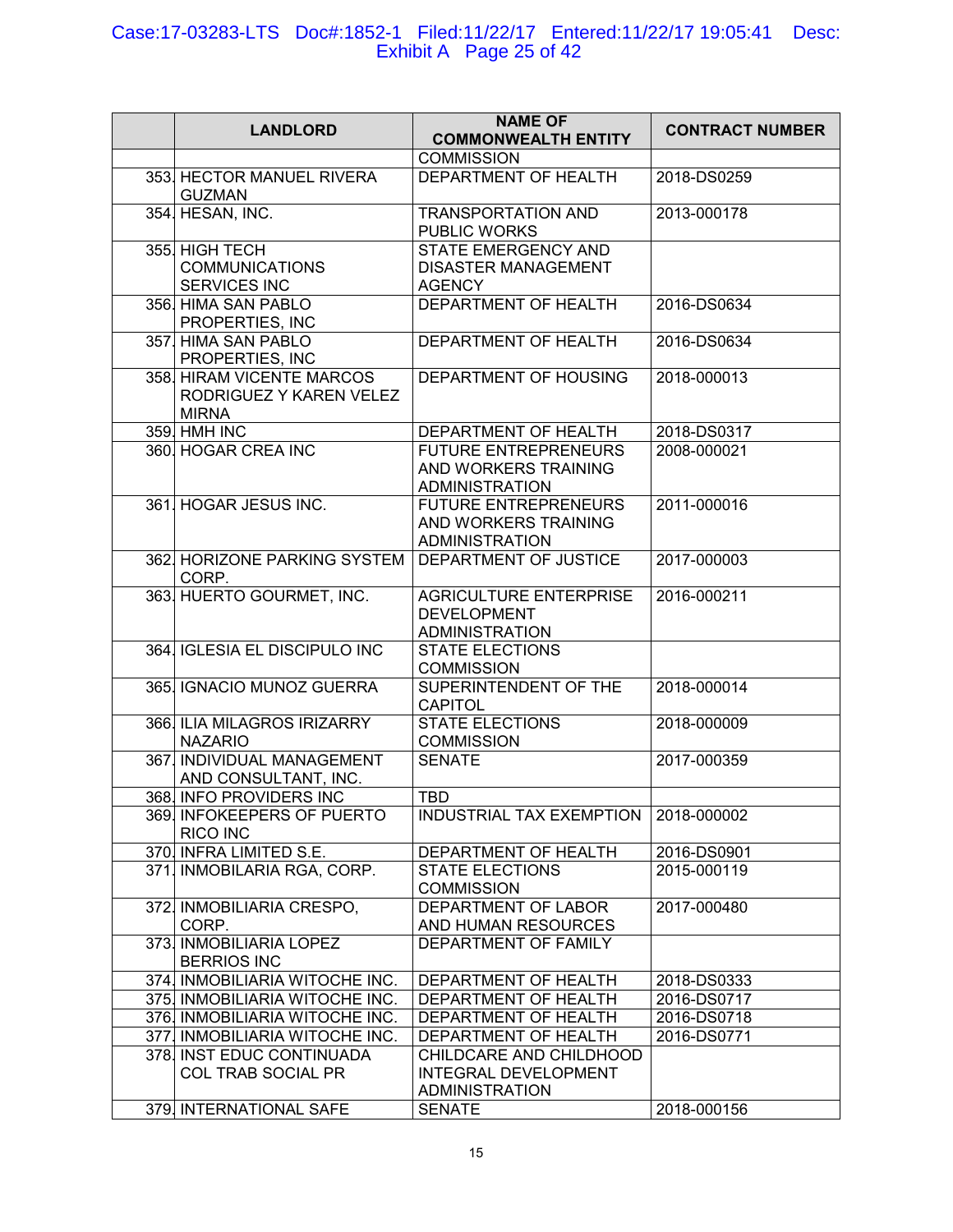| | LANDLORD | NAME OF COMMONWEALTH ENTITY | CONTRACT NUMBER |
|---|---|---|---|
| | | COMMISSION | |
| 353. | HECTOR MANUEL RIVERA GUZMAN | DEPARTMENT OF HEALTH | 2018-DS0259 |
| 354. | HESAN, INC. | TRANSPORTATION AND PUBLIC WORKS | 2013-000178 |
| 355. | HIGH TECH COMMUNICATIONS SERVICES INC | STATE EMERGENCY AND DISASTER MANAGEMENT AGENCY | |
| 356. | HIMA SAN PABLO PROPERTIES, INC | DEPARTMENT OF HEALTH | 2016-DS0634 |
| 357. | HIMA SAN PABLO PROPERTIES, INC | DEPARTMENT OF HEALTH | 2016-DS0634 |
| 358. | HIRAM VICENTE MARCOS RODRIGUEZ Y KAREN VELEZ MIRNA | DEPARTMENT OF HOUSING | 2018-000013 |
| 359. | HMH INC | DEPARTMENT OF HEALTH | 2018-DS0317 |
| 360. | HOGAR CREA INC | FUTURE ENTREPRENEURS AND WORKERS TRAINING ADMINISTRATION | 2008-000021 |
| 361. | HOGAR JESUS INC. | FUTURE ENTREPRENEURS AND WORKERS TRAINING ADMINISTRATION | 2011-000016 |
| 362. | HORIZONE PARKING SYSTEM CORP. | DEPARTMENT OF JUSTICE | 2017-000003 |
| 363. | HUERTO GOURMET, INC. | AGRICULTURE ENTERPRISE DEVELOPMENT ADMINISTRATION | 2016-000211 |
| 364. | IGLESIA EL DISCIPULO INC | STATE ELECTIONS COMMISSION | |
| 365. | IGNACIO MUNOZ GUERRA | SUPERINTENDENT OF THE CAPITOL | 2018-000014 |
| 366. | ILIA MILAGROS IRIZARRY NAZARIO | STATE ELECTIONS COMMISSION | 2018-000009 |
| 367. | INDIVIDUAL MANAGEMENT AND CONSULTANT, INC. | SENATE | 2017-000359 |
| 368. | INFO PROVIDERS INC | TBD | |
| 369. | INFOKEEPERS OF PUERTO RICO INC | INDUSTRIAL TAX EXEMPTION | 2018-000002 |
| 370. | INFRA LIMITED S.E. | DEPARTMENT OF HEALTH | 2016-DS0901 |
| 371. | INMOBILARIA RGA, CORP. | STATE ELECTIONS COMMISSION | 2015-000119 |
| 372. | INMOBILIARIA CRESPO, CORP. | DEPARTMENT OF LABOR AND HUMAN RESOURCES | 2017-000480 |
| 373. | INMOBILIARIA LOPEZ BERRIOS INC | DEPARTMENT OF FAMILY | |
| 374. | INMOBILIARIA WITOCHE INC. | DEPARTMENT OF HEALTH | 2018-DS0333 |
| 375. | INMOBILIARIA WITOCHE INC. | DEPARTMENT OF HEALTH | 2016-DS0717 |
| 376. | INMOBILIARIA WITOCHE INC. | DEPARTMENT OF HEALTH | 2016-DS0718 |
| 377. | INMOBILIARIA WITOCHE INC. | DEPARTMENT OF HEALTH | 2016-DS0771 |
| 378. | INST EDUC CONTINUADA COL TRAB SOCIAL PR | CHILDCARE AND CHILDHOOD INTEGRAL DEVELOPMENT ADMINISTRATION | |
| 379. | INTERNATIONAL SAFE | SENATE | 2018-000156 |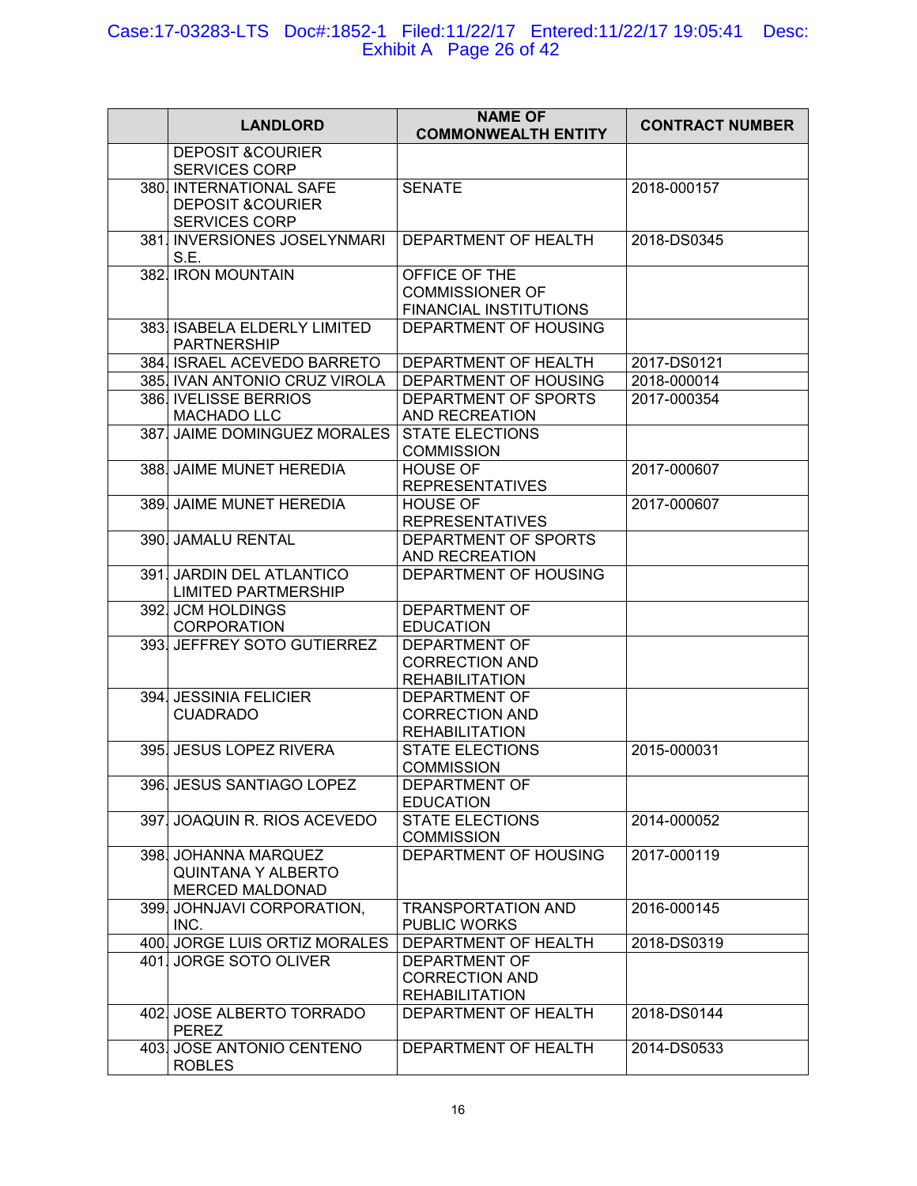| | LANDLORD | NAME OF COMMONWEALTH ENTITY | CONTRACT NUMBER |
|---|---|---|---|
| | DEPOSIT &COURIER SERVICES CORP | | |
| 380. | INTERNATIONAL SAFE DEPOSIT &COURIER SERVICES CORP | SENATE | 2018-000157 |
| 381. | INVERSIONES JOSELYNMARI S.E. | DEPARTMENT OF HEALTH | 2018-DS0345 |
| 382. | IRON MOUNTAIN | OFFICE OF THE COMMISSIONER OF FINANCIAL INSTITUTIONS | |
| 383. | ISABELA ELDERLY LIMITED PARTNERSHIP | DEPARTMENT OF HOUSING | |
| 384. | ISRAEL ACEVEDO BARRETO | DEPARTMENT OF HEALTH | 2017-DS0121 |
| 385. | IVAN ANTONIO CRUZ VIROLA | DEPARTMENT OF HOUSING | 2018-000014 |
| 386. | IVELISSE BERRIOS MACHADO LLC | DEPARTMENT OF SPORTS AND RECREATION | 2017-000354 |
| 387. | JAIME DOMINGUEZ MORALES | STATE ELECTIONS COMMISSION | |
| 388. | JAIME MUNET HEREDIA | HOUSE OF REPRESENTATIVES | 2017-000607 |
| 389. | JAIME MUNET HEREDIA | HOUSE OF REPRESENTATIVES | 2017-000607 |
| 390. | JAMALU RENTAL | DEPARTMENT OF SPORTS AND RECREATION | |
| 391. | JARDIN DEL ATLANTICO LIMITED PARTMERSHIP | DEPARTMENT OF HOUSING | |
| 392. | JCM HOLDINGS CORPORATION | DEPARTMENT OF EDUCATION | |
| 393. | JEFFREY SOTO GUTIERREZ | DEPARTMENT OF CORRECTION AND REHABILITATION | |
| 394. | JESSINIA FELICIER CUADRADO | DEPARTMENT OF CORRECTION AND REHABILITATION | |
| 395. | JESUS LOPEZ RIVERA | STATE ELECTIONS COMMISSION | 2015-000031 |
| 396. | JESUS SANTIAGO LOPEZ | DEPARTMENT OF EDUCATION | |
| 397. | JOAQUIN R. RIOS ACEVEDO | STATE ELECTIONS COMMISSION | 2014-000052 |
| 398. | JOHANNA MARQUEZ QUINTANA Y ALBERTO MERCED MALDONAD | DEPARTMENT OF HOUSING | 2017-000119 |
| 399. | JOHNJAVI CORPORATION, INC. | TRANSPORTATION AND PUBLIC WORKS | 2016-000145 |
| 400. | JORGE LUIS ORTIZ MORALES | DEPARTMENT OF HEALTH | 2018-DS0319 |
| 401. | JORGE SOTO OLIVER | DEPARTMENT OF CORRECTION AND REHABILITATION | |
| 402. | JOSE ALBERTO TORRADO PEREZ | DEPARTMENT OF HEALTH | 2018-DS0144 |
| 403. | JOSE ANTONIO CENTENO ROBLES | DEPARTMENT OF HEALTH | 2014-DS0533 |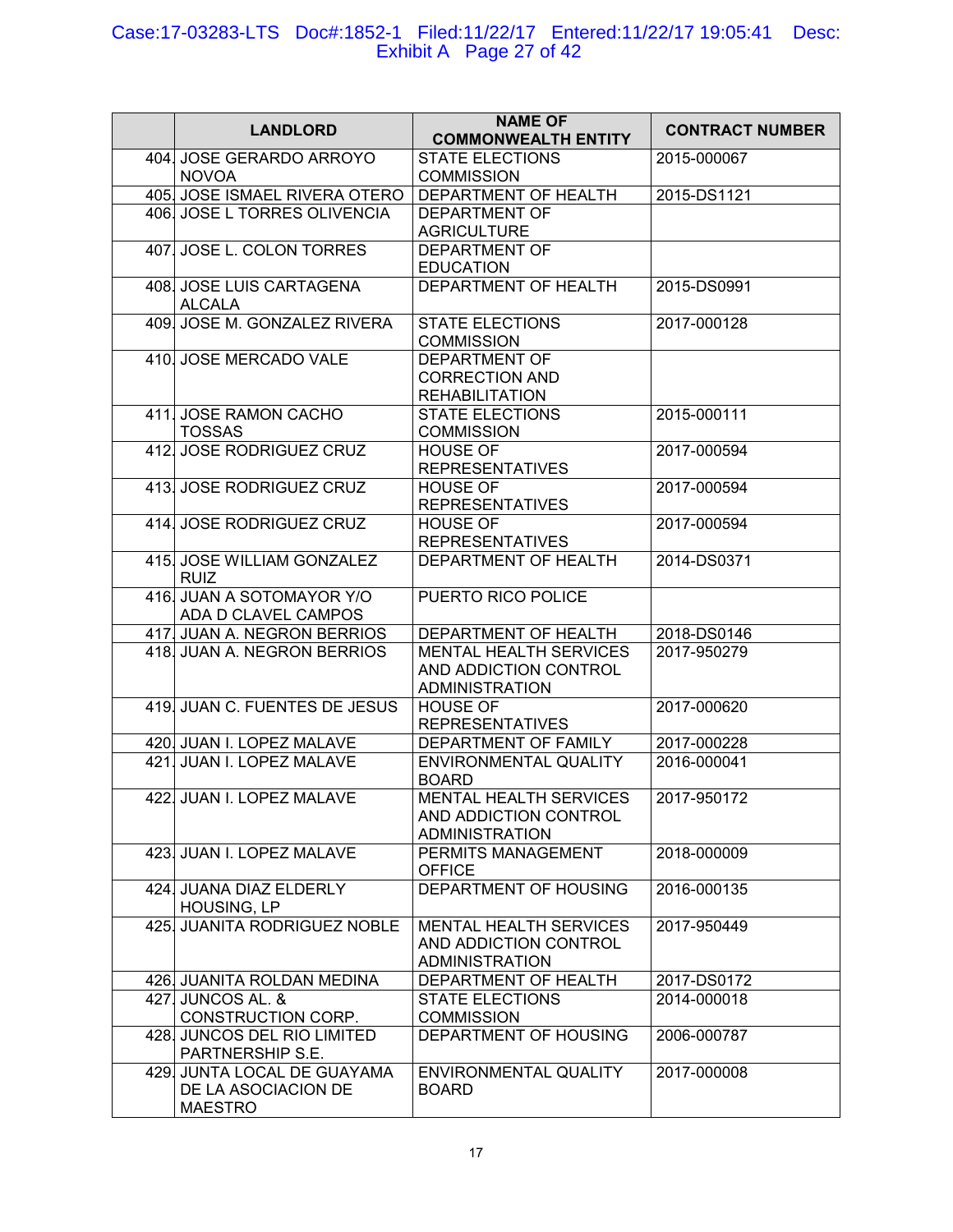| | LANDLORD | NAME OF COMMONWEALTH ENTITY | CONTRACT NUMBER |
|---|---|---|---|
| 404. | JOSE GERARDO ARROYO NOVOA | STATE ELECTIONS COMMISSION | 2015-000067 |
| 405. | JOSE ISMAEL RIVERA OTERO | DEPARTMENT OF HEALTH | 2015-DS1121 |
| 406. | JOSE L TORRES OLIVENCIA | DEPARTMENT OF AGRICULTURE | |
| 407. | JOSE L. COLON TORRES | DEPARTMENT OF EDUCATION | |
| 408. | JOSE LUIS CARTAGENA ALCALA | DEPARTMENT OF HEALTH | 2015-DS0991 |
| 409. | JOSE M. GONZALEZ RIVERA | STATE ELECTIONS COMMISSION | 2017-000128 |
| 410. | JOSE MERCADO VALE | DEPARTMENT OF CORRECTION AND REHABILITATION | |
| 411. | JOSE RAMON CACHO TOSSAS | STATE ELECTIONS COMMISSION | 2015-000111 |
| 412. | JOSE RODRIGUEZ CRUZ | HOUSE OF REPRESENTATIVES | 2017-000594 |
| 413. | JOSE RODRIGUEZ CRUZ | HOUSE OF REPRESENTATIVES | 2017-000594 |
| 414. | JOSE RODRIGUEZ CRUZ | HOUSE OF REPRESENTATIVES | 2017-000594 |
| 415. | JOSE WILLIAM GONZALEZ RUIZ | DEPARTMENT OF HEALTH | 2014-DS0371 |
| 416. | JUAN A SOTOMAYOR Y/O ADA D CLAVEL CAMPOS | PUERTO RICO POLICE | |
| 417. | JUAN A. NEGRON BERRIOS | DEPARTMENT OF HEALTH | 2018-DS0146 |
| 418. | JUAN A. NEGRON BERRIOS | MENTAL HEALTH SERVICES AND ADDICTION CONTROL ADMINISTRATION | 2017-950279 |
| 419. | JUAN C. FUENTES DE JESUS | HOUSE OF REPRESENTATIVES | 2017-000620 |
| 420. | JUAN I. LOPEZ MALAVE | DEPARTMENT OF FAMILY | 2017-000228 |
| 421. | JUAN I. LOPEZ MALAVE | ENVIRONMENTAL QUALITY BOARD | 2016-000041 |
| 422. | JUAN I. LOPEZ MALAVE | MENTAL HEALTH SERVICES AND ADDICTION CONTROL ADMINISTRATION | 2017-950172 |
| 423. | JUAN I. LOPEZ MALAVE | PERMITS MANAGEMENT OFFICE | 2018-000009 |
| 424. | JUANA DIAZ ELDERLY HOUSING, LP | DEPARTMENT OF HOUSING | 2016-000135 |
| 425. | JUANITA RODRIGUEZ NOBLE | MENTAL HEALTH SERVICES AND ADDICTION CONTROL ADMINISTRATION | 2017-950449 |
| 426. | JUANITA ROLDAN MEDINA | DEPARTMENT OF HEALTH | 2017-DS0172 |
| 427. | JUNCOS AL. & CONSTRUCTION CORP. | STATE ELECTIONS COMMISSION | 2014-000018 |
| 428. | JUNCOS DEL RIO LIMITED PARTNERSHIP S.E. | DEPARTMENT OF HOUSING | 2006-000787 |
| 429. | JUNTA LOCAL DE GUAYAMA DE LA ASOCIACION DE MAESTRO | ENVIRONMENTAL QUALITY BOARD | 2017-000008 |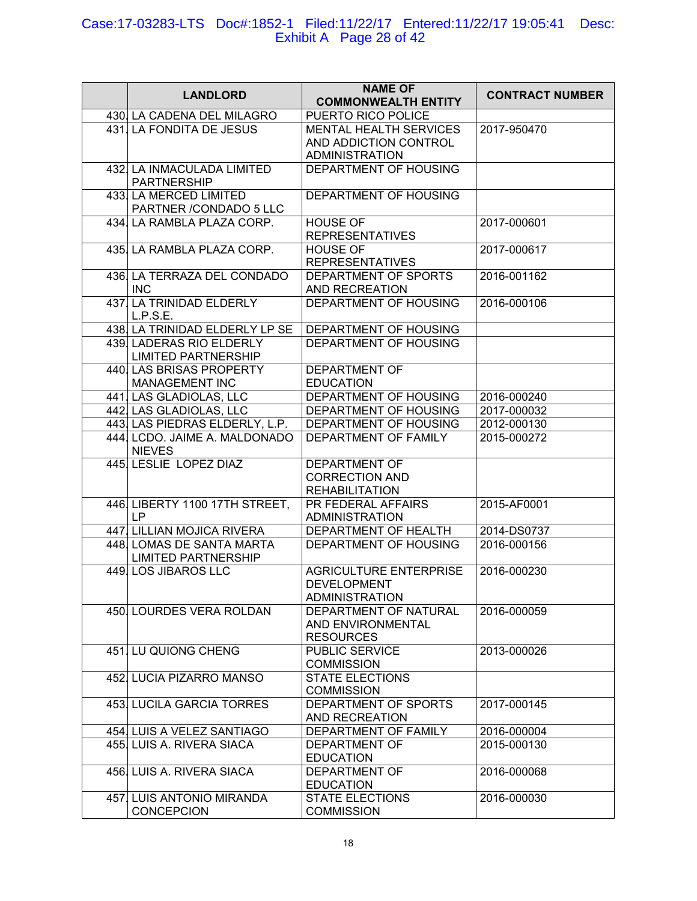|  | LANDLORD | NAME OF COMMONWEALTH ENTITY | CONTRACT NUMBER |
|---|---|---|---|
| 430. | LA CADENA DEL MILAGRO | PUERTO RICO POLICE |  |
| 431. | LA FONDITA DE JESUS | MENTAL HEALTH SERVICES AND ADDICTION CONTROL ADMINISTRATION | 2017-950470 |
| 432. | LA INMACULADA LIMITED PARTNERSHIP | DEPARTMENT OF HOUSING |  |
| 433. | LA MERCED LIMITED PARTNER /CONDADO 5 LLC | DEPARTMENT OF HOUSING |  |
| 434. | LA RAMBLA PLAZA CORP. | HOUSE OF REPRESENTATIVES | 2017-000601 |
| 435. | LA RAMBLA PLAZA CORP. | HOUSE OF REPRESENTATIVES | 2017-000617 |
| 436. | LA TERRAZA DEL CONDADO INC | DEPARTMENT OF SPORTS AND RECREATION | 2016-001162 |
| 437. | LA TRINIDAD ELDERLY L.P.S.E. | DEPARTMENT OF HOUSING | 2016-000106 |
| 438. | LA TRINIDAD ELDERLY LP SE | DEPARTMENT OF HOUSING |  |
| 439. | LADERAS RIO ELDERLY LIMITED PARTNERSHIP | DEPARTMENT OF HOUSING |  |
| 440. | LAS BRISAS PROPERTY MANAGEMENT INC | DEPARTMENT OF EDUCATION |  |
| 441. | LAS GLADIOLAS, LLC | DEPARTMENT OF HOUSING | 2016-000240 |
| 442. | LAS GLADIOLAS, LLC | DEPARTMENT OF HOUSING | 2017-000032 |
| 443. | LAS PIEDRAS ELDERLY, L.P. | DEPARTMENT OF HOUSING | 2012-000130 |
| 444. | LCDO. JAIME A. MALDONADO NIEVES | DEPARTMENT OF FAMILY | 2015-000272 |
| 445. | LESLIE LOPEZ DIAZ | DEPARTMENT OF CORRECTION AND REHABILITATION |  |
| 446. | LIBERTY 1100 17TH STREET, LP | PR FEDERAL AFFAIRS ADMINISTRATION | 2015-AF0001 |
| 447. | LILLIAN MOJICA RIVERA | DEPARTMENT OF HEALTH | 2014-DS0737 |
| 448. | LOMAS DE SANTA MARTA LIMITED PARTNERSHIP | DEPARTMENT OF HOUSING | 2016-000156 |
| 449. | LOS JIBAROS LLC | AGRICULTURE ENTERPRISE DEVELOPMENT ADMINISTRATION | 2016-000230 |
| 450. | LOURDES VERA ROLDAN | DEPARTMENT OF NATURAL AND ENVIRONMENTAL RESOURCES | 2016-000059 |
| 451. | LU QUIONG CHENG | PUBLIC SERVICE COMMISSION | 2013-000026 |
| 452. | LUCIA PIZARRO MANSO | STATE ELECTIONS COMMISSION |  |
| 453. | LUCILA GARCIA TORRES | DEPARTMENT OF SPORTS AND RECREATION | 2017-000145 |
| 454. | LUIS A VELEZ SANTIAGO | DEPARTMENT OF FAMILY | 2016-000004 |
| 455. | LUIS A. RIVERA SIACA | DEPARTMENT OF EDUCATION | 2015-000130 |
| 456. | LUIS A. RIVERA SIACA | DEPARTMENT OF EDUCATION | 2016-000068 |
| 457. | LUIS ANTONIO MIRANDA CONCEPCION | STATE ELECTIONS COMMISSION | 2016-000030 |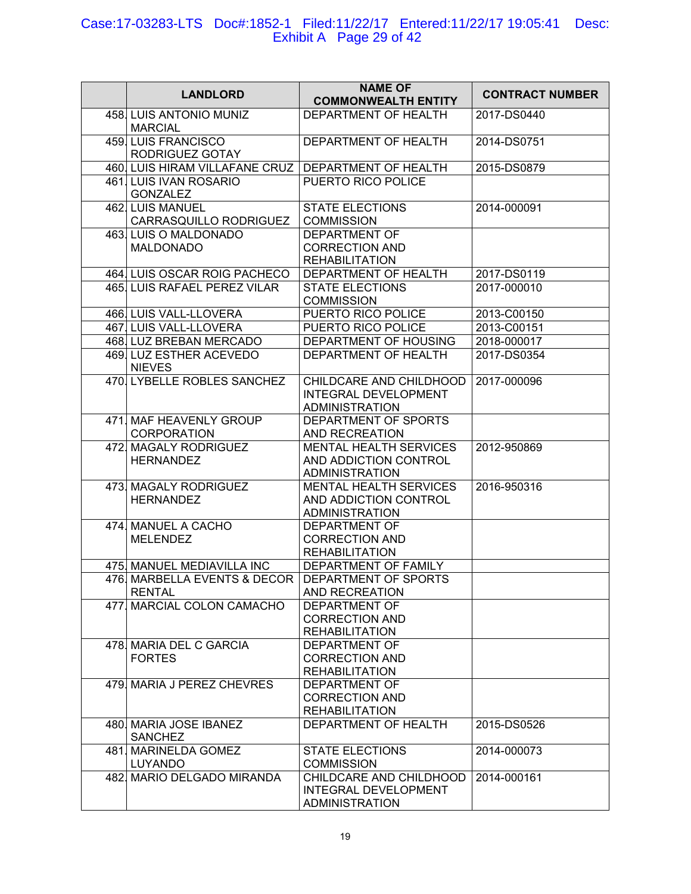| | LANDLORD | NAME OF COMMONWEALTH ENTITY | CONTRACT NUMBER |
|---|---|---|---|
| 458. | LUIS ANTONIO MUNIZ MARCIAL | DEPARTMENT OF HEALTH | 2017-DS0440 |
| 459. | LUIS FRANCISCO RODRIGUEZ GOTAY | DEPARTMENT OF HEALTH | 2014-DS0751 |
| 460. | LUIS HIRAM VILLAFANE CRUZ | DEPARTMENT OF HEALTH | 2015-DS0879 |
| 461. | LUIS IVAN ROSARIO GONZALEZ | PUERTO RICO POLICE | |
| 462. | LUIS MANUEL CARRASQUILLO RODRIGUEZ | STATE ELECTIONS COMMISSION | 2014-000091 |
| 463. | LUIS O MALDONADO MALDONADO | DEPARTMENT OF CORRECTION AND REHABILITATION | |
| 464. | LUIS OSCAR ROIG PACHECO | DEPARTMENT OF HEALTH | 2017-DS0119 |
| 465. | LUIS RAFAEL PEREZ VILAR | STATE ELECTIONS COMMISSION | 2017-000010 |
| 466. | LUIS VALL-LLOVERA | PUERTO RICO POLICE | 2013-C00150 |
| 467. | LUIS VALL-LLOVERA | PUERTO RICO POLICE | 2013-C00151 |
| 468. | LUZ BREBAN MERCADO | DEPARTMENT OF HOUSING | 2018-000017 |
| 469. | LUZ ESTHER ACEVEDO NIEVES | DEPARTMENT OF HEALTH | 2017-DS0354 |
| 470. | LYBELLE ROBLES SANCHEZ | CHILDCARE AND CHILDHOOD INTEGRAL DEVELOPMENT ADMINISTRATION | 2017-000096 |
| 471. | MAF HEAVENLY GROUP CORPORATION | DEPARTMENT OF SPORTS AND RECREATION | |
| 472. | MAGALY RODRIGUEZ HERNANDEZ | MENTAL HEALTH SERVICES AND ADDICTION CONTROL ADMINISTRATION | 2012-950869 |
| 473. | MAGALY RODRIGUEZ HERNANDEZ | MENTAL HEALTH SERVICES AND ADDICTION CONTROL ADMINISTRATION | 2016-950316 |
| 474. | MANUEL A CACHO MELENDEZ | DEPARTMENT OF CORRECTION AND REHABILITATION | |
| 475. | MANUEL MEDIAVILLA INC | DEPARTMENT OF FAMILY | |
| 476. | MARBELLA EVENTS & DECOR RENTAL | DEPARTMENT OF SPORTS AND RECREATION | |
| 477. | MARCIAL COLON CAMACHO | DEPARTMENT OF CORRECTION AND REHABILITATION | |
| 478. | MARIA DEL C GARCIA FORTES | DEPARTMENT OF CORRECTION AND REHABILITATION | |
| 479. | MARIA J PEREZ CHEVRES | DEPARTMENT OF CORRECTION AND REHABILITATION | |
| 480. | MARIA JOSE IBANEZ SANCHEZ | DEPARTMENT OF HEALTH | 2015-DS0526 |
| 481. | MARINELDA GOMEZ LUYANDO | STATE ELECTIONS COMMISSION | 2014-000073 |
| 482. | MARIO DELGADO MIRANDA | CHILDCARE AND CHILDHOOD INTEGRAL DEVELOPMENT ADMINISTRATION | 2014-000161 |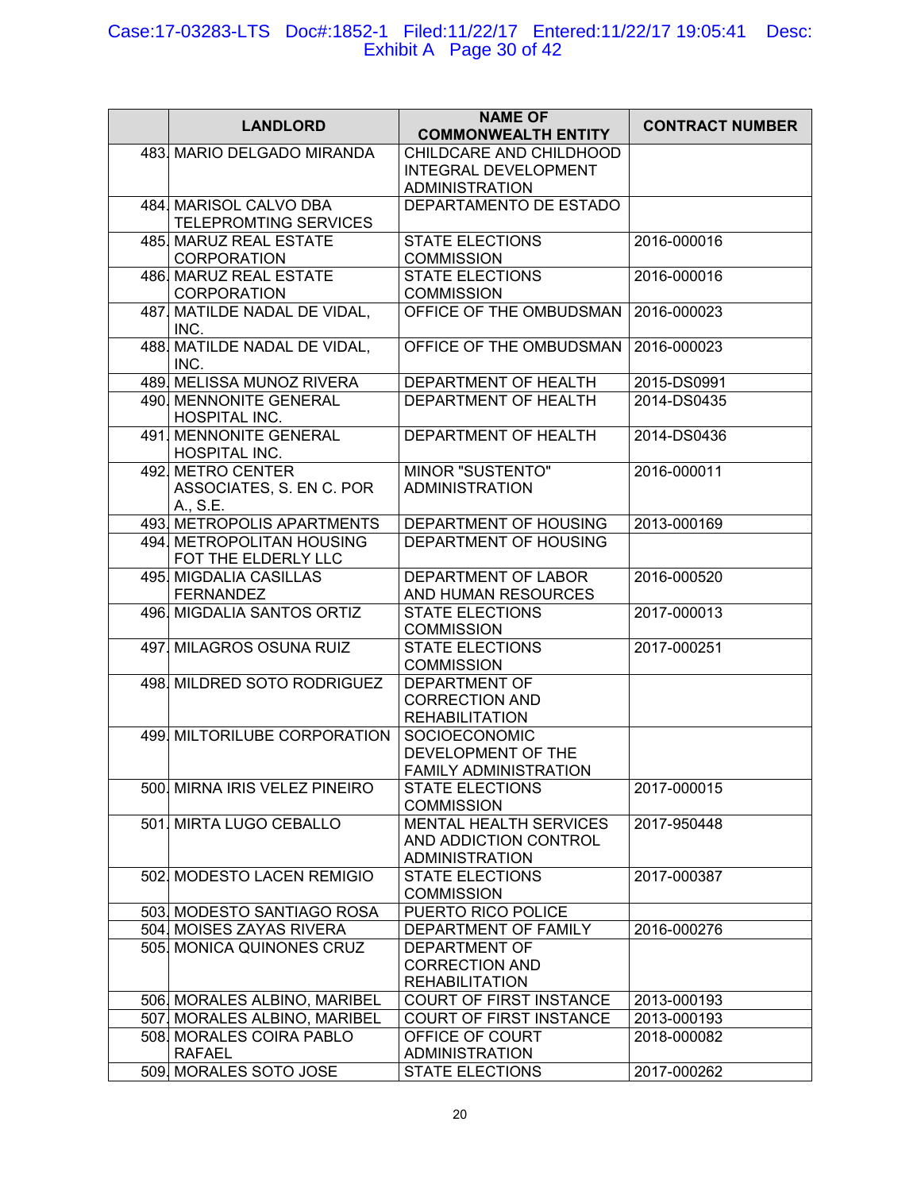| | LANDLORD | NAME OF COMMONWEALTH ENTITY | CONTRACT NUMBER |
|---|---|---|---|
| 483. | MARIO DELGADO MIRANDA | CHILDCARE AND CHILDHOOD INTEGRAL DEVELOPMENT ADMINISTRATION | |
| 484. | MARISOL CALVO DBA TELEPROMTING SERVICES | DEPARTAMENTO DE ESTADO | |
| 485. | MARUZ REAL ESTATE CORPORATION | STATE ELECTIONS COMMISSION | 2016-000016 |
| 486. | MARUZ REAL ESTATE CORPORATION | STATE ELECTIONS COMMISSION | 2016-000016 |
| 487. | MATILDE NADAL DE VIDAL, INC. | OFFICE OF THE OMBUDSMAN | 2016-000023 |
| 488. | MATILDE NADAL DE VIDAL, INC. | OFFICE OF THE OMBUDSMAN | 2016-000023 |
| 489. | MELISSA MUNOZ RIVERA | DEPARTMENT OF HEALTH | 2015-DS0991 |
| 490. | MENNONITE GENERAL HOSPITAL INC. | DEPARTMENT OF HEALTH | 2014-DS0435 |
| 491. | MENNONITE GENERAL HOSPITAL INC. | DEPARTMENT OF HEALTH | 2014-DS0436 |
| 492. | METRO CENTER ASSOCIATES, S. EN C. POR A., S.E. | MINOR "SUSTENTO" ADMINISTRATION | 2016-000011 |
| 493. | METROPOLIS APARTMENTS | DEPARTMENT OF HOUSING | 2013-000169 |
| 494. | METROPOLITAN HOUSING FOT THE ELDERLY LLC | DEPARTMENT OF HOUSING | |
| 495. | MIGDALIA CASILLAS FERNANDEZ | DEPARTMENT OF LABOR AND HUMAN RESOURCES | 2016-000520 |
| 496. | MIGDALIA SANTOS ORTIZ | STATE ELECTIONS COMMISSION | 2017-000013 |
| 497. | MILAGROS OSUNA RUIZ | STATE ELECTIONS COMMISSION | 2017-000251 |
| 498. | MILDRED SOTO RODRIGUEZ | DEPARTMENT OF CORRECTION AND REHABILITATION | |
| 499. | MILTORILUBE CORPORATION | SOCIOECONOMIC DEVELOPMENT OF THE FAMILY ADMINISTRATION | |
| 500. | MIRNA IRIS VELEZ PINEIRO | STATE ELECTIONS COMMISSION | 2017-000015 |
| 501. | MIRTA LUGO CEBALLO | MENTAL HEALTH SERVICES AND ADDICTION CONTROL ADMINISTRATION | 2017-950448 |
| 502. | MODESTO LACEN REMIGIO | STATE ELECTIONS COMMISSION | 2017-000387 |
| 503. | MODESTO SANTIAGO ROSA | PUERTO RICO POLICE | |
| 504. | MOISES ZAYAS RIVERA | DEPARTMENT OF FAMILY | 2016-000276 |
| 505. | MONICA QUINONES CRUZ | DEPARTMENT OF CORRECTION AND REHABILITATION | |
| 506. | MORALES ALBINO, MARIBEL | COURT OF FIRST INSTANCE | 2013-000193 |
| 507. | MORALES ALBINO, MARIBEL | COURT OF FIRST INSTANCE | 2013-000193 |
| 508. | MORALES COIRA PABLO RAFAEL | OFFICE OF COURT ADMINISTRATION | 2018-000082 |
| 509. | MORALES SOTO JOSE | STATE ELECTIONS | 2017-000262 |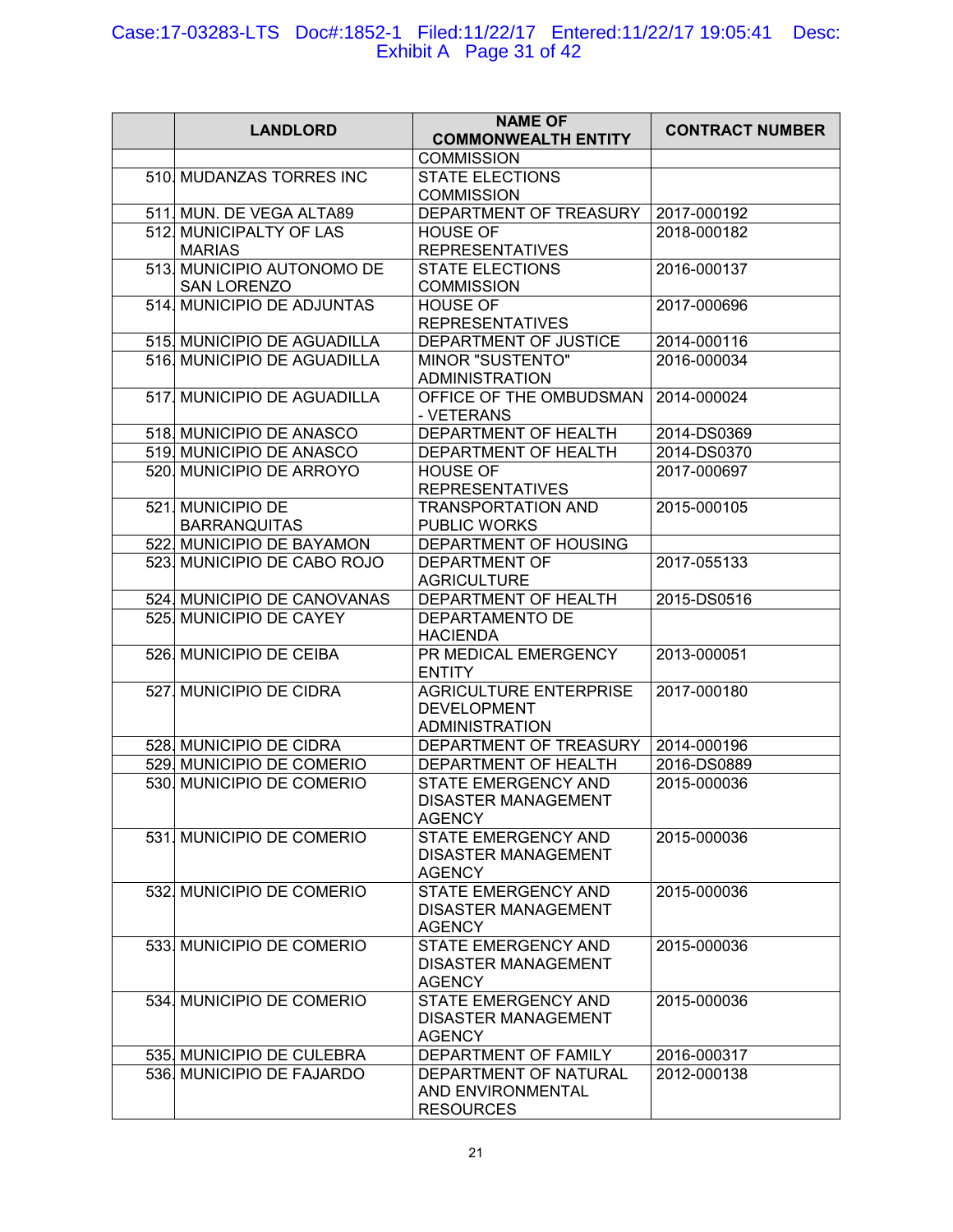| | LANDLORD | NAME OF COMMONWEALTH ENTITY | CONTRACT NUMBER |
|---|---|---|---|
| | | COMMISSION | |
| 510. | MUDANZAS TORRES INC | STATE ELECTIONS COMMISSION | |
| 511. | MUN. DE VEGA ALTA89 | DEPARTMENT OF TREASURY | 2017-000192 |
| 512. | MUNICIPALTY OF LAS MARIAS | HOUSE OF REPRESENTATIVES | 2018-000182 |
| 513. | MUNICIPIO AUTONOMO DE SAN LORENZO | STATE ELECTIONS COMMISSION | 2016-000137 |
| 514. | MUNICIPIO DE ADJUNTAS | HOUSE OF REPRESENTATIVES | 2017-000696 |
| 515. | MUNICIPIO DE AGUADILLA | DEPARTMENT OF JUSTICE | 2014-000116 |
| 516. | MUNICIPIO DE AGUADILLA | MINOR "SUSTENTO" ADMINISTRATION | 2016-000034 |
| 517. | MUNICIPIO DE AGUADILLA | OFFICE OF THE OMBUDSMAN - VETERANS | 2014-000024 |
| 518. | MUNICIPIO DE ANASCO | DEPARTMENT OF HEALTH | 2014-DS0369 |
| 519. | MUNICIPIO DE ANASCO | DEPARTMENT OF HEALTH | 2014-DS0370 |
| 520. | MUNICIPIO DE ARROYO | HOUSE OF REPRESENTATIVES | 2017-000697 |
| 521. | MUNICIPIO DE BARRANQUITAS | TRANSPORTATION AND PUBLIC WORKS | 2015-000105 |
| 522. | MUNICIPIO DE BAYAMON | DEPARTMENT OF HOUSING | |
| 523. | MUNICIPIO DE CABO ROJO | DEPARTMENT OF AGRICULTURE | 2017-055133 |
| 524. | MUNICIPIO DE CANOVANAS | DEPARTMENT OF HEALTH | 2015-DS0516 |
| 525. | MUNICIPIO DE CAYEY | DEPARTAMENTO DE HACIENDA | |
| 526. | MUNICIPIO DE CEIBA | PR MEDICAL EMERGENCY ENTITY | 2013-000051 |
| 527. | MUNICIPIO DE CIDRA | AGRICULTURE ENTERPRISE DEVELOPMENT ADMINISTRATION | 2017-000180 |
| 528. | MUNICIPIO DE CIDRA | DEPARTMENT OF TREASURY | 2014-000196 |
| 529. | MUNICIPIO DE COMERIO | DEPARTMENT OF HEALTH | 2016-DS0889 |
| 530. | MUNICIPIO DE COMERIO | STATE EMERGENCY AND DISASTER MANAGEMENT AGENCY | 2015-000036 |
| 531. | MUNICIPIO DE COMERIO | STATE EMERGENCY AND DISASTER MANAGEMENT AGENCY | 2015-000036 |
| 532. | MUNICIPIO DE COMERIO | STATE EMERGENCY AND DISASTER MANAGEMENT AGENCY | 2015-000036 |
| 533. | MUNICIPIO DE COMERIO | STATE EMERGENCY AND DISASTER MANAGEMENT AGENCY | 2015-000036 |
| 534. | MUNICIPIO DE COMERIO | STATE EMERGENCY AND DISASTER MANAGEMENT AGENCY | 2015-000036 |
| 535. | MUNICIPIO DE CULEBRA | DEPARTMENT OF FAMILY | 2016-000317 |
| 536. | MUNICIPIO DE FAJARDO | DEPARTMENT OF NATURAL AND ENVIRONMENTAL RESOURCES | 2012-000138 |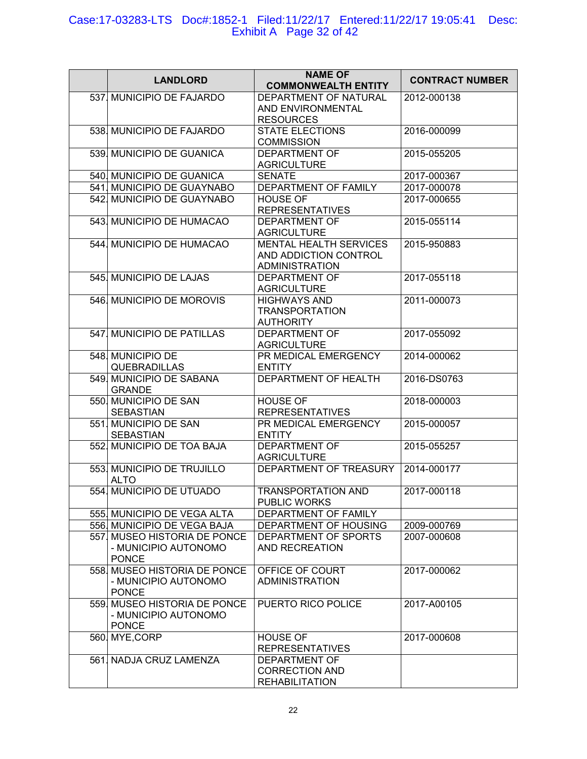| | LANDLORD | NAME OF COMMONWEALTH ENTITY | CONTRACT NUMBER |
|---|---|---|---|
| 537. | MUNICIPIO DE FAJARDO | DEPARTMENT OF NATURAL AND ENVIRONMENTAL RESOURCES | 2012-000138 |
| 538. | MUNICIPIO DE FAJARDO | STATE ELECTIONS COMMISSION | 2016-000099 |
| 539. | MUNICIPIO DE GUANICA | DEPARTMENT OF AGRICULTURE | 2015-055205 |
| 540. | MUNICIPIO DE GUANICA | SENATE | 2017-000367 |
| 541. | MUNICIPIO DE GUAYNABO | DEPARTMENT OF FAMILY | 2017-000078 |
| 542. | MUNICIPIO DE GUAYNABO | HOUSE OF REPRESENTATIVES | 2017-000655 |
| 543. | MUNICIPIO DE HUMACAO | DEPARTMENT OF AGRICULTURE | 2015-055114 |
| 544. | MUNICIPIO DE HUMACAO | MENTAL HEALTH SERVICES AND ADDICTION CONTROL ADMINISTRATION | 2015-950883 |
| 545. | MUNICIPIO DE LAJAS | DEPARTMENT OF AGRICULTURE | 2017-055118 |
| 546. | MUNICIPIO DE MOROVIS | HIGHWAYS AND TRANSPORTATION AUTHORITY | 2011-000073 |
| 547. | MUNICIPIO DE PATILLAS | DEPARTMENT OF AGRICULTURE | 2017-055092 |
| 548. | MUNICIPIO DE QUEBRADILLAS | PR MEDICAL EMERGENCY ENTITY | 2014-000062 |
| 549. | MUNICIPIO DE SABANA GRANDE | DEPARTMENT OF HEALTH | 2016-DS0763 |
| 550. | MUNICIPIO DE SAN SEBASTIAN | HOUSE OF REPRESENTATIVES | 2018-000003 |
| 551. | MUNICIPIO DE SAN SEBASTIAN | PR MEDICAL EMERGENCY ENTITY | 2015-000057 |
| 552. | MUNICIPIO DE TOA BAJA | DEPARTMENT OF AGRICULTURE | 2015-055257 |
| 553. | MUNICIPIO DE TRUJILLO ALTO | DEPARTMENT OF TREASURY | 2014-000177 |
| 554. | MUNICIPIO DE UTUADO | TRANSPORTATION AND PUBLIC WORKS | 2017-000118 |
| 555. | MUNICIPIO DE VEGA ALTA | DEPARTMENT OF FAMILY | |
| 556. | MUNICIPIO DE VEGA BAJA | DEPARTMENT OF HOUSING | 2009-000769 |
| 557. | MUSEO HISTORIA DE PONCE - MUNICIPIO AUTONOMO PONCE | DEPARTMENT OF SPORTS AND RECREATION | 2007-000608 |
| 558. | MUSEO HISTORIA DE PONCE - MUNICIPIO AUTONOMO PONCE | OFFICE OF COURT ADMINISTRATION | 2017-000062 |
| 559. | MUSEO HISTORIA DE PONCE - MUNICIPIO AUTONOMO PONCE | PUERTO RICO POLICE | 2017-A00105 |
| 560. | MYE,CORP | HOUSE OF REPRESENTATIVES | 2017-000608 |
| 561. | NADJA CRUZ LAMENZA | DEPARTMENT OF CORRECTION AND REHABILITATION | |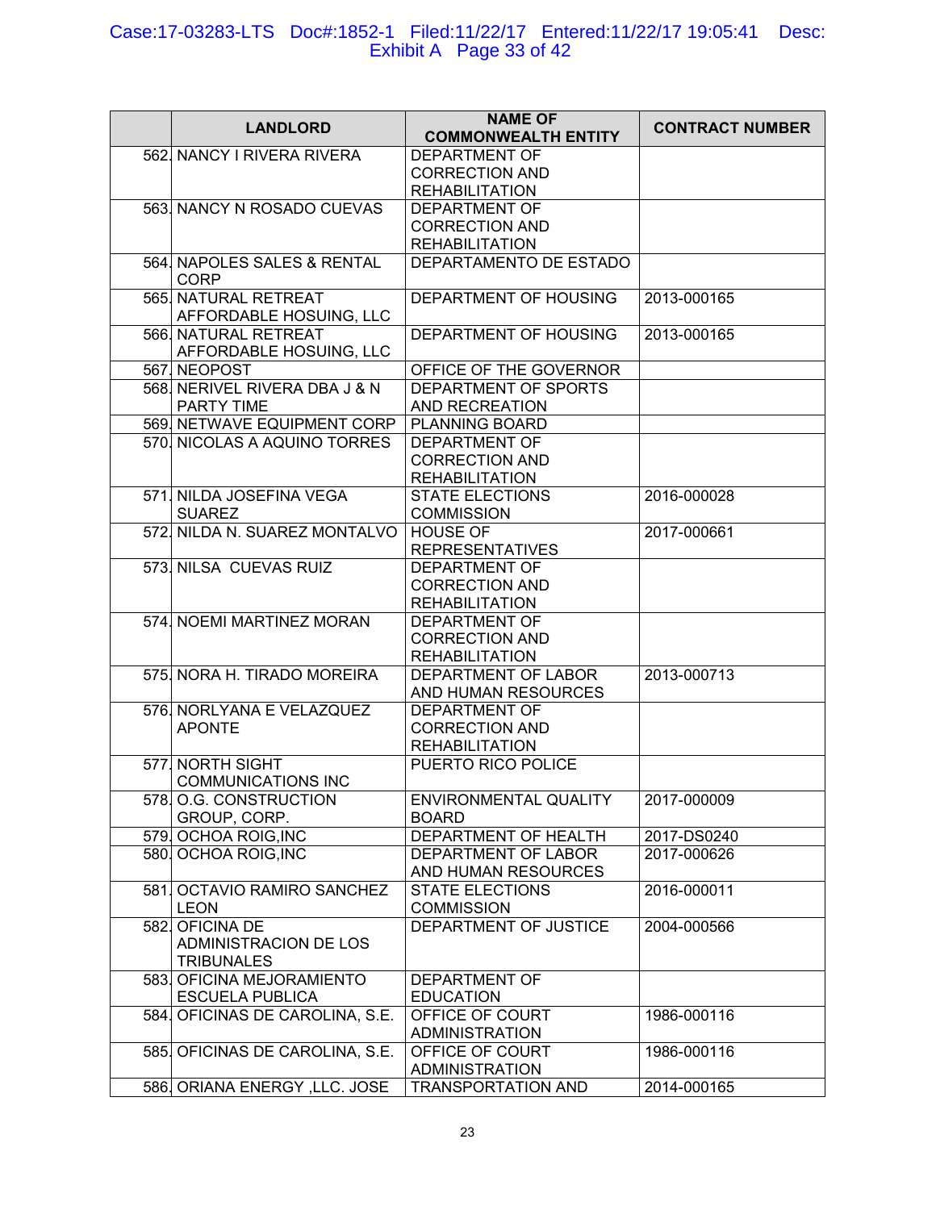| | LANDLORD | NAME OF COMMONWEALTH ENTITY | CONTRACT NUMBER |
|---|---|---|---|
| 562. | NANCY I RIVERA RIVERA | DEPARTMENT OF CORRECTION AND REHABILITATION | |
| 563. | NANCY N ROSADO CUEVAS | DEPARTMENT OF CORRECTION AND REHABILITATION | |
| 564. | NAPOLES SALES & RENTAL CORP | DEPARTAMENTO DE ESTADO | |
| 565. | NATURAL RETREAT AFFORDABLE HOSUING, LLC | DEPARTMENT OF HOUSING | 2013-000165 |
| 566. | NATURAL RETREAT AFFORDABLE HOSUING, LLC | DEPARTMENT OF HOUSING | 2013-000165 |
| 567. | NEOPOST | OFFICE OF THE GOVERNOR | |
| 568. | NERIVEL RIVERA DBA J & N PARTY TIME | DEPARTMENT OF SPORTS AND RECREATION | |
| 569. | NETWAVE EQUIPMENT CORP | PLANNING BOARD | |
| 570. | NICOLAS A AQUINO TORRES | DEPARTMENT OF CORRECTION AND REHABILITATION | |
| 571. | NILDA JOSEFINA VEGA SUAREZ | STATE ELECTIONS COMMISSION | 2016-000028 |
| 572. | NILDA N. SUAREZ MONTALVO | HOUSE OF REPRESENTATIVES | 2017-000661 |
| 573. | NILSA CUEVAS RUIZ | DEPARTMENT OF CORRECTION AND REHABILITATION | |
| 574. | NOEMI MARTINEZ MORAN | DEPARTMENT OF CORRECTION AND REHABILITATION | |
| 575. | NORA H. TIRADO MOREIRA | DEPARTMENT OF LABOR AND HUMAN RESOURCES | 2013-000713 |
| 576. | NORLYANA E VELAZQUEZ APONTE | DEPARTMENT OF CORRECTION AND REHABILITATION | |
| 577. | NORTH SIGHT COMMUNICATIONS INC | PUERTO RICO POLICE | |
| 578. | O.G. CONSTRUCTION GROUP, CORP. | ENVIRONMENTAL QUALITY BOARD | 2017-000009 |
| 579. | OCHOA ROIG,INC | DEPARTMENT OF HEALTH | 2017-DS0240 |
| 580. | OCHOA ROIG,INC | DEPARTMENT OF LABOR AND HUMAN RESOURCES | 2017-000626 |
| 581. | OCTAVIO RAMIRO SANCHEZ LEON | STATE ELECTIONS COMMISSION | 2016-000011 |
| 582. | OFICINA DE ADMINISTRACION DE LOS TRIBUNALES | DEPARTMENT OF JUSTICE | 2004-000566 |
| 583. | OFICINA MEJORAMIENTO ESCUELA PUBLICA | DEPARTMENT OF EDUCATION | |
| 584. | OFICINAS DE CAROLINA, S.E. | OFFICE OF COURT ADMINISTRATION | 1986-000116 |
| 585. | OFICINAS DE CAROLINA, S.E. | OFFICE OF COURT ADMINISTRATION | 1986-000116 |
| 586. | ORIANA ENERGY ,LLC. JOSE | TRANSPORTATION AND | 2014-000165 |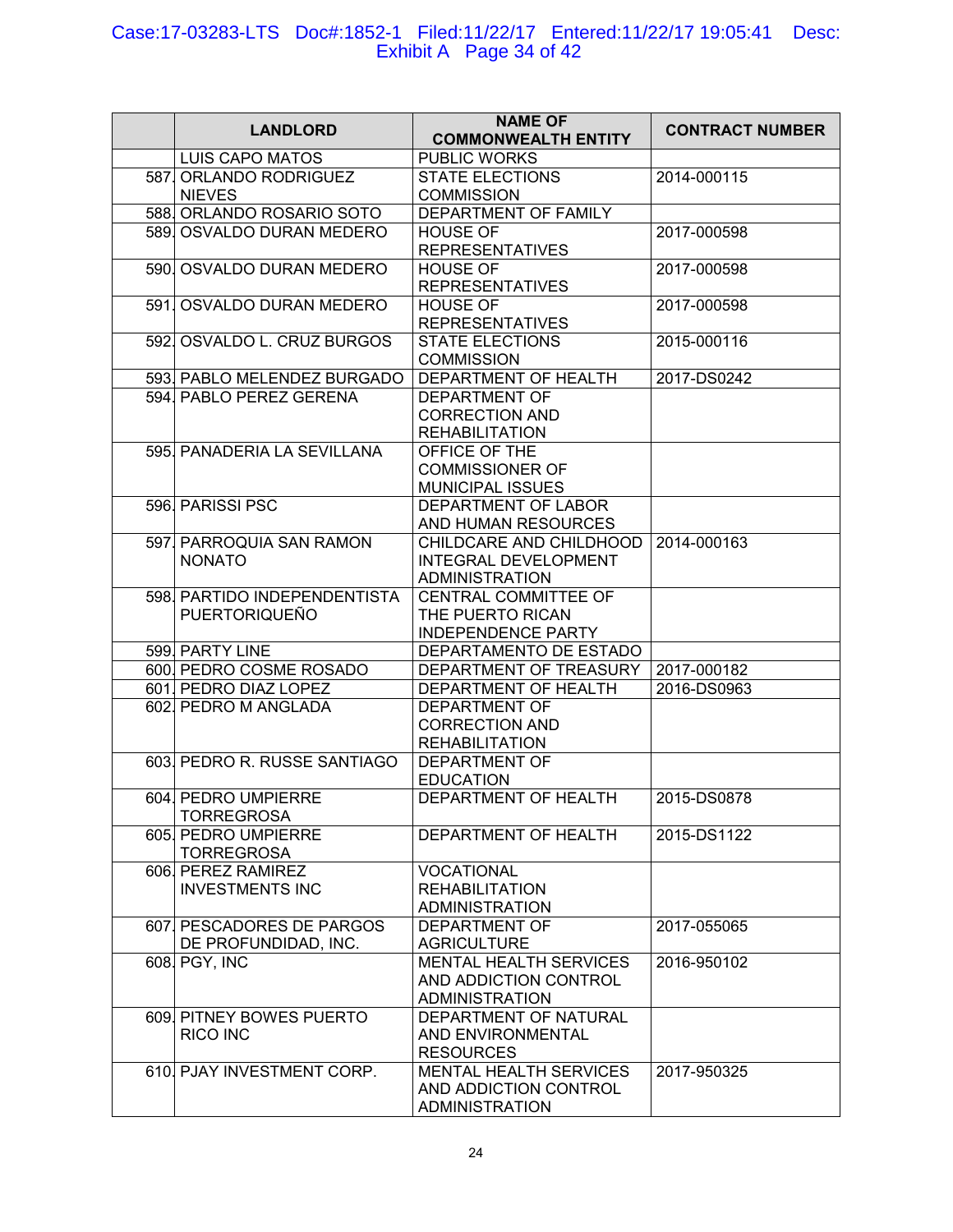| | LANDLORD | NAME OF COMMONWEALTH ENTITY | CONTRACT NUMBER |
|---|---|---|---|
| | LUIS CAPO MATOS | PUBLIC WORKS | |
| 587. | ORLANDO RODRIGUEZ NIEVES | STATE ELECTIONS COMMISSION | 2014-000115 |
| 588. | ORLANDO ROSARIO SOTO | DEPARTMENT OF FAMILY | |
| 589. | OSVALDO DURAN MEDERO | HOUSE OF REPRESENTATIVES | 2017-000598 |
| 590. | OSVALDO DURAN MEDERO | HOUSE OF REPRESENTATIVES | 2017-000598 |
| 591. | OSVALDO DURAN MEDERO | HOUSE OF REPRESENTATIVES | 2017-000598 |
| 592. | OSVALDO L. CRUZ BURGOS | STATE ELECTIONS COMMISSION | 2015-000116 |
| 593. | PABLO MELENDEZ BURGADO | DEPARTMENT OF HEALTH | 2017-DS0242 |
| 594. | PABLO PEREZ GERENA | DEPARTMENT OF CORRECTION AND REHABILITATION | |
| 595. | PANADERIA LA SEVILLANA | OFFICE OF THE COMMISSIONER OF MUNICIPAL ISSUES | |
| 596. | PARISSI PSC | DEPARTMENT OF LABOR AND HUMAN RESOURCES | |
| 597. | PARROQUIA SAN RAMON NONATO | CHILDCARE AND CHILDHOOD INTEGRAL DEVELOPMENT ADMINISTRATION | 2014-000163 |
| 598. | PARTIDO INDEPENDENTISTA PUERTORIQUEÑO | CENTRAL COMMITTEE OF THE PUERTO RICAN INDEPENDENCE PARTY | |
| 599. | PARTY LINE | DEPARTAMENTO DE ESTADO | |
| 600. | PEDRO COSME ROSADO | DEPARTMENT OF TREASURY | 2017-000182 |
| 601. | PEDRO DIAZ LOPEZ | DEPARTMENT OF HEALTH | 2016-DS0963 |
| 602. | PEDRO M ANGLADA | DEPARTMENT OF CORRECTION AND REHABILITATION | |
| 603. | PEDRO R. RUSSE SANTIAGO | DEPARTMENT OF EDUCATION | |
| 604. | PEDRO UMPIERRE TORREGROSA | DEPARTMENT OF HEALTH | 2015-DS0878 |
| 605. | PEDRO UMPIERRE TORREGROSA | DEPARTMENT OF HEALTH | 2015-DS1122 |
| 606. | PEREZ RAMIREZ INVESTMENTS INC | VOCATIONAL REHABILITATION ADMINISTRATION | |
| 607. | PESCADORES DE PARGOS DE PROFUNDIDAD, INC. | DEPARTMENT OF AGRICULTURE | 2017-055065 |
| 608. | PGY, INC | MENTAL HEALTH SERVICES AND ADDICTION CONTROL ADMINISTRATION | 2016-950102 |
| 609. | PITNEY BOWES PUERTO RICO INC | DEPARTMENT OF NATURAL AND ENVIRONMENTAL RESOURCES | |
| 610. | PJAY INVESTMENT CORP. | MENTAL HEALTH SERVICES AND ADDICTION CONTROL ADMINISTRATION | 2017-950325 |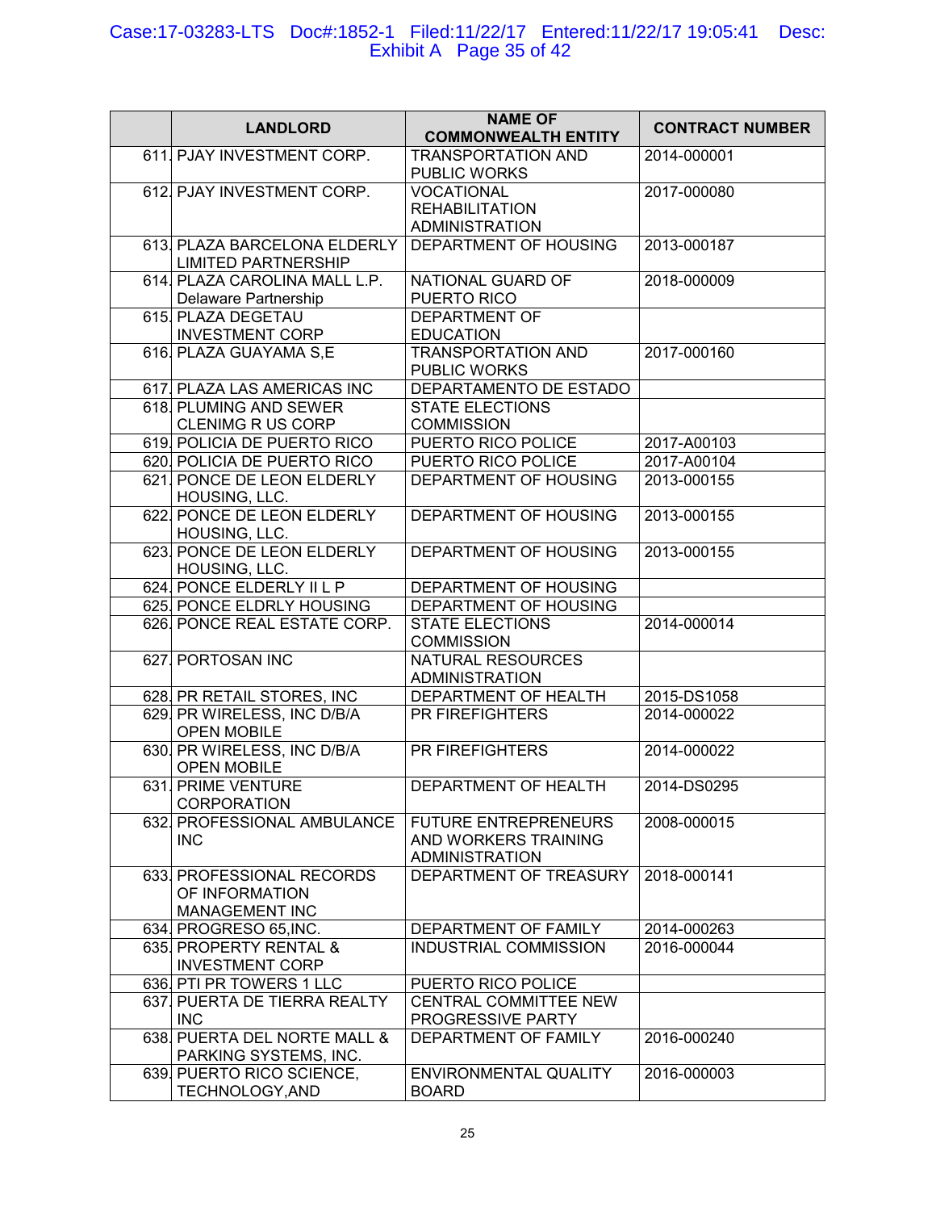| | LANDLORD | NAME OF COMMONWEALTH ENTITY | CONTRACT NUMBER |
|---|---|---|---|
| 611. | PJAY INVESTMENT CORP. | TRANSPORTATION AND PUBLIC WORKS | 2014-000001 |
| 612. | PJAY INVESTMENT CORP. | VOCATIONAL REHABILITATION ADMINISTRATION | 2017-000080 |
| 613. | PLAZA BARCELONA ELDERLY LIMITED PARTNERSHIP | DEPARTMENT OF HOUSING | 2013-000187 |
| 614. | PLAZA CAROLINA MALL L.P. Delaware Partnership | NATIONAL GUARD OF PUERTO RICO | 2018-000009 |
| 615. | PLAZA DEGETAU INVESTMENT CORP | DEPARTMENT OF EDUCATION | |
| 616. | PLAZA GUAYAMA S,E | TRANSPORTATION AND PUBLIC WORKS | 2017-000160 |
| 617. | PLAZA LAS AMERICAS INC | DEPARTAMENTO DE ESTADO | |
| 618. | PLUMING AND SEWER CLENIMG R US CORP | STATE ELECTIONS COMMISSION | |
| 619. | POLICIA DE PUERTO RICO | PUERTO RICO POLICE | 2017-A00103 |
| 620. | POLICIA DE PUERTO RICO | PUERTO RICO POLICE | 2017-A00104 |
| 621. | PONCE DE LEON ELDERLY HOUSING, LLC. | DEPARTMENT OF HOUSING | 2013-000155 |
| 622. | PONCE DE LEON ELDERLY HOUSING, LLC. | DEPARTMENT OF HOUSING | 2013-000155 |
| 623. | PONCE DE LEON ELDERLY HOUSING, LLC. | DEPARTMENT OF HOUSING | 2013-000155 |
| 624. | PONCE ELDERLY II L P | DEPARTMENT OF HOUSING | |
| 625. | PONCE ELDRLY HOUSING | DEPARTMENT OF HOUSING | |
| 626. | PONCE REAL ESTATE CORP. | STATE ELECTIONS COMMISSION | 2014-000014 |
| 627. | PORTOSAN INC | NATURAL RESOURCES ADMINISTRATION | |
| 628. | PR RETAIL STORES, INC | DEPARTMENT OF HEALTH | 2015-DS1058 |
| 629. | PR WIRELESS, INC D/B/A OPEN MOBILE | PR FIREFIGHTERS | 2014-000022 |
| 630. | PR WIRELESS, INC D/B/A OPEN MOBILE | PR FIREFIGHTERS | 2014-000022 |
| 631. | PRIME VENTURE CORPORATION | DEPARTMENT OF HEALTH | 2014-DS0295 |
| 632. | PROFESSIONAL AMBULANCE INC | FUTURE ENTREPRENEURS AND WORKERS TRAINING ADMINISTRATION | 2008-000015 |
| 633. | PROFESSIONAL RECORDS OF INFORMATION MANAGEMENT INC | DEPARTMENT OF TREASURY | 2018-000141 |
| 634. | PROGRESO 65,INC. | DEPARTMENT OF FAMILY | 2014-000263 |
| 635. | PROPERTY RENTAL & INVESTMENT CORP | INDUSTRIAL COMMISSION | 2016-000044 |
| 636. | PTI PR TOWERS 1 LLC | PUERTO RICO POLICE | |
| 637. | PUERTA DE TIERRA REALTY INC | CENTRAL COMMITTEE NEW PROGRESSIVE PARTY | |
| 638. | PUERTA DEL NORTE MALL & PARKING SYSTEMS, INC. | DEPARTMENT OF FAMILY | 2016-000240 |
| 639. | PUERTO RICO SCIENCE, TECHNOLOGY,AND | ENVIRONMENTAL QUALITY BOARD | 2016-000003 |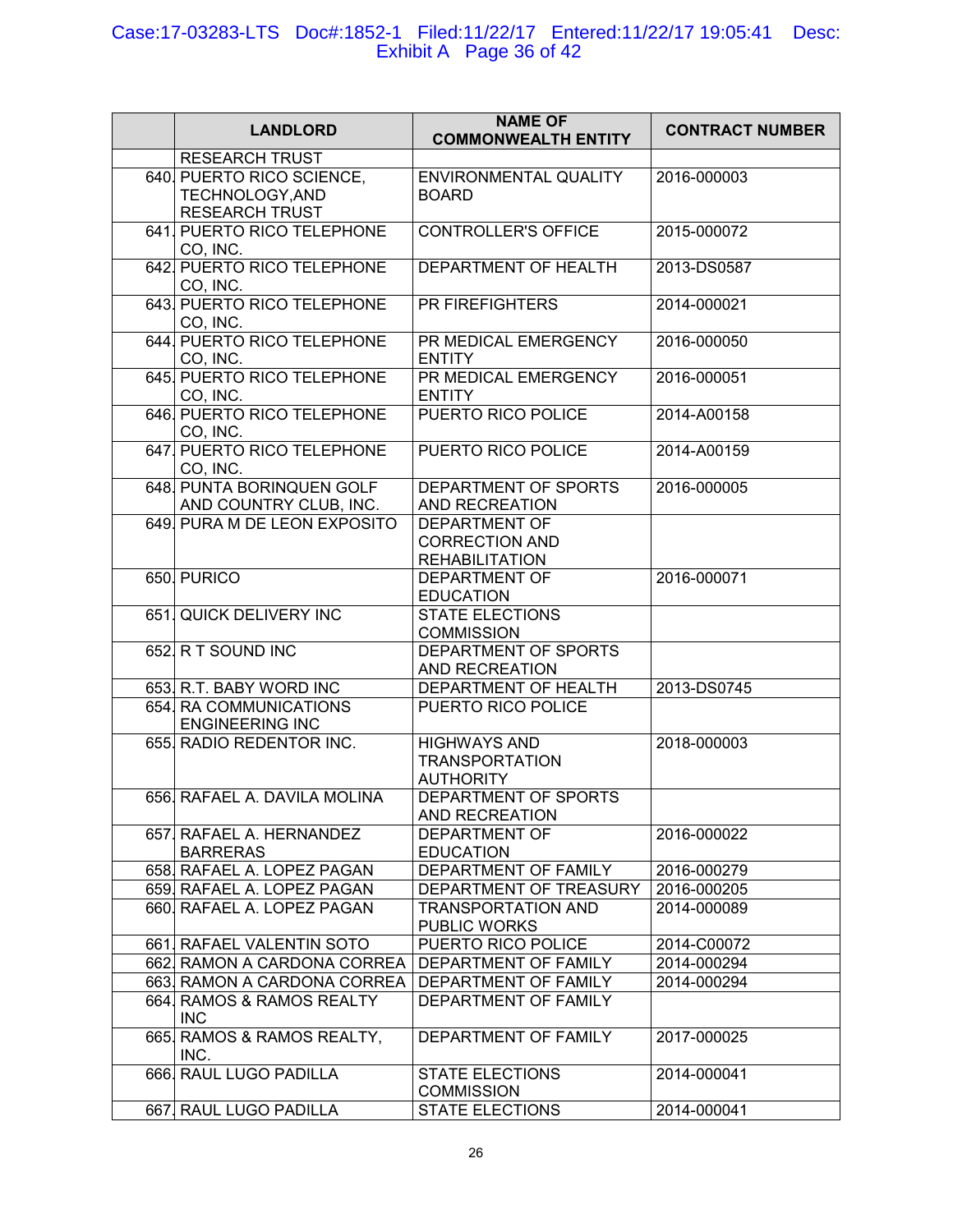| | LANDLORD | NAME OF COMMONWEALTH ENTITY | CONTRACT NUMBER |
|---|---|---|---|
| | RESEARCH TRUST | | |
| 640. | PUERTO RICO SCIENCE, TECHNOLOGY,AND RESEARCH TRUST | ENVIRONMENTAL QUALITY BOARD | 2016-000003 |
| 641. | PUERTO RICO TELEPHONE CO, INC. | CONTROLLER'S OFFICE | 2015-000072 |
| 642. | PUERTO RICO TELEPHONE CO, INC. | DEPARTMENT OF HEALTH | 2013-DS0587 |
| 643. | PUERTO RICO TELEPHONE CO, INC. | PR FIREFIGHTERS | 2014-000021 |
| 644. | PUERTO RICO TELEPHONE CO, INC. | PR MEDICAL EMERGENCY ENTITY | 2016-000050 |
| 645. | PUERTO RICO TELEPHONE CO, INC. | PR MEDICAL EMERGENCY ENTITY | 2016-000051 |
| 646. | PUERTO RICO TELEPHONE CO, INC. | PUERTO RICO POLICE | 2014-A00158 |
| 647. | PUERTO RICO TELEPHONE CO, INC. | PUERTO RICO POLICE | 2014-A00159 |
| 648. | PUNTA BORINQUEN GOLF AND COUNTRY CLUB, INC. | DEPARTMENT OF SPORTS AND RECREATION | 2016-000005 |
| 649. | PURA M DE LEON EXPOSITO | DEPARTMENT OF CORRECTION AND REHABILITATION | |
| 650. | PURICO | DEPARTMENT OF EDUCATION | 2016-000071 |
| 651. | QUICK DELIVERY INC | STATE ELECTIONS COMMISSION | |
| 652. | R T SOUND INC | DEPARTMENT OF SPORTS AND RECREATION | |
| 653. | R.T. BABY WORD INC | DEPARTMENT OF HEALTH | 2013-DS0745 |
| 654. | RA COMMUNICATIONS ENGINEERING INC | PUERTO RICO POLICE | |
| 655. | RADIO REDENTOR INC. | HIGHWAYS AND TRANSPORTATION AUTHORITY | 2018-000003 |
| 656. | RAFAEL A. DAVILA MOLINA | DEPARTMENT OF SPORTS AND RECREATION | |
| 657. | RAFAEL A. HERNANDEZ BARRERAS | DEPARTMENT OF EDUCATION | 2016-000022 |
| 658. | RAFAEL A. LOPEZ PAGAN | DEPARTMENT OF FAMILY | 2016-000279 |
| 659. | RAFAEL A. LOPEZ PAGAN | DEPARTMENT OF TREASURY | 2016-000205 |
| 660. | RAFAEL A. LOPEZ PAGAN | TRANSPORTATION AND PUBLIC WORKS | 2014-000089 |
| 661. | RAFAEL VALENTIN SOTO | PUERTO RICO POLICE | 2014-C00072 |
| 662. | RAMON A CARDONA CORREA | DEPARTMENT OF FAMILY | 2014-000294 |
| 663. | RAMON A CARDONA CORREA | DEPARTMENT OF FAMILY | 2014-000294 |
| 664. | RAMOS & RAMOS REALTY INC | DEPARTMENT OF FAMILY | |
| 665. | RAMOS & RAMOS REALTY, INC. | DEPARTMENT OF FAMILY | 2017-000025 |
| 666. | RAUL LUGO PADILLA | STATE ELECTIONS COMMISSION | 2014-000041 |
| 667. | RAUL LUGO PADILLA | STATE ELECTIONS | 2014-000041 |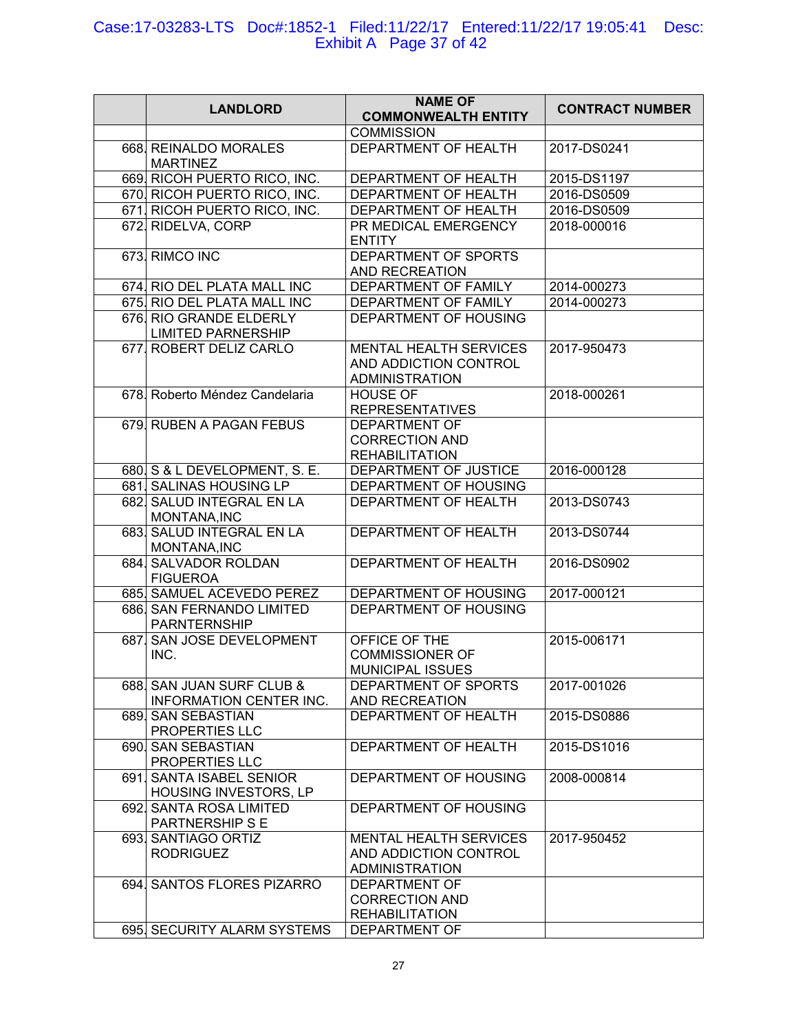| | LANDLORD | NAME OF COMMONWEALTH ENTITY | CONTRACT NUMBER |
|---|---|---|---|
| | | COMMISSION | |
| 668. | REINALDO MORALES MARTINEZ | DEPARTMENT OF HEALTH | 2017-DS0241 |
| 669. | RICOH PUERTO RICO, INC. | DEPARTMENT OF HEALTH | 2015-DS1197 |
| 670. | RICOH PUERTO RICO, INC. | DEPARTMENT OF HEALTH | 2016-DS0509 |
| 671. | RICOH PUERTO RICO, INC. | DEPARTMENT OF HEALTH | 2016-DS0509 |
| 672. | RIDELVA, CORP | PR MEDICAL EMERGENCY ENTITY | 2018-000016 |
| 673. | RIMCO INC | DEPARTMENT OF SPORTS AND RECREATION | |
| 674. | RIO DEL PLATA MALL INC | DEPARTMENT OF FAMILY | 2014-000273 |
| 675. | RIO DEL PLATA MALL INC | DEPARTMENT OF FAMILY | 2014-000273 |
| 676. | RIO GRANDE ELDERLY LIMITED PARNERSHIP | DEPARTMENT OF HOUSING | |
| 677. | ROBERT DELIZ CARLO | MENTAL HEALTH SERVICES AND ADDICTION CONTROL ADMINISTRATION | 2017-950473 |
| 678. | Roberto Méndez Candelaria | HOUSE OF REPRESENTATIVES | 2018-000261 |
| 679. | RUBEN A PAGAN FEBUS | DEPARTMENT OF CORRECTION AND REHABILITATION | |
| 680. | S & L DEVELOPMENT, S. E. | DEPARTMENT OF JUSTICE | 2016-000128 |
| 681. | SALINAS HOUSING LP | DEPARTMENT OF HOUSING | |
| 682. | SALUD INTEGRAL EN LA MONTANA,INC | DEPARTMENT OF HEALTH | 2013-DS0743 |
| 683. | SALUD INTEGRAL EN LA MONTANA,INC | DEPARTMENT OF HEALTH | 2013-DS0744 |
| 684. | SALVADOR ROLDAN FIGUEROA | DEPARTMENT OF HEALTH | 2016-DS0902 |
| 685. | SAMUEL ACEVEDO PEREZ | DEPARTMENT OF HOUSING | 2017-000121 |
| 686. | SAN FERNANDO LIMITED PARNTERNSHIP | DEPARTMENT OF HOUSING | |
| 687. | SAN JOSE DEVELOPMENT INC. | OFFICE OF THE COMMISSIONER OF MUNICIPAL ISSUES | 2015-006171 |
| 688. | SAN JUAN SURF CLUB & INFORMATION CENTER INC. | DEPARTMENT OF SPORTS AND RECREATION | 2017-001026 |
| 689. | SAN SEBASTIAN PROPERTIES LLC | DEPARTMENT OF HEALTH | 2015-DS0886 |
| 690. | SAN SEBASTIAN PROPERTIES LLC | DEPARTMENT OF HEALTH | 2015-DS1016 |
| 691. | SANTA ISABEL SENIOR HOUSING INVESTORS, LP | DEPARTMENT OF HOUSING | 2008-000814 |
| 692. | SANTA ROSA LIMITED PARTNERSHIP S E | DEPARTMENT OF HOUSING | |
| 693. | SANTIAGO ORTIZ RODRIGUEZ | MENTAL HEALTH SERVICES AND ADDICTION CONTROL ADMINISTRATION | 2017-950452 |
| 694. | SANTOS FLORES PIZARRO | DEPARTMENT OF CORRECTION AND REHABILITATION | |
| 695. | SECURITY ALARM SYSTEMS | DEPARTMENT OF | |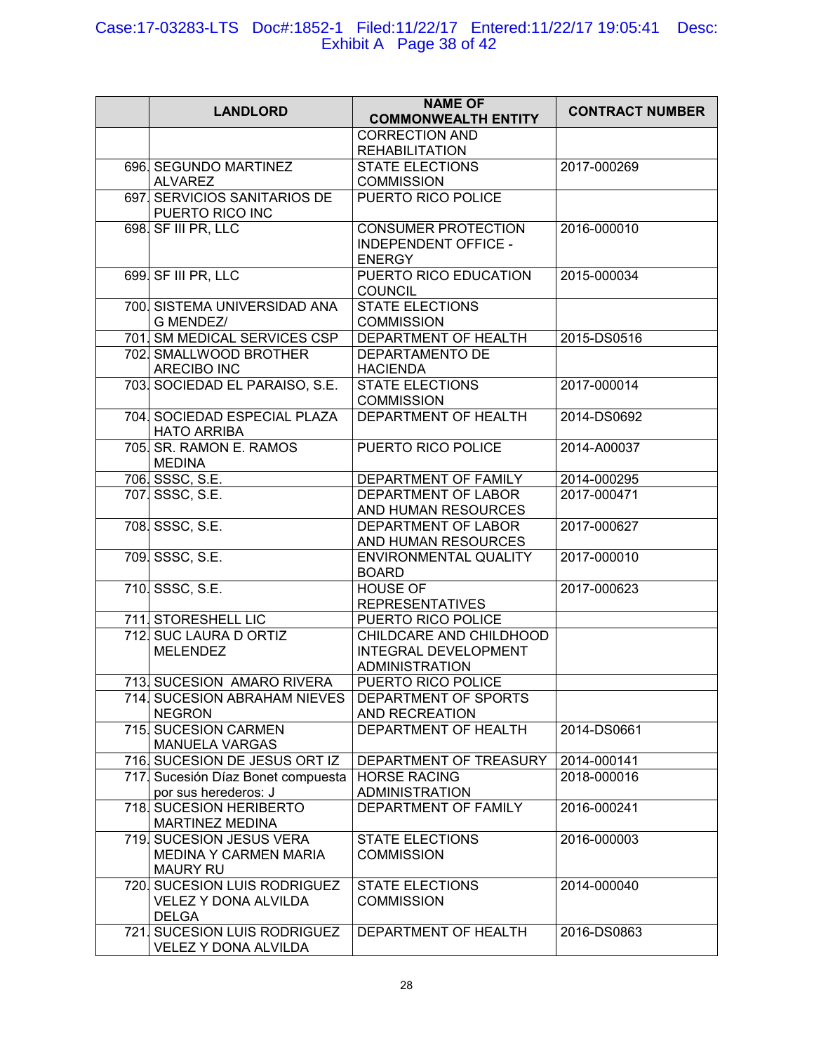| | LANDLORD | NAME OF COMMONWEALTH ENTITY | CONTRACT NUMBER |
|---|---|---|---|
| | | CORRECTION AND REHABILITATION | |
| 696. | SEGUNDO MARTINEZ ALVAREZ | STATE ELECTIONS COMMISSION | 2017-000269 |
| 697. | SERVICIOS SANITARIOS DE PUERTO RICO INC | PUERTO RICO POLICE | |
| 698. | SF III PR, LLC | CONSUMER PROTECTION INDEPENDENT OFFICE - ENERGY | 2016-000010 |
| 699. | SF III PR, LLC | PUERTO RICO EDUCATION COUNCIL | 2015-000034 |
| 700. | SISTEMA UNIVERSIDAD ANA G MENDEZ/ | STATE ELECTIONS COMMISSION | |
| 701. | SM MEDICAL SERVICES CSP | DEPARTMENT OF HEALTH | 2015-DS0516 |
| 702. | SMALLWOOD BROTHER ARECIBO INC | DEPARTAMENTO DE HACIENDA | |
| 703. | SOCIEDAD EL PARAISO, S.E. | STATE ELECTIONS COMMISSION | 2017-000014 |
| 704. | SOCIEDAD ESPECIAL PLAZA HATO ARRIBA | DEPARTMENT OF HEALTH | 2014-DS0692 |
| 705. | SR. RAMON E. RAMOS MEDINA | PUERTO RICO POLICE | 2014-A00037 |
| 706. | SSSC, S.E. | DEPARTMENT OF FAMILY | 2014-000295 |
| 707. | SSSC, S.E. | DEPARTMENT OF LABOR AND HUMAN RESOURCES | 2017-000471 |
| 708. | SSSC, S.E. | DEPARTMENT OF LABOR AND HUMAN RESOURCES | 2017-000627 |
| 709. | SSSC, S.E. | ENVIRONMENTAL QUALITY BOARD | 2017-000010 |
| 710. | SSSC, S.E. | HOUSE OF REPRESENTATIVES | 2017-000623 |
| 711. | STORESHELL LIC | PUERTO RICO POLICE | |
| 712. | SUC LAURA D ORTIZ MELENDEZ | CHILDCARE AND CHILDHOOD INTEGRAL DEVELOPMENT ADMINISTRATION | |
| 713. | SUCESION AMARO RIVERA | PUERTO RICO POLICE | |
| 714. | SUCESION ABRAHAM NIEVES NEGRON | DEPARTMENT OF SPORTS AND RECREATION | |
| 715. | SUCESION CARMEN MANUELA VARGAS | DEPARTMENT OF HEALTH | 2014-DS0661 |
| 716. | SUCESION DE JESUS ORT IZ | DEPARTMENT OF TREASURY | 2014-000141 |
| 717. | Sucesión Díaz Bonet compuesta por sus herederos: J | HORSE RACING ADMINISTRATION | 2018-000016 |
| 718. | SUCESION HERIBERTO MARTINEZ MEDINA | DEPARTMENT OF FAMILY | 2016-000241 |
| 719. | SUCESION JESUS VERA MEDINA Y CARMEN MARIA MAURY RU | STATE ELECTIONS COMMISSION | 2016-000003 |
| 720. | SUCESION LUIS RODRIGUEZ VELEZ Y DONA ALVILDA DELGA | STATE ELECTIONS COMMISSION | 2014-000040 |
| 721. | SUCESION LUIS RODRIGUEZ VELEZ Y DONA ALVILDA | DEPARTMENT OF HEALTH | 2016-DS0863 |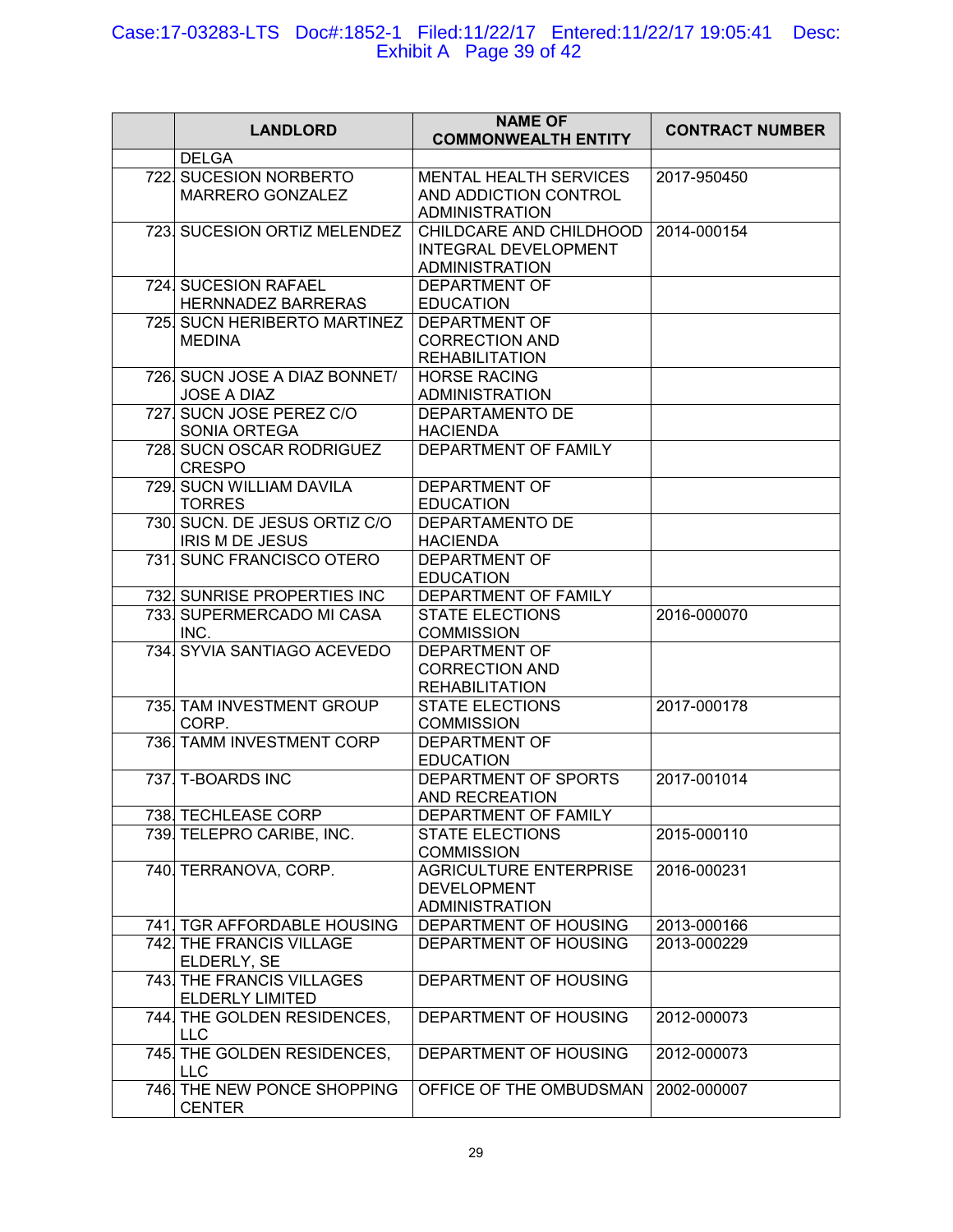| | LANDLORD | NAME OF COMMONWEALTH ENTITY | CONTRACT NUMBER |
|---|---|---|---|
| | DELGA | | |
| 722. | SUCESION NORBERTO MARRERO GONZALEZ | MENTAL HEALTH SERVICES AND ADDICTION CONTROL ADMINISTRATION | 2017-950450 |
| 723. | SUCESION ORTIZ MELENDEZ | CHILDCARE AND CHILDHOOD INTEGRAL DEVELOPMENT ADMINISTRATION | 2014-000154 |
| 724. | SUCESION RAFAEL HERNNADEZ BARRERAS | DEPARTMENT OF EDUCATION | |
| 725. | SUCN HERIBERTO MARTINEZ MEDINA | DEPARTMENT OF CORRECTION AND REHABILITATION | |
| 726. | SUCN JOSE A DIAZ BONNET/ JOSE A DIAZ | HORSE RACING ADMINISTRATION | |
| 727. | SUCN JOSE PEREZ C/O SONIA ORTEGA | DEPARTAMENTO DE HACIENDA | |
| 728. | SUCN OSCAR RODRIGUEZ CRESPO | DEPARTMENT OF FAMILY | |
| 729. | SUCN WILLIAM DAVILA TORRES | DEPARTMENT OF EDUCATION | |
| 730. | SUCN. DE JESUS ORTIZ C/O IRIS M DE JESUS | DEPARTAMENTO DE HACIENDA | |
| 731. | SUNC FRANCISCO OTERO | DEPARTMENT OF EDUCATION | |
| 732. | SUNRISE PROPERTIES INC | DEPARTMENT OF FAMILY | |
| 733. | SUPERMERCADO MI CASA INC. | STATE ELECTIONS COMMISSION | 2016-000070 |
| 734. | SYVIA SANTIAGO ACEVEDO | DEPARTMENT OF CORRECTION AND REHABILITATION | |
| 735. | TAM INVESTMENT GROUP CORP. | STATE ELECTIONS COMMISSION | 2017-000178 |
| 736. | TAMM INVESTMENT CORP | DEPARTMENT OF EDUCATION | |
| 737. | T-BOARDS INC | DEPARTMENT OF SPORTS AND RECREATION | 2017-001014 |
| 738. | TECHLEASE CORP | DEPARTMENT OF FAMILY | |
| 739. | TELEPRO CARIBE, INC. | STATE ELECTIONS COMMISSION | 2015-000110 |
| 740. | TERRANOVA, CORP. | AGRICULTURE ENTERPRISE DEVELOPMENT ADMINISTRATION | 2016-000231 |
| 741. | TGR AFFORDABLE HOUSING | DEPARTMENT OF HOUSING | 2013-000166 |
| 742. | THE FRANCIS VILLAGE ELDERLY, SE | DEPARTMENT OF HOUSING | 2013-000229 |
| 743. | THE FRANCIS VILLAGES ELDERLY LIMITED | DEPARTMENT OF HOUSING | |
| 744. | THE GOLDEN RESIDENCES, LLC | DEPARTMENT OF HOUSING | 2012-000073 |
| 745. | THE GOLDEN RESIDENCES, LLC | DEPARTMENT OF HOUSING | 2012-000073 |
| 746. | THE NEW PONCE SHOPPING CENTER | OFFICE OF THE OMBUDSMAN | 2002-000007 |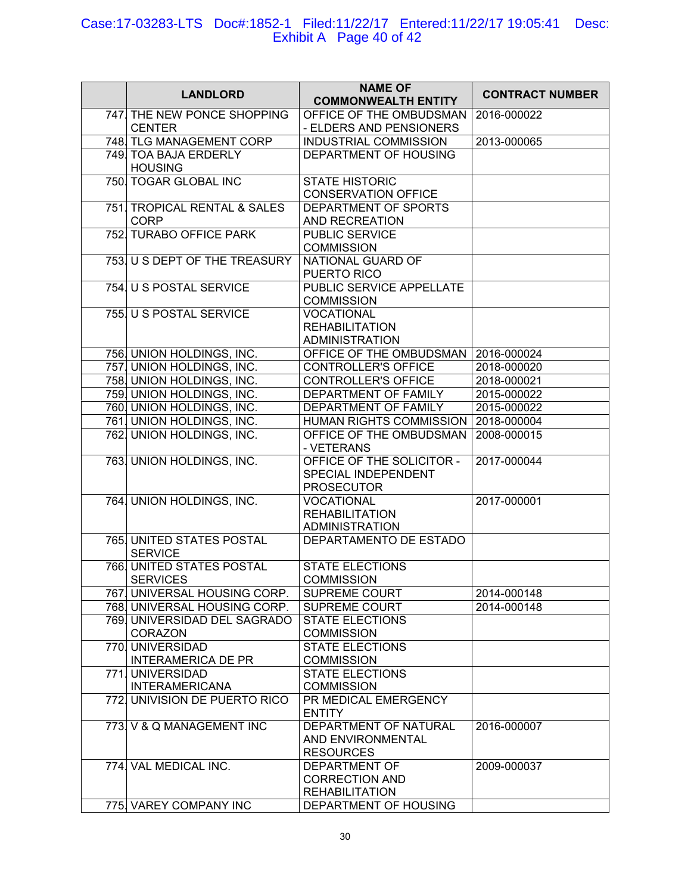| | LANDLORD | NAME OF COMMONWEALTH ENTITY | CONTRACT NUMBER |
|---|---|---|---|
| 747. | THE NEW PONCE SHOPPING CENTER | OFFICE OF THE OMBUDSMAN - ELDERS AND PENSIONERS | 2016-000022 |
| 748. | TLG MANAGEMENT CORP | INDUSTRIAL COMMISSION | 2013-000065 |
| 749. | TOA BAJA ERDERLY HOUSING | DEPARTMENT OF HOUSING | |
| 750. | TOGAR GLOBAL INC | STATE HISTORIC CONSERVATION OFFICE | |
| 751. | TROPICAL RENTAL & SALES CORP | DEPARTMENT OF SPORTS AND RECREATION | |
| 752. | TURABO OFFICE PARK | PUBLIC SERVICE COMMISSION | |
| 753. | U S DEPT OF THE TREASURY | NATIONAL GUARD OF PUERTO RICO | |
| 754. | U S POSTAL SERVICE | PUBLIC SERVICE APPELLATE COMMISSION | |
| 755. | U S POSTAL SERVICE | VOCATIONAL REHABILITATION ADMINISTRATION | |
| 756. | UNION HOLDINGS, INC. | OFFICE OF THE OMBUDSMAN | 2016-000024 |
| 757. | UNION HOLDINGS, INC. | CONTROLLER'S OFFICE | 2018-000020 |
| 758. | UNION HOLDINGS, INC. | CONTROLLER'S OFFICE | 2018-000021 |
| 759. | UNION HOLDINGS, INC. | DEPARTMENT OF FAMILY | 2015-000022 |
| 760. | UNION HOLDINGS, INC. | DEPARTMENT OF FAMILY | 2015-000022 |
| 761. | UNION HOLDINGS, INC. | HUMAN RIGHTS COMMISSION | 2018-000004 |
| 762. | UNION HOLDINGS, INC. | OFFICE OF THE OMBUDSMAN - VETERANS | 2008-000015 |
| 763. | UNION HOLDINGS, INC. | OFFICE OF THE SOLICITOR - SPECIAL INDEPENDENT PROSECUTOR | 2017-000044 |
| 764. | UNION HOLDINGS, INC. | VOCATIONAL REHABILITATION ADMINISTRATION | 2017-000001 |
| 765. | UNITED STATES POSTAL SERVICE | DEPARTAMENTO DE ESTADO | |
| 766. | UNITED STATES POSTAL SERVICES | STATE ELECTIONS COMMISSION | |
| 767. | UNIVERSAL HOUSING CORP. | SUPREME COURT | 2014-000148 |
| 768. | UNIVERSAL HOUSING CORP. | SUPREME COURT | 2014-000148 |
| 769. | UNIVERSIDAD DEL SAGRADO CORAZON | STATE ELECTIONS COMMISSION | |
| 770. | UNIVERSIDAD INTERAMERICA DE PR | STATE ELECTIONS COMMISSION | |
| 771. | UNIVERSIDAD INTERAMERICANA | STATE ELECTIONS COMMISSION | |
| 772. | UNIVISION DE PUERTO RICO | PR MEDICAL EMERGENCY ENTITY | |
| 773. | V & Q MANAGEMENT INC | DEPARTMENT OF NATURAL AND ENVIRONMENTAL RESOURCES | 2016-000007 |
| 774. | VAL MEDICAL INC. | DEPARTMENT OF CORRECTION AND REHABILITATION | 2009-000037 |
| 775. | VAREY COMPANY INC | DEPARTMENT OF HOUSING | |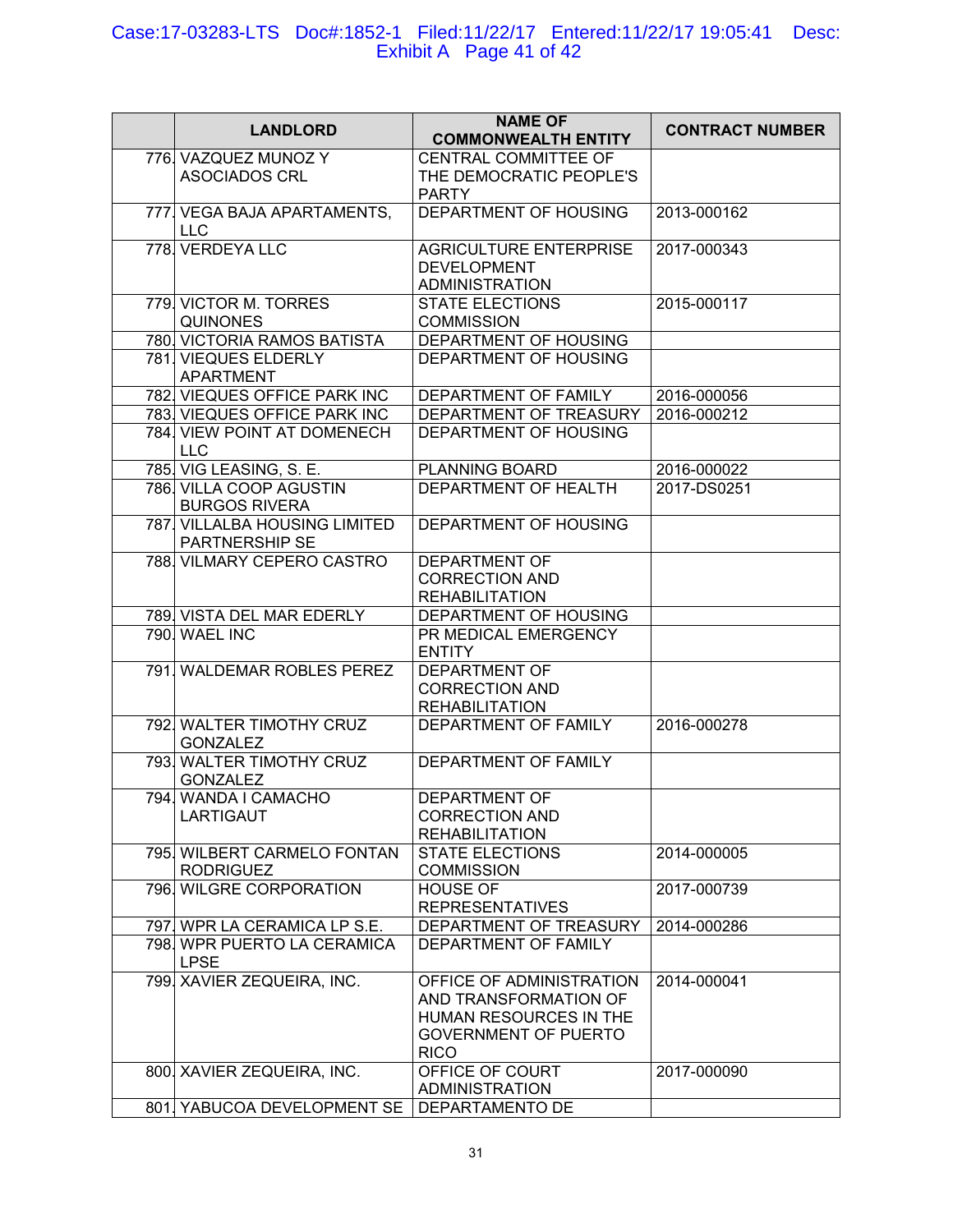| | LANDLORD | NAME OF COMMONWEALTH ENTITY | CONTRACT NUMBER |
|---|---|---|---|
| 776. | VAZQUEZ MUNOZ Y ASOCIADOS CRL | CENTRAL COMMITTEE OF THE DEMOCRATIC PEOPLE'S PARTY | |
| 777. | VEGA BAJA APARTAMENTS, LLC | DEPARTMENT OF HOUSING | 2013-000162 |
| 778. | VERDEYA LLC | AGRICULTURE ENTERPRISE DEVELOPMENT ADMINISTRATION | 2017-000343 |
| 779. | VICTOR M. TORRES QUINONES | STATE ELECTIONS COMMISSION | 2015-000117 |
| 780. | VICTORIA RAMOS BATISTA | DEPARTMENT OF HOUSING | |
| 781. | VIEQUES ELDERLY APARTMENT | DEPARTMENT OF HOUSING | |
| 782. | VIEQUES OFFICE PARK INC | DEPARTMENT OF FAMILY | 2016-000056 |
| 783. | VIEQUES OFFICE PARK INC | DEPARTMENT OF TREASURY | 2016-000212 |
| 784. | VIEW POINT AT DOMENECH LLC | DEPARTMENT OF HOUSING | |
| 785. | VIG LEASING, S. E. | PLANNING BOARD | 2016-000022 |
| 786. | VILLA COOP AGUSTIN BURGOS RIVERA | DEPARTMENT OF HEALTH | 2017-DS0251 |
| 787. | VILLALBA HOUSING LIMITED PARTNERSHIP SE | DEPARTMENT OF HOUSING | |
| 788. | VILMARY CEPERO CASTRO | DEPARTMENT OF CORRECTION AND REHABILITATION | |
| 789. | VISTA DEL MAR EDERLY | DEPARTMENT OF HOUSING | |
| 790. | WAEL INC | PR MEDICAL EMERGENCY ENTITY | |
| 791. | WALDEMAR ROBLES PEREZ | DEPARTMENT OF CORRECTION AND REHABILITATION | |
| 792. | WALTER TIMOTHY CRUZ GONZALEZ | DEPARTMENT OF FAMILY | 2016-000278 |
| 793. | WALTER TIMOTHY CRUZ GONZALEZ | DEPARTMENT OF FAMILY | |
| 794. | WANDA I CAMACHO LARTIGAUT | DEPARTMENT OF CORRECTION AND REHABILITATION | |
| 795. | WILBERT CARMELO FONTAN RODRIGUEZ | STATE ELECTIONS COMMISSION | 2014-000005 |
| 796. | WILGRE CORPORATION | HOUSE OF REPRESENTATIVES | 2017-000739 |
| 797. | WPR LA CERAMICA LP S.E. | DEPARTMENT OF TREASURY | 2014-000286 |
| 798. | WPR PUERTO LA CERAMICA LPSE | DEPARTMENT OF FAMILY | |
| 799. | XAVIER ZEQUEIRA, INC. | OFFICE OF ADMINISTRATION AND TRANSFORMATION OF HUMAN RESOURCES IN THE GOVERNMENT OF PUERTO RICO | 2014-000041 |
| 800. | XAVIER ZEQUEIRA, INC. | OFFICE OF COURT ADMINISTRATION | 2017-000090 |
| 801. | YABUCOA DEVELOPMENT SE | DEPARTAMENTO DE | |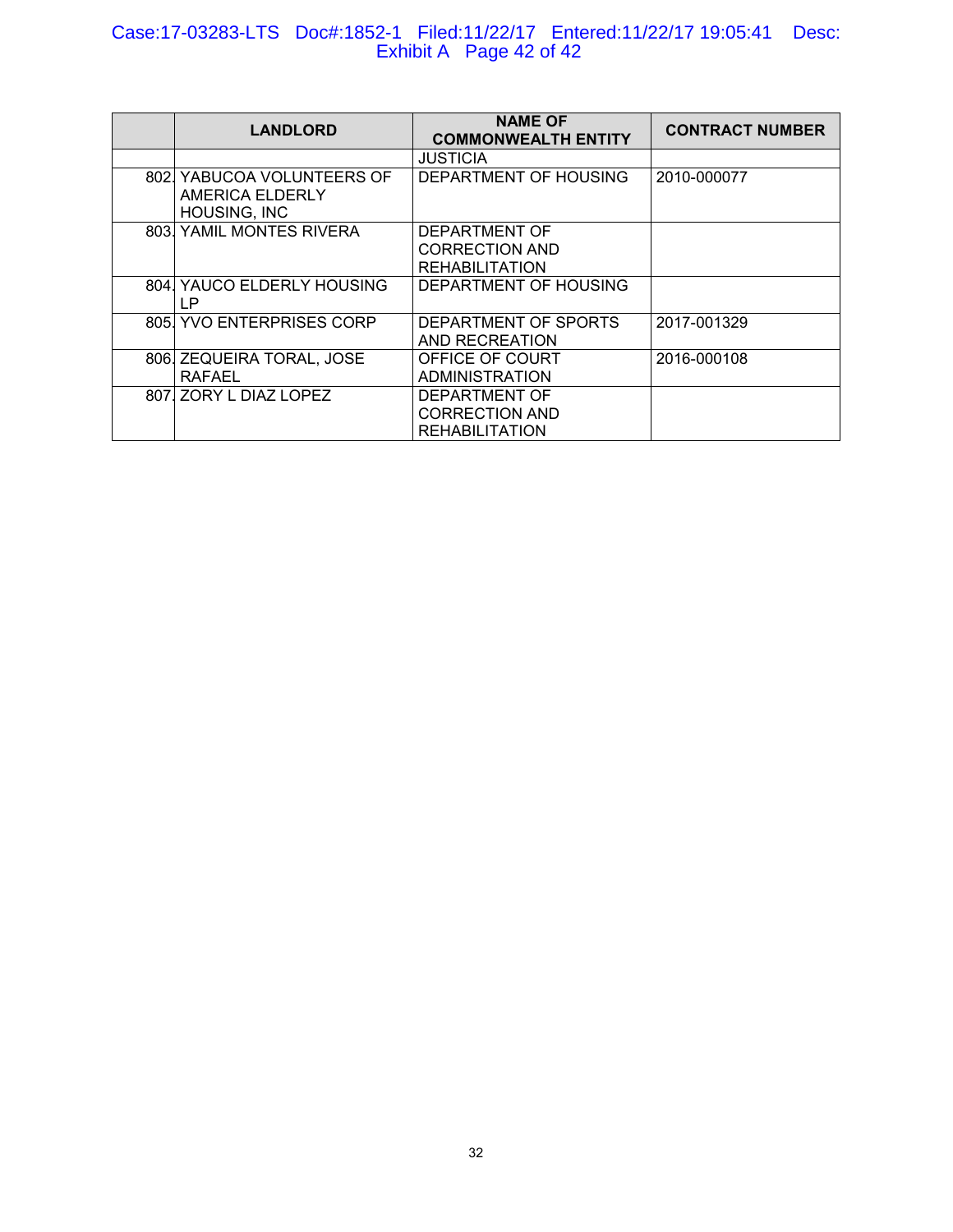| | LANDLORD | NAME OF COMMONWEALTH ENTITY | CONTRACT NUMBER |
|---|---|---|---|
| | | JUSTICIA | |
| 802. | YABUCOA VOLUNTEERS OF AMERICA ELDERLY HOUSING, INC | DEPARTMENT OF HOUSING | 2010-000077 |
| 803. | YAMIL MONTES RIVERA | DEPARTMENT OF CORRECTION AND REHABILITATION | |
| 804. | YAUCO ELDERLY HOUSING LP | DEPARTMENT OF HOUSING | |
| 805. | YVO ENTERPRISES CORP | DEPARTMENT OF SPORTS AND RECREATION | 2017-001329 |
| 806. | ZEQUEIRA TORAL, JOSE RAFAEL | OFFICE OF COURT ADMINISTRATION | 2016-000108 |
| 807. | ZORY L DIAZ LOPEZ | DEPARTMENT OF CORRECTION AND REHABILITATION | |